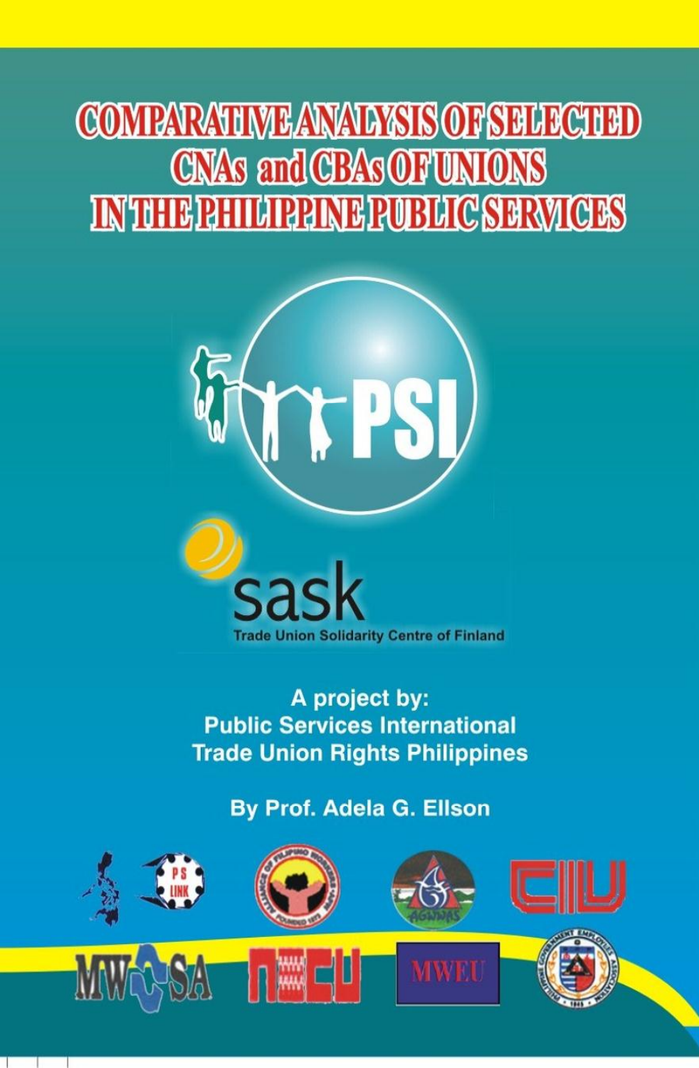# COMPARATIVE ANALYSIS OF SELECTED CNAs and CBAs OF UNIONS IN THE PHILIPPINE PUBLIC SERVICES

PSI

sask

Trade Union Solidarity Centre of Finland

A project by:
Public Services International
Trade Union Rights Philippines

By Prof. Adela G. Ellson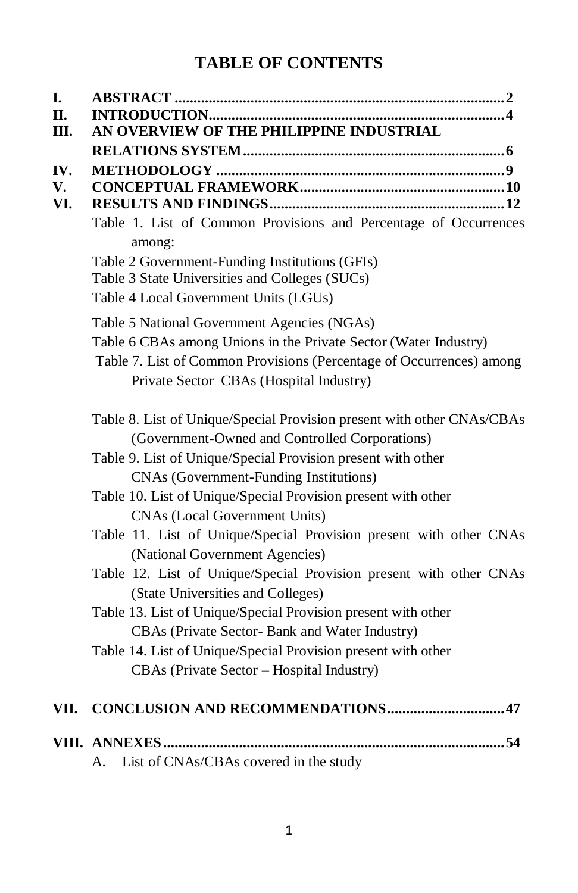# TABLE OF CONTENTS

**I. ABSTRACT** .......................................................................................... **2**

**II. INTRODUCTION** ................................................................................. **4**

**III. AN OVERVIEW OF THE PHILIPPINE INDUSTRIAL RELATIONS SYSTEM** ............................................................................ **6**

**IV. METHODOLOGY** ................................................................................ **9**

**V. CONCEPTUAL FRAMEWORK** ........................................................... **10**

**VI. RESULTS AND FINDINGS** ................................................................ **12**

- Table 1. List of Common Provisions and Percentage of Occurrences among:
- Table 2 Government-Funding Institutions (GFIs)
- Table 3 State Universities and Colleges (SUCs)
- Table 4 Local Government Units (LGUs)
- Table 5 National Government Agencies (NGAs)
- Table 6 CBAs among Unions in the Private Sector (Water Industry)
- Table 7. List of Common Provisions (Percentage of Occurrences) among Private Sector CBAs (Hospital Industry)
- Table 8. List of Unique/Special Provision present with other CNAs/CBAs (Government-Owned and Controlled Corporations)
- Table 9. List of Unique/Special Provision present with other CNAs (Government-Funding Institutions)
- Table 10. List of Unique/Special Provision present with other CNAs (Local Government Units)
- Table 11. List of Unique/Special Provision present with other CNAs (National Government Agencies)
- Table 12. List of Unique/Special Provision present with other CNAs (State Universities and Colleges)
- Table 13. List of Unique/Special Provision present with other CBAs (Private Sector- Bank and Water Industry)
- Table 14. List of Unique/Special Provision present with other CBAs (Private Sector – Hospital Industry)

**VII. CONCLUSION AND RECOMMENDATIONS** ................................ **47**

**VIII. ANNEXES** ........................................................................................ **54**

A. List of CNAs/CBAs covered in the study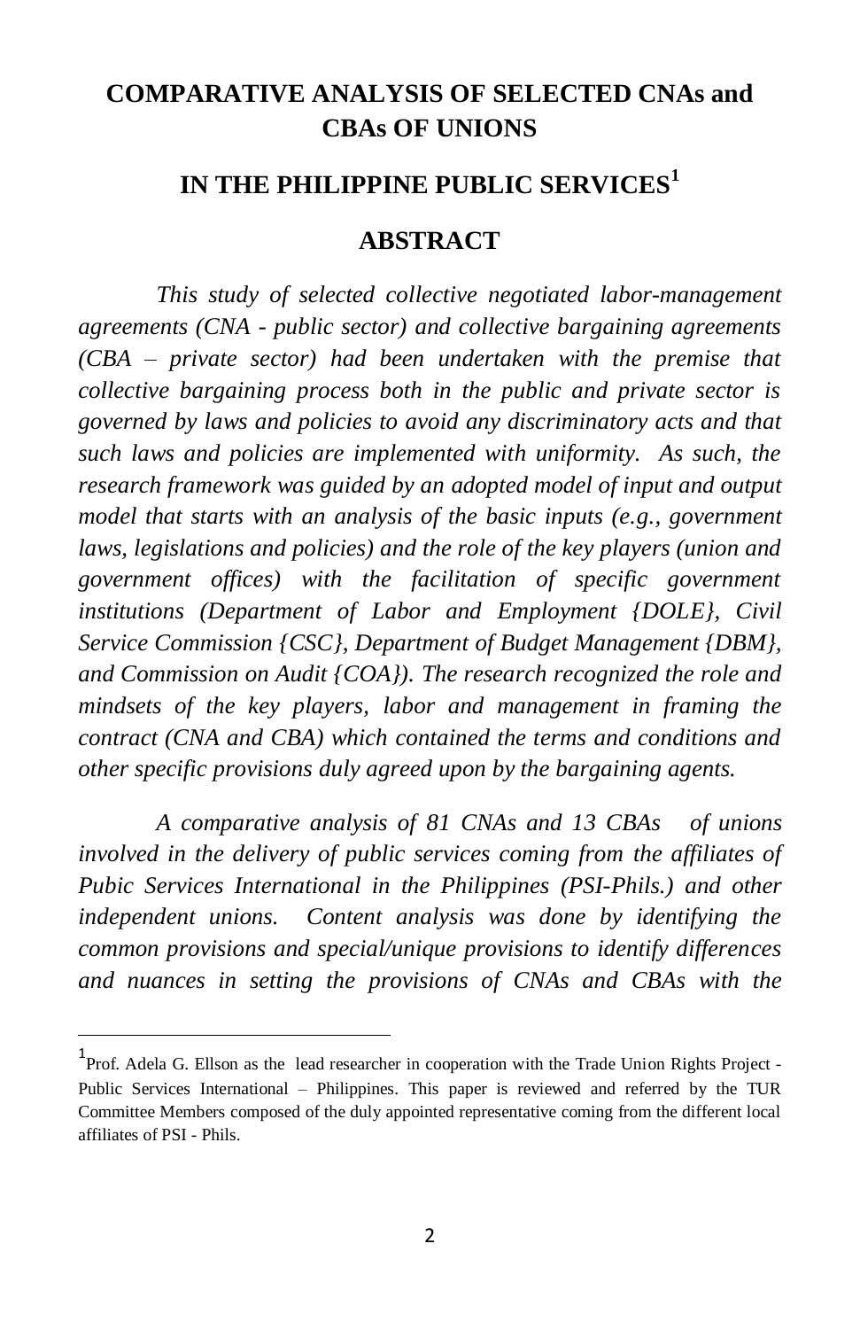# COMPARATIVE ANALYSIS OF SELECTED CNAs and CBAs OF UNIONS

# IN THE PHILIPPINE PUBLIC SERVICES[1]

## ABSTRACT

*This study of selected collective negotiated labor-management agreements (CNA - public sector) and collective bargaining agreements (CBA – private sector) had been undertaken with the premise that collective bargaining process both in the public and private sector is governed by laws and policies to avoid any discriminatory acts and that such laws and policies are implemented with uniformity. As such, the research framework was guided by an adopted model of input and output model that starts with an analysis of the basic inputs (e.g., government laws, legislations and policies) and the role of the key players (union and government offices) with the facilitation of specific government institutions (Department of Labor and Employment {DOLE}, Civil Service Commission {CSC}, Department of Budget Management {DBM}, and Commission on Audit {COA}). The research recognized the role and mindsets of the key players, labor and management in framing the contract (CNA and CBA) which contained the terms and conditions and other specific provisions duly agreed upon by the bargaining agents.*

*A comparative analysis of 81 CNAs and 13 CBAs of unions involved in the delivery of public services coming from the affiliates of Pubic Services International in the Philippines (PSI-Phils.) and other independent unions. Content analysis was done by identifying the common provisions and special/unique provisions to identify differences and nuances in setting the provisions of CNAs and CBAs with the*

---

[1] Prof. Adela G. Ellson as the lead researcher in cooperation with the Trade Union Rights Project - Public Services International – Philippines. This paper is reviewed and referred by the TUR Committee Members composed of the duly appointed representative coming from the different local affiliates of PSI - Phils.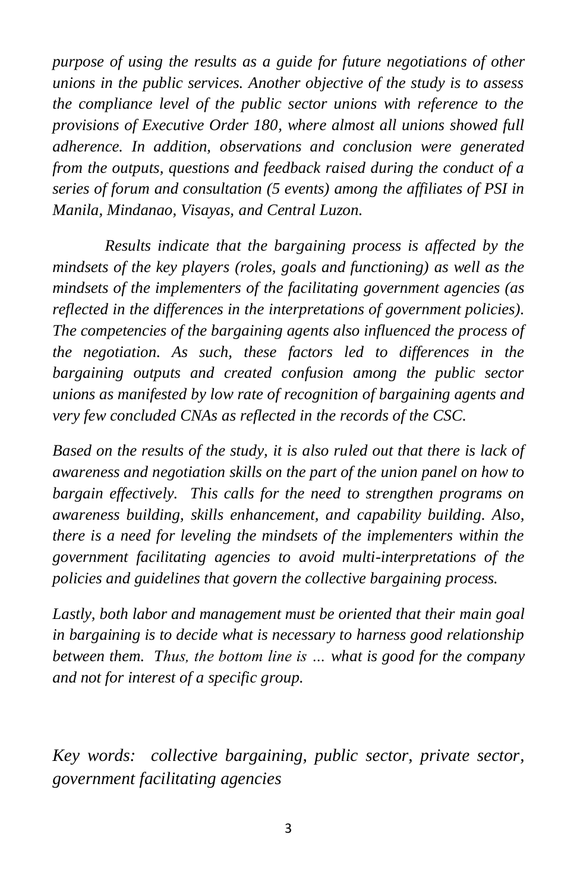*purpose of using the results as a guide for future negotiations of other unions in the public services. Another objective of the study is to assess the compliance level of the public sector unions with reference to the provisions of Executive Order 180, where almost all unions showed full adherence. In addition, observations and conclusion were generated from the outputs, questions and feedback raised during the conduct of a series of forum and consultation (5 events) among the affiliates of PSI in Manila, Mindanao, Visayas, and Central Luzon.*

*Results indicate that the bargaining process is affected by the mindsets of the key players (roles, goals and functioning) as well as the mindsets of the implementers of the facilitating government agencies (as reflected in the differences in the interpretations of government policies). The competencies of the bargaining agents also influenced the process of the negotiation. As such, these factors led to differences in the bargaining outputs and created confusion among the public sector unions as manifested by low rate of recognition of bargaining agents and very few concluded CNAs as reflected in the records of the CSC.*

*Based on the results of the study, it is also ruled out that there is lack of awareness and negotiation skills on the part of the union panel on how to bargain effectively. This calls for the need to strengthen programs on awareness building, skills enhancement, and capability building. Also, there is a need for leveling the mindsets of the implementers within the government facilitating agencies to avoid multi-interpretations of the policies and guidelines that govern the collective bargaining process.*

*Lastly, both labor and management must be oriented that their main goal in bargaining is to decide what is necessary to harness good relationship between them. Thus, the bottom line is ... what is good for the company and not for interest of a specific group.*

*Key words: collective bargaining, public sector, private sector, government facilitating agencies*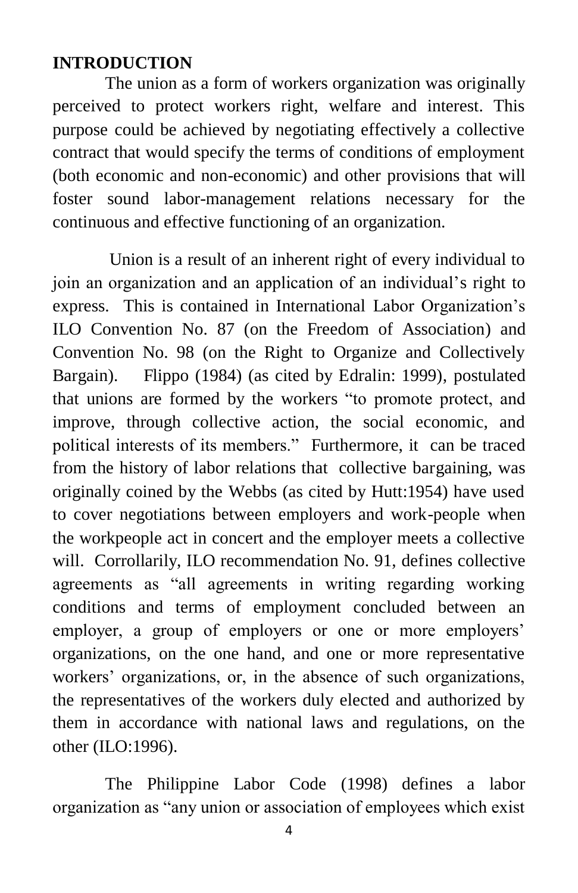## INTRODUCTION

The union as a form of workers organization was originally perceived to protect workers right, welfare and interest. This purpose could be achieved by negotiating effectively a collective contract that would specify the terms of conditions of employment (both economic and non-economic) and other provisions that will foster sound labor-management relations necessary for the continuous and effective functioning of an organization.

Union is a result of an inherent right of every individual to join an organization and an application of an individual's right to express. This is contained in International Labor Organization's ILO Convention No. 87 (on the Freedom of Association) and Convention No. 98 (on the Right to Organize and Collectively Bargain). Flippo (1984) (as cited by Edralin: 1999), postulated that unions are formed by the workers "to promote protect, and improve, through collective action, the social economic, and political interests of its members." Furthermore, it can be traced from the history of labor relations that collective bargaining, was originally coined by the Webbs (as cited by Hutt:1954) have used to cover negotiations between employers and work-people when the workpeople act in concert and the employer meets a collective will. Corrollarily, ILO recommendation No. 91, defines collective agreements as "all agreements in writing regarding working conditions and terms of employment concluded between an employer, a group of employers or one or more employers' organizations, on the one hand, and one or more representative workers' organizations, or, in the absence of such organizations, the representatives of the workers duly elected and authorized by them in accordance with national laws and regulations, on the other (ILO:1996).

The Philippine Labor Code (1998) defines a labor organization as "any union or association of employees which exist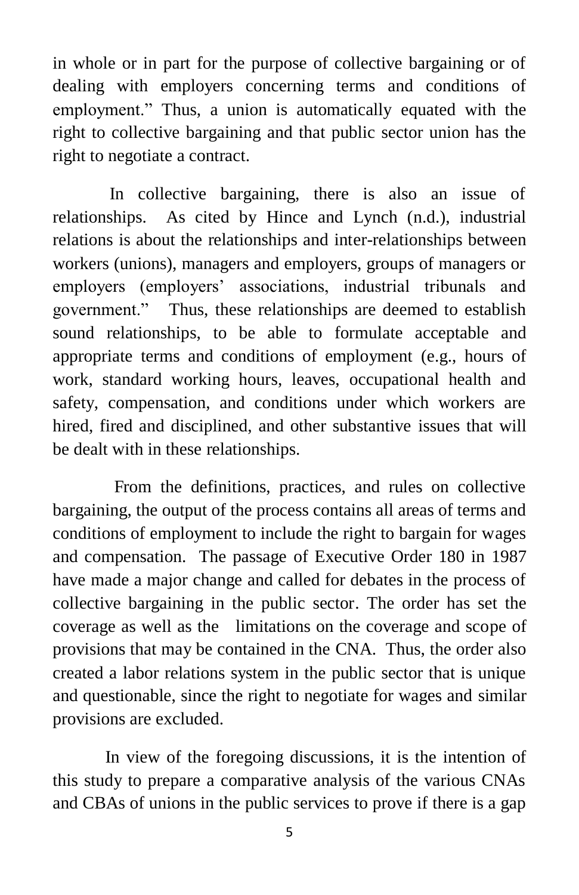in whole or in part for the purpose of collective bargaining or of dealing with employers concerning terms and conditions of employment." Thus, a union is automatically equated with the right to collective bargaining and that public sector union has the right to negotiate a contract.

In collective bargaining, there is also an issue of relationships. As cited by Hince and Lynch (n.d.), industrial relations is about the relationships and inter-relationships between workers (unions), managers and employers, groups of managers or employers (employers' associations, industrial tribunals and government." Thus, these relationships are deemed to establish sound relationships, to be able to formulate acceptable and appropriate terms and conditions of employment (e.g., hours of work, standard working hours, leaves, occupational health and safety, compensation, and conditions under which workers are hired, fired and disciplined, and other substantive issues that will be dealt with in these relationships.

From the definitions, practices, and rules on collective bargaining, the output of the process contains all areas of terms and conditions of employment to include the right to bargain for wages and compensation. The passage of Executive Order 180 in 1987 have made a major change and called for debates in the process of collective bargaining in the public sector. The order has set the coverage as well as the limitations on the coverage and scope of provisions that may be contained in the CNA. Thus, the order also created a labor relations system in the public sector that is unique and questionable, since the right to negotiate for wages and similar provisions are excluded.

In view of the foregoing discussions, it is the intention of this study to prepare a comparative analysis of the various CNAs and CBAs of unions in the public services to prove if there is a gap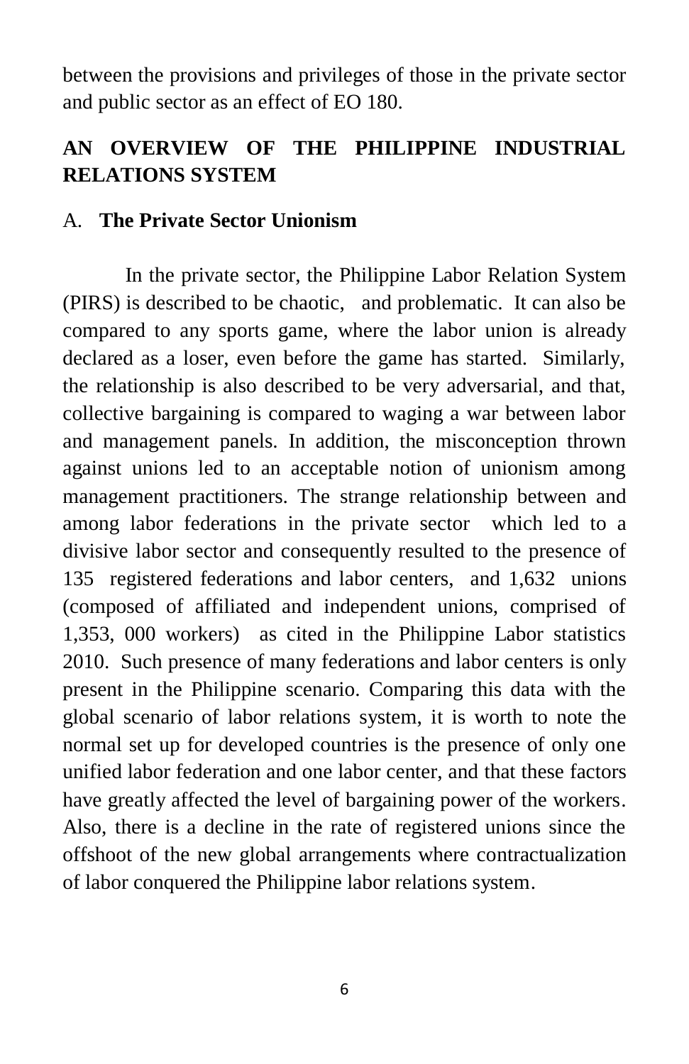between the provisions and privileges of those in the private sector and public sector as an effect of EO 180.

## AN OVERVIEW OF THE PHILIPPINE INDUSTRIAL RELATIONS SYSTEM

### A. The Private Sector Unionism

In the private sector, the Philippine Labor Relation System (PIRS) is described to be chaotic, and problematic. It can also be compared to any sports game, where the labor union is already declared as a loser, even before the game has started. Similarly, the relationship is also described to be very adversarial, and that, collective bargaining is compared to waging a war between labor and management panels. In addition, the misconception thrown against unions led to an acceptable notion of unionism among management practitioners. The strange relationship between and among labor federations in the private sector which led to a divisive labor sector and consequently resulted to the presence of 135 registered federations and labor centers, and 1,632 unions (composed of affiliated and independent unions, comprised of 1,353, 000 workers) as cited in the Philippine Labor statistics 2010. Such presence of many federations and labor centers is only present in the Philippine scenario. Comparing this data with the global scenario of labor relations system, it is worth to note the normal set up for developed countries is the presence of only one unified labor federation and one labor center, and that these factors have greatly affected the level of bargaining power of the workers. Also, there is a decline in the rate of registered unions since the offshoot of the new global arrangements where contractualization of labor conquered the Philippine labor relations system.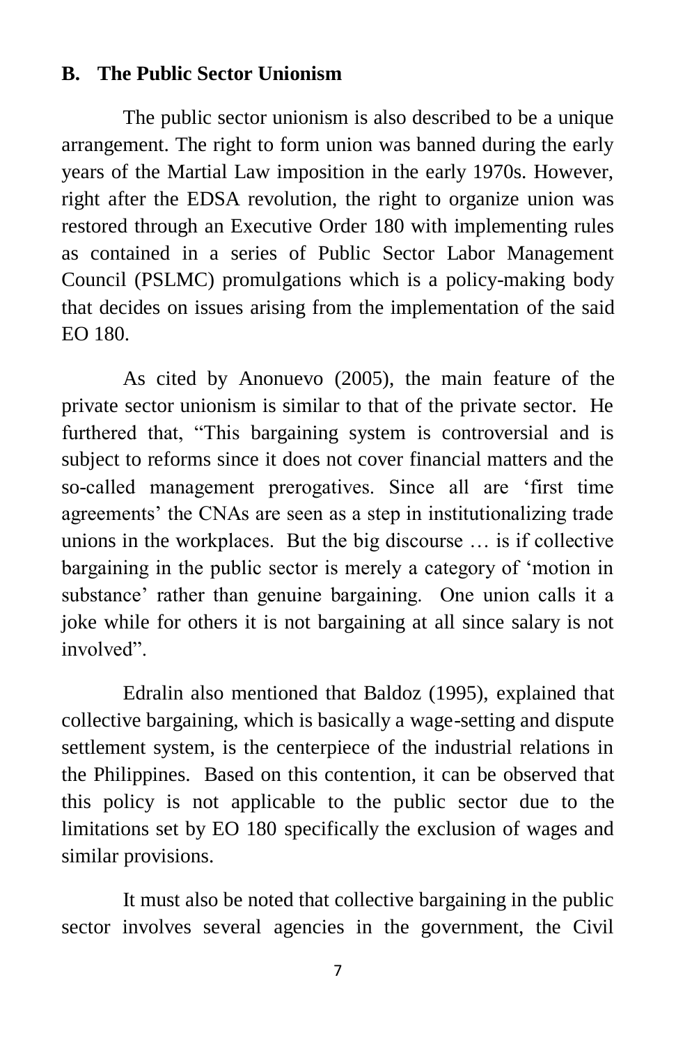## B. The Public Sector Unionism

The public sector unionism is also described to be a unique arrangement. The right to form union was banned during the early years of the Martial Law imposition in the early 1970s. However, right after the EDSA revolution, the right to organize union was restored through an Executive Order 180 with implementing rules as contained in a series of Public Sector Labor Management Council (PSLMC) promulgations which is a policy-making body that decides on issues arising from the implementation of the said EO 180.

As cited by Anonuevo (2005), the main feature of the private sector unionism is similar to that of the private sector. He furthered that, "This bargaining system is controversial and is subject to reforms since it does not cover financial matters and the so-called management prerogatives. Since all are 'first time agreements' the CNAs are seen as a step in institutionalizing trade unions in the workplaces. But the big discourse … is if collective bargaining in the public sector is merely a category of 'motion in substance' rather than genuine bargaining. One union calls it a joke while for others it is not bargaining at all since salary is not involved".

Edralin also mentioned that Baldoz (1995), explained that collective bargaining, which is basically a wage-setting and dispute settlement system, is the centerpiece of the industrial relations in the Philippines. Based on this contention, it can be observed that this policy is not applicable to the public sector due to the limitations set by EO 180 specifically the exclusion of wages and similar provisions.

It must also be noted that collective bargaining in the public sector involves several agencies in the government, the Civil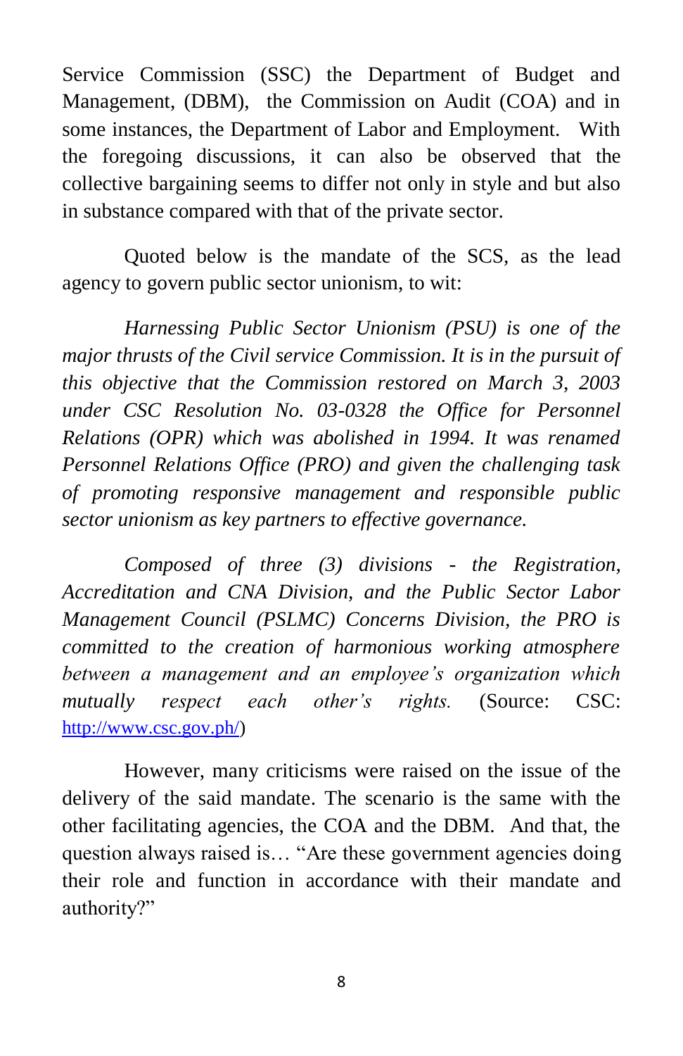Service Commission (SSC) the Department of Budget and Management, (DBM), the Commission on Audit (COA) and in some instances, the Department of Labor and Employment. With the foregoing discussions, it can also be observed that the collective bargaining seems to differ not only in style and but also in substance compared with that of the private sector.

Quoted below is the mandate of the SCS, as the lead agency to govern public sector unionism, to wit:

*Harnessing Public Sector Unionism (PSU) is one of the major thrusts of the Civil service Commission. It is in the pursuit of this objective that the Commission restored on March 3, 2003 under CSC Resolution No. 03-0328 the Office for Personnel Relations (OPR) which was abolished in 1994. It was renamed Personnel Relations Office (PRO) and given the challenging task of promoting responsive management and responsible public sector unionism as key partners to effective governance.*

*Composed of three (3) divisions - the Registration, Accreditation and CNA Division, and the Public Sector Labor Management Council (PSLMC) Concerns Division, the PRO is committed to the creation of harmonious working atmosphere between a management and an employee's organization which mutually respect each other's rights.* (Source: CSC: http://www.csc.gov.ph/)

However, many criticisms were raised on the issue of the delivery of the said mandate. The scenario is the same with the other facilitating agencies, the COA and the DBM. And that, the question always raised is… "Are these government agencies doing their role and function in accordance with their mandate and authority?"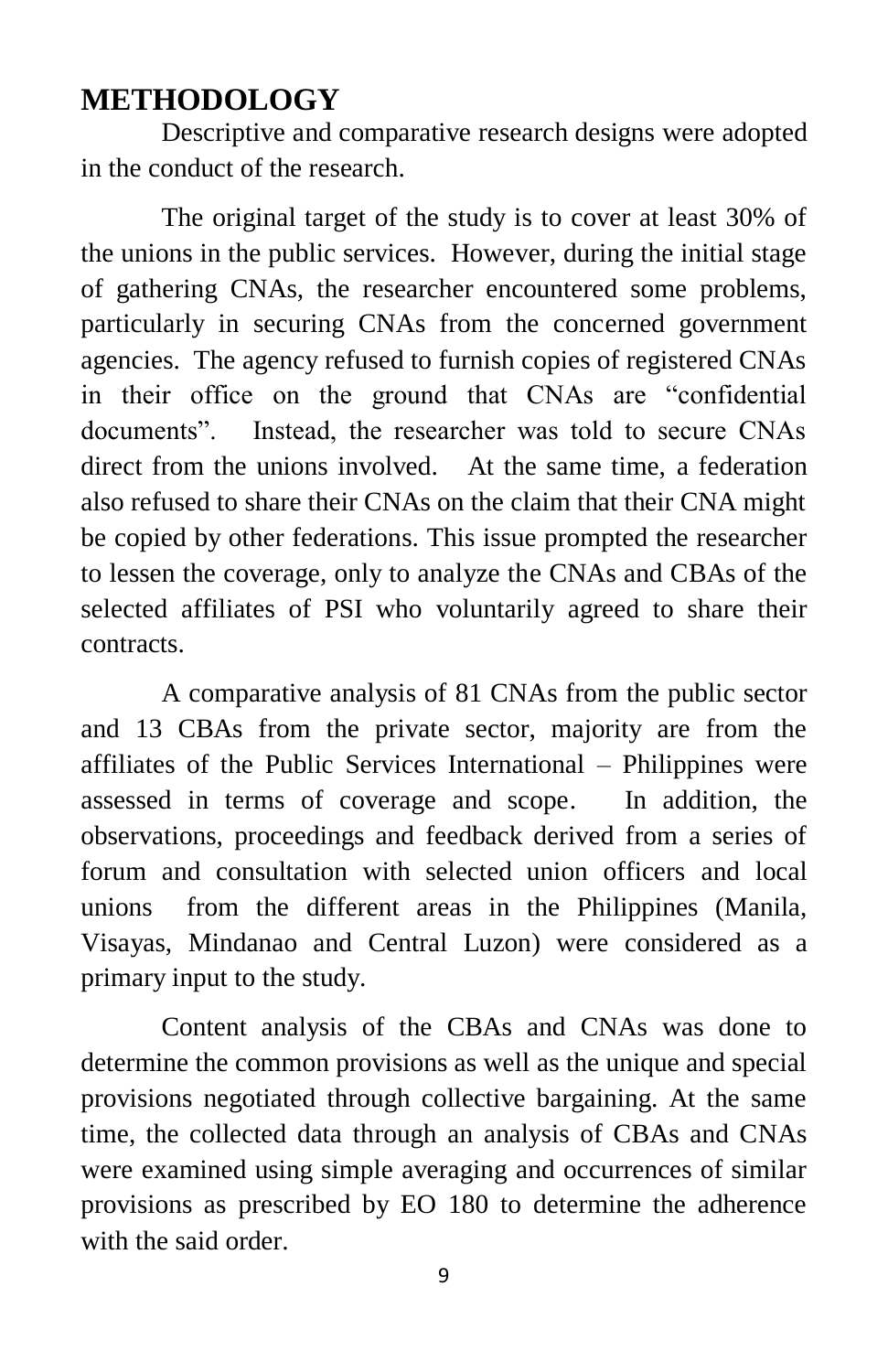## METHODOLOGY

Descriptive and comparative research designs were adopted in the conduct of the research.

The original target of the study is to cover at least 30% of the unions in the public services. However, during the initial stage of gathering CNAs, the researcher encountered some problems, particularly in securing CNAs from the concerned government agencies. The agency refused to furnish copies of registered CNAs in their office on the ground that CNAs are "confidential documents". Instead, the researcher was told to secure CNAs direct from the unions involved. At the same time, a federation also refused to share their CNAs on the claim that their CNA might be copied by other federations. This issue prompted the researcher to lessen the coverage, only to analyze the CNAs and CBAs of the selected affiliates of PSI who voluntarily agreed to share their contracts.

A comparative analysis of 81 CNAs from the public sector and 13 CBAs from the private sector, majority are from the affiliates of the Public Services International – Philippines were assessed in terms of coverage and scope. In addition, the observations, proceedings and feedback derived from a series of forum and consultation with selected union officers and local unions from the different areas in the Philippines (Manila, Visayas, Mindanao and Central Luzon) were considered as a primary input to the study.

Content analysis of the CBAs and CNAs was done to determine the common provisions as well as the unique and special provisions negotiated through collective bargaining. At the same time, the collected data through an analysis of CBAs and CNAs were examined using simple averaging and occurrences of similar provisions as prescribed by EO 180 to determine the adherence with the said order.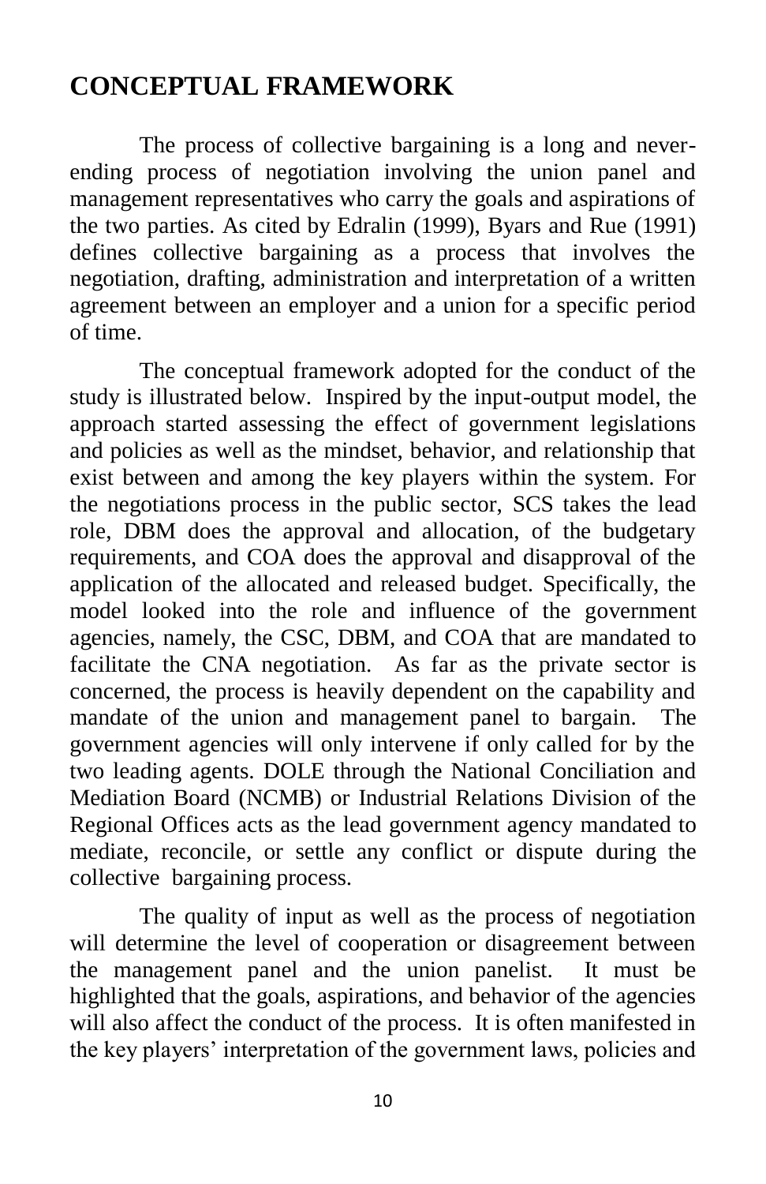## CONCEPTUAL FRAMEWORK

The process of collective bargaining is a long and never-ending process of negotiation involving the union panel and management representatives who carry the goals and aspirations of the two parties. As cited by Edralin (1999), Byars and Rue (1991) defines collective bargaining as a process that involves the negotiation, drafting, administration and interpretation of a written agreement between an employer and a union for a specific period of time.

The conceptual framework adopted for the conduct of the study is illustrated below. Inspired by the input-output model, the approach started assessing the effect of government legislations and policies as well as the mindset, behavior, and relationship that exist between and among the key players within the system. For the negotiations process in the public sector, SCS takes the lead role, DBM does the approval and allocation, of the budgetary requirements, and COA does the approval and disapproval of the application of the allocated and released budget. Specifically, the model looked into the role and influence of the government agencies, namely, the CSC, DBM, and COA that are mandated to facilitate the CNA negotiation. As far as the private sector is concerned, the process is heavily dependent on the capability and mandate of the union and management panel to bargain. The government agencies will only intervene if only called for by the two leading agents. DOLE through the National Conciliation and Mediation Board (NCMB) or Industrial Relations Division of the Regional Offices acts as the lead government agency mandated to mediate, reconcile, or settle any conflict or dispute during the collective bargaining process.

The quality of input as well as the process of negotiation will determine the level of cooperation or disagreement between the management panel and the union panelist. It must be highlighted that the goals, aspirations, and behavior of the agencies will also affect the conduct of the process. It is often manifested in the key players' interpretation of the government laws, policies and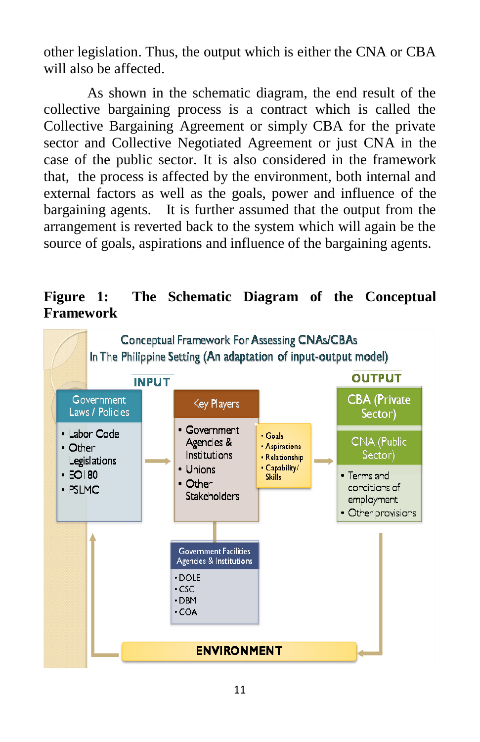other legislation. Thus, the output which is either the CNA or CBA will also be affected.

As shown in the schematic diagram, the end result of the collective bargaining process is a contract which is called the Collective Bargaining Agreement or simply CBA for the private sector and Collective Negotiated Agreement or just CNA in the case of the public sector. It is also considered in the framework that, the process is affected by the environment, both internal and external factors as well as the goals, power and influence of the bargaining agents. It is further assumed that the output from the arrangement is reverted back to the system which will again be the source of goals, aspirations and influence of the bargaining agents.

**Figure 1: The Schematic Diagram of the Conceptual Framework**

Conceptual Framework For Assessing CNAs/CBAs
In The Philippine Setting (An adaptation of input-output model)

INPUT

Government Laws / Policies
- Labor Code
- Other Legislations
- EO 180
- PSLMC

Key Players
- Government Agencies & Institutions
- Unions
- Other Stakeholders

- Goals
- Aspirations
- Relationship
- Capability/ Skills

OUTPUT

CBA (Private Sector)

CNA (Public Sector)
- Terms and conditions of employment
- Other provisions

Government Facilities Agencies & Institutions
- DOLE
- CSC
- DBM
- COA

ENVIRONMENT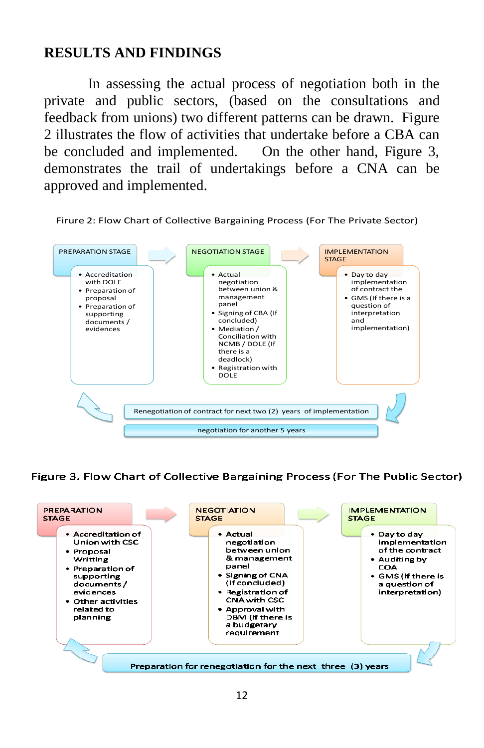## RESULTS AND FINDINGS

In assessing the actual process of negotiation both in the private and public sectors, (based on the consultations and feedback from unions) two different patterns can be drawn. Figure 2 illustrates the flow of activities that undertake before a CBA can be concluded and implemented. On the other hand, Figure 3, demonstrates the trail of undertakings before a CNA can be approved and implemented.

Firure 2: Flow Chart of Collective Bargaining Process (For The Private Sector)

**PREPARATION STAGE**

- Accreditation with DOLE
- Preparation of proposal
- Preparation of supporting documents / evidences

**NEGOTIATION STAGE**

- Actual negotiation between union & management panel
- Signing of CBA (If concluded)
- Mediation / Conciliation with NCMB / DOLE (If there is a deadlock)
- Registration with DOLE

**IMPLEMENTATION STAGE**

- Day to day implementation of contract the
- GMS (If there is a question of interpretation and implementation)

Renegotiation of contract for next two (2) years of implementation

negotiation for another 5 years

Figure 3. Flow Chart of Collective Bargaining Process (For The Public Sector)

**PREPARATION STAGE**

- Accreditation of Union with CSC
- Proposal Writting
- Preparation of supporting documents / evidences
- Other activities related to planning

**NEGOTIATION STAGE**

- Actual negotiation between union & management panel
- Signing of CNA (If concluded)
- Registration of CNA with CSC
- Approval with DBM (if there is a budgetary requirement

**IMPLEMENTATION STAGE**

- Day to day implementation of the contract
- Auditing by COA
- GMS (If there is a question of interpretation)

Preparation for renegotiation for the next three (3) years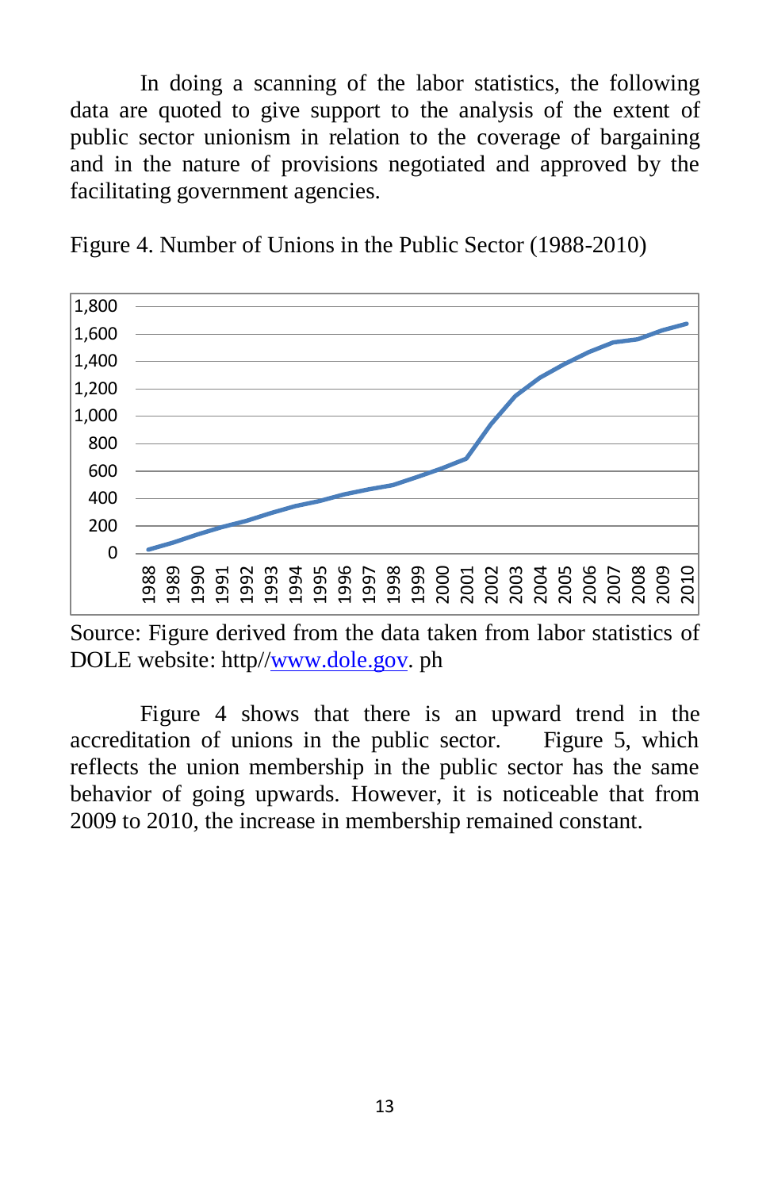In doing a scanning of the labor statistics, the following data are quoted to give support to the analysis of the extent of public sector unionism in relation to the coverage of bargaining and in the nature of provisions negotiated and approved by the facilitating government agencies.

Figure 4. Number of Unions in the Public Sector (1988-2010)

Source: Figure derived from the data taken from labor statistics of DOLE website: http//www.dole.gov. ph

Figure 4 shows that there is an upward trend in the accreditation of unions in the public sector. Figure 5, which reflects the union membership in the public sector has the same behavior of going upwards. However, it is noticeable that from 2009 to 2010, the increase in membership remained constant.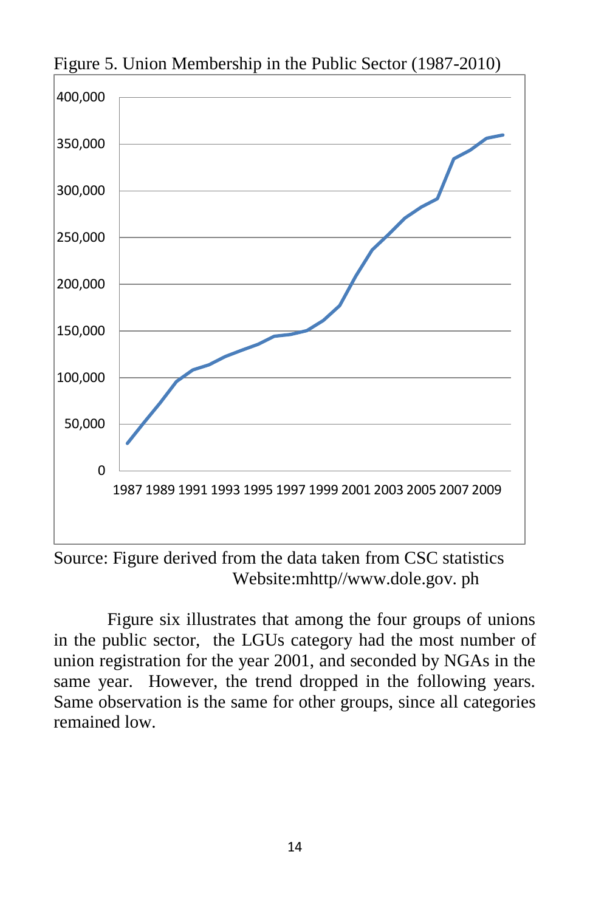Figure 5. Union Membership in the Public Sector (1987-2010)

Source: Figure derived from the data taken from CSC statistics Website:mhttp//www.dole.gov. ph

Figure six illustrates that among the four groups of unions in the public sector, the LGUs category had the most number of union registration for the year 2001, and seconded by NGAs in the same year. However, the trend dropped in the following years. Same observation is the same for other groups, since all categories remained low.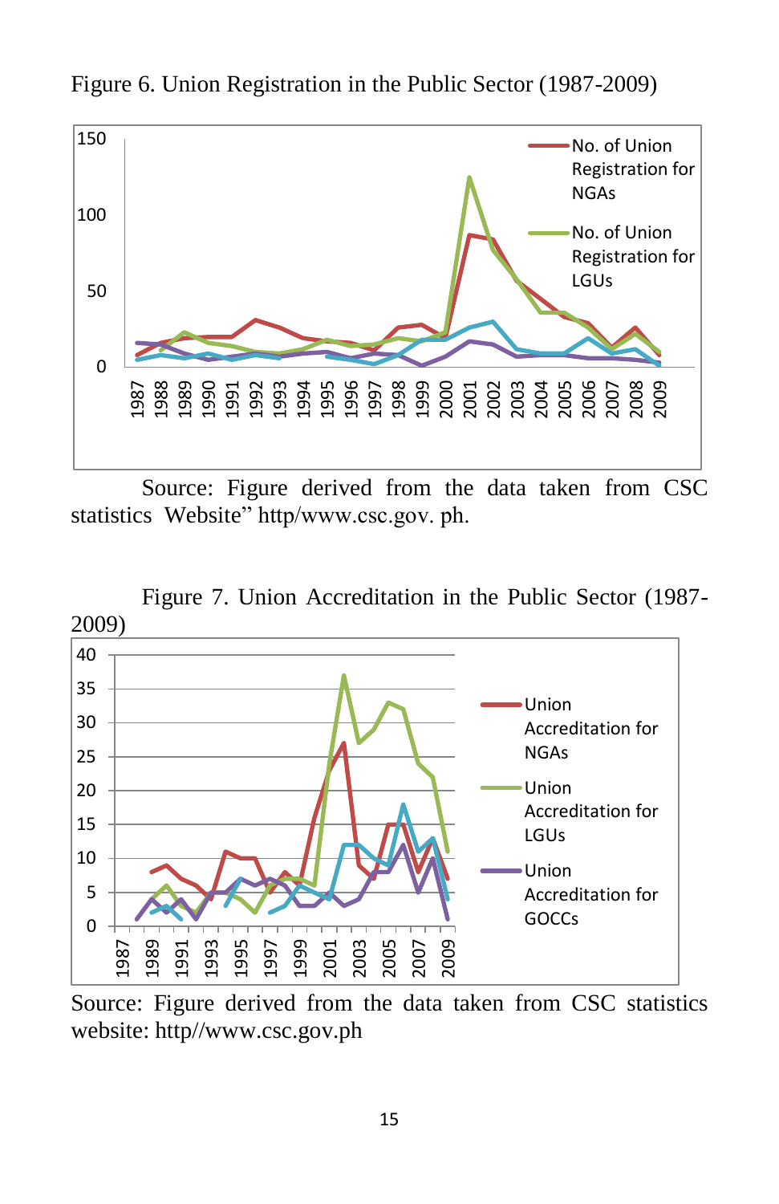Figure 6. Union Registration in the Public Sector (1987-2009)

Source: Figure derived from the data taken from CSC statistics Website" http/www.csc.gov. ph.

Figure 7. Union Accreditation in the Public Sector (1987-2009)

Source: Figure derived from the data taken from CSC statistics website: http//www.csc.gov.ph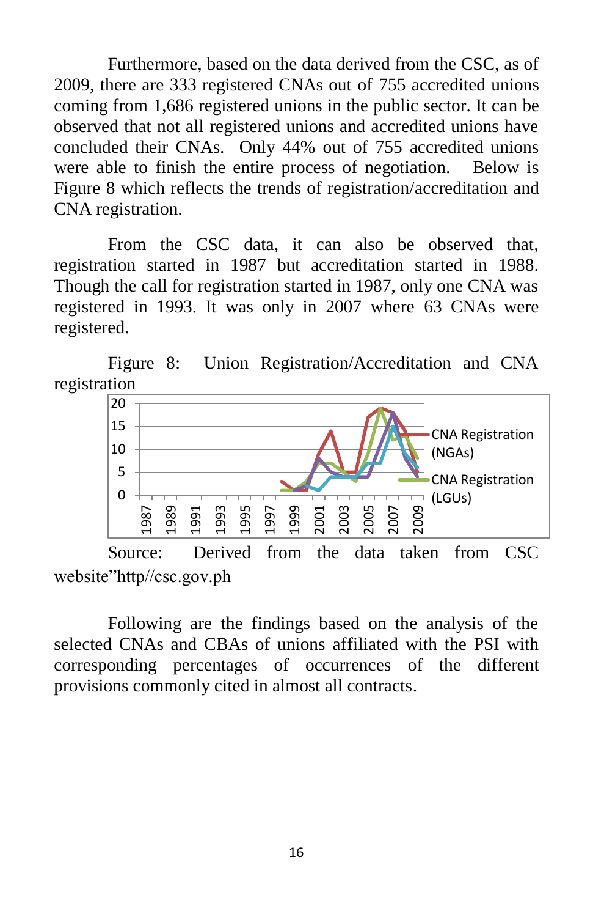Furthermore, based on the data derived from the CSC, as of 2009, there are 333 registered CNAs out of 755 accredited unions coming from 1,686 registered unions in the public sector. It can be observed that not all registered unions and accredited unions have concluded their CNAs. Only 44% out of 755 accredited unions were able to finish the entire process of negotiation. Below is Figure 8 which reflects the trends of registration/accreditation and CNA registration.

From the CSC data, it can also be observed that, registration started in 1987 but accreditation started in 1988. Though the call for registration started in 1987, only one CNA was registered in 1993. It was only in 2007 where 63 CNAs were registered.

Figure 8: Union Registration/Accreditation and CNA registration

Source: Derived from the data taken from CSC website"http//csc.gov.ph

Following are the findings based on the analysis of the selected CNAs and CBAs of unions affiliated with the PSI with corresponding percentages of occurrences of the different provisions commonly cited in almost all contracts.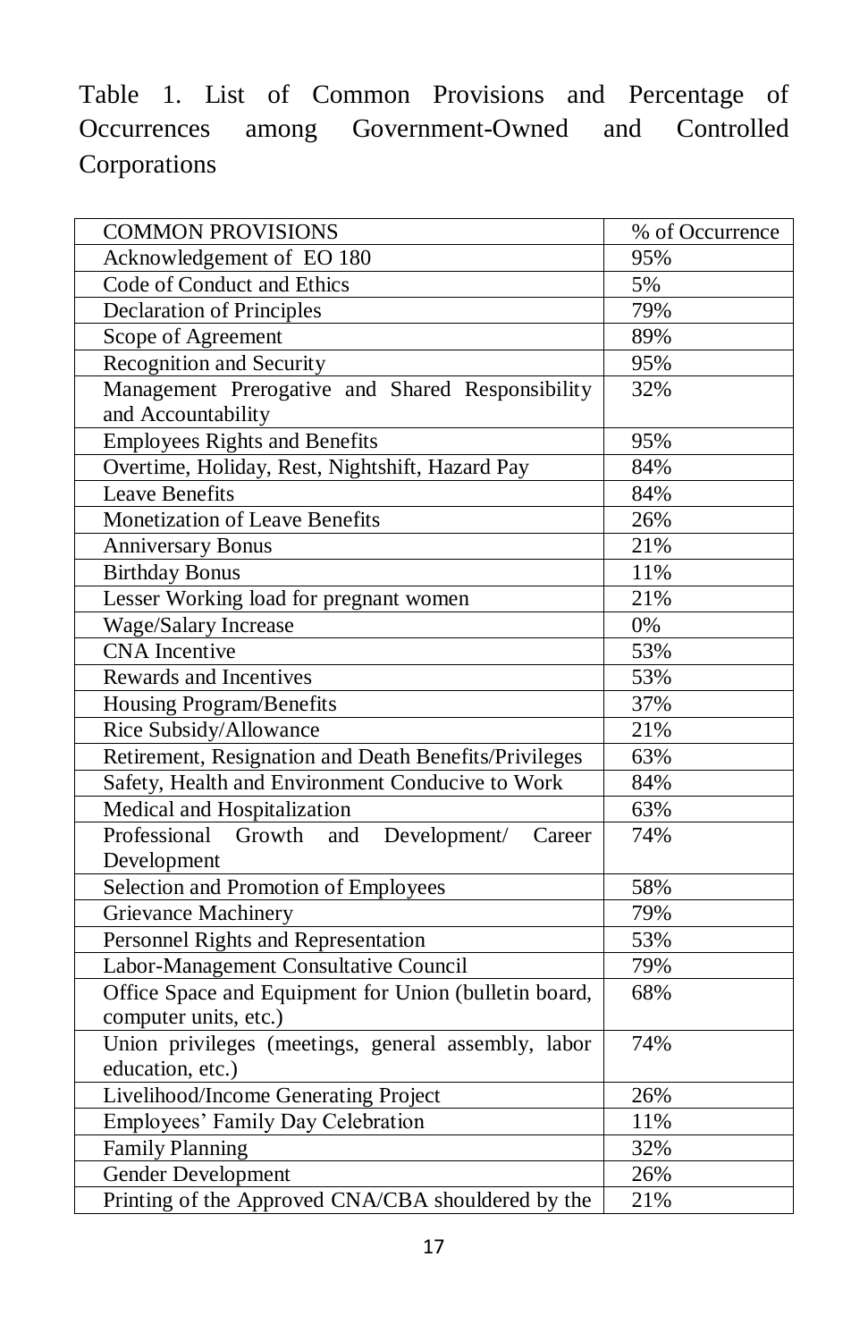Table 1. List of Common Provisions and Percentage of Occurrences among Government-Owned and Controlled Corporations

| COMMON PROVISIONS | % of Occurrence |
|---|---|
| Acknowledgement of EO 180 | 95% |
| Code of Conduct and Ethics | 5% |
| Declaration of Principles | 79% |
| Scope of Agreement | 89% |
| Recognition and Security | 95% |
| Management Prerogative and Shared Responsibility and Accountability | 32% |
| Employees Rights and Benefits | 95% |
| Overtime, Holiday, Rest, Nightshift, Hazard Pay | 84% |
| Leave Benefits | 84% |
| Monetization of Leave Benefits | 26% |
| Anniversary Bonus | 21% |
| Birthday Bonus | 11% |
| Lesser Working load for pregnant women | 21% |
| Wage/Salary Increase | 0% |
| CNA Incentive | 53% |
| Rewards and Incentives | 53% |
| Housing Program/Benefits | 37% |
| Rice Subsidy/Allowance | 21% |
| Retirement, Resignation and Death Benefits/Privileges | 63% |
| Safety, Health and Environment Conducive to Work | 84% |
| Medical and Hospitalization | 63% |
| Professional Growth and Development/ Career Development | 74% |
| Selection and Promotion of Employees | 58% |
| Grievance Machinery | 79% |
| Personnel Rights and Representation | 53% |
| Labor-Management Consultative Council | 79% |
| Office Space and Equipment for Union (bulletin board, computer units, etc.) | 68% |
| Union privileges (meetings, general assembly, labor education, etc.) | 74% |
| Livelihood/Income Generating Project | 26% |
| Employees' Family Day Celebration | 11% |
| Family Planning | 32% |
| Gender Development | 26% |
| Printing of the Approved CNA/CBA shouldered by the | 21% |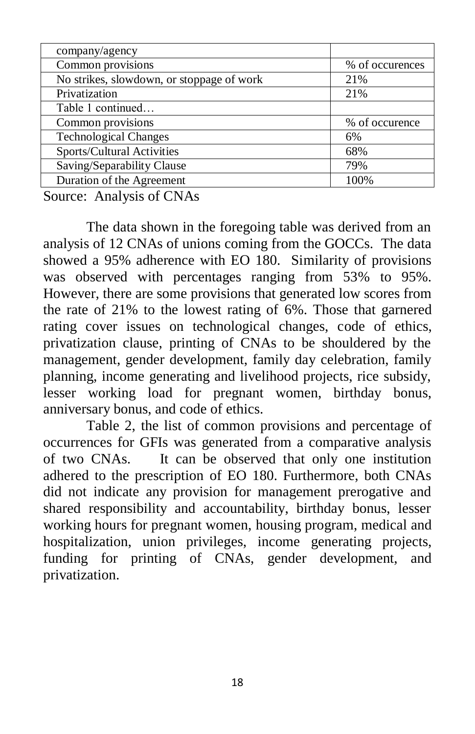| company/agency | |
|---|---|
| Common provisions | % of occurences |
| No strikes, slowdown, or stoppage of work | 21% |
| Privatization | 21% |
| Table 1 continued… | |
| Common provisions | % of occurence |
| Technological Changes | 6% |
| Sports/Cultural Activities | 68% |
| Saving/Separability Clause | 79% |
| Duration of the Agreement | 100% |

Source: Analysis of CNAs

The data shown in the foregoing table was derived from an analysis of 12 CNAs of unions coming from the GOCCs. The data showed a 95% adherence with EO 180. Similarity of provisions was observed with percentages ranging from 53% to 95%. However, there are some provisions that generated low scores from the rate of 21% to the lowest rating of 6%. Those that garnered rating cover issues on technological changes, code of ethics, privatization clause, printing of CNAs to be shouldered by the management, gender development, family day celebration, family planning, income generating and livelihood projects, rice subsidy, lesser working load for pregnant women, birthday bonus, anniversary bonus, and code of ethics.

Table 2, the list of common provisions and percentage of occurrences for GFIs was generated from a comparative analysis of two CNAs. It can be observed that only one institution adhered to the prescription of EO 180. Furthermore, both CNAs did not indicate any provision for management prerogative and shared responsibility and accountability, birthday bonus, lesser working hours for pregnant women, housing program, medical and hospitalization, union privileges, income generating projects, funding for printing of CNAs, gender development, and privatization.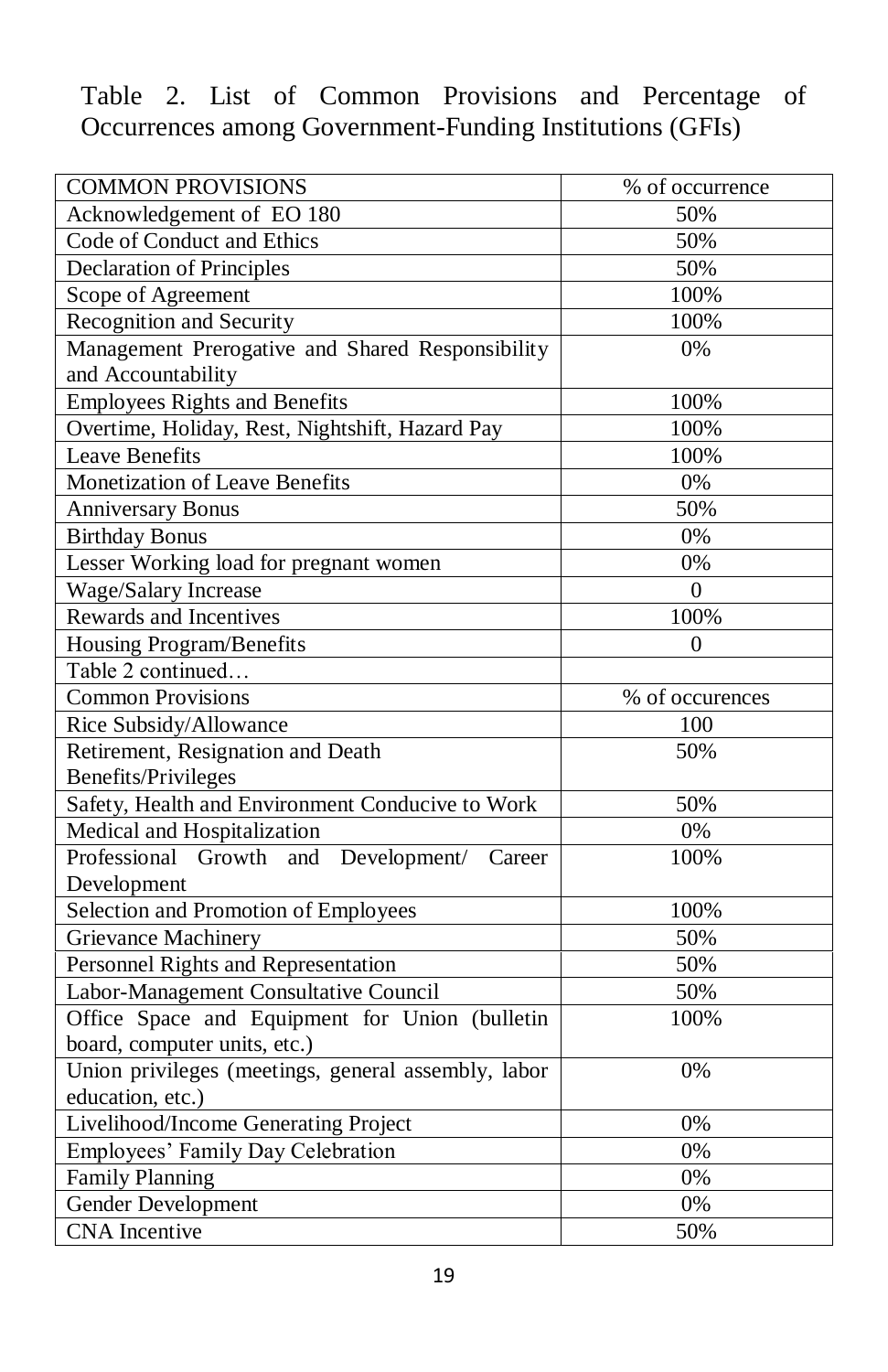Table 2. List of Common Provisions and Percentage of Occurrences among Government-Funding Institutions (GFIs)

| COMMON PROVISIONS | % of occurrence |
|---|---|
| Acknowledgement of EO 180 | 50% |
| Code of Conduct and Ethics | 50% |
| Declaration of Principles | 50% |
| Scope of Agreement | 100% |
| Recognition and Security | 100% |
| Management Prerogative and Shared Responsibility and Accountability | 0% |
| Employees Rights and Benefits | 100% |
| Overtime, Holiday, Rest, Nightshift, Hazard Pay | 100% |
| Leave Benefits | 100% |
| Monetization of Leave Benefits | 0% |
| Anniversary Bonus | 50% |
| Birthday Bonus | 0% |
| Lesser Working load for pregnant women | 0% |
| Wage/Salary Increase | 0 |
| Rewards and Incentives | 100% |
| Housing Program/Benefits | 0 |
| Table 2 continued… | |
| Common Provisions | % of occurences |
| Rice Subsidy/Allowance | 100 |
| Retirement, Resignation and Death Benefits/Privileges | 50% |
| Safety, Health and Environment Conducive to Work | 50% |
| Medical and Hospitalization | 0% |
| Professional Growth and Development/ Career Development | 100% |
| Selection and Promotion of Employees | 100% |
| Grievance Machinery | 50% |
| Personnel Rights and Representation | 50% |
| Labor-Management Consultative Council | 50% |
| Office Space and Equipment for Union (bulletin board, computer units, etc.) | 100% |
| Union privileges (meetings, general assembly, labor education, etc.) | 0% |
| Livelihood/Income Generating Project | 0% |
| Employees' Family Day Celebration | 0% |
| Family Planning | 0% |
| Gender Development | 0% |
| CNA Incentive | 50% |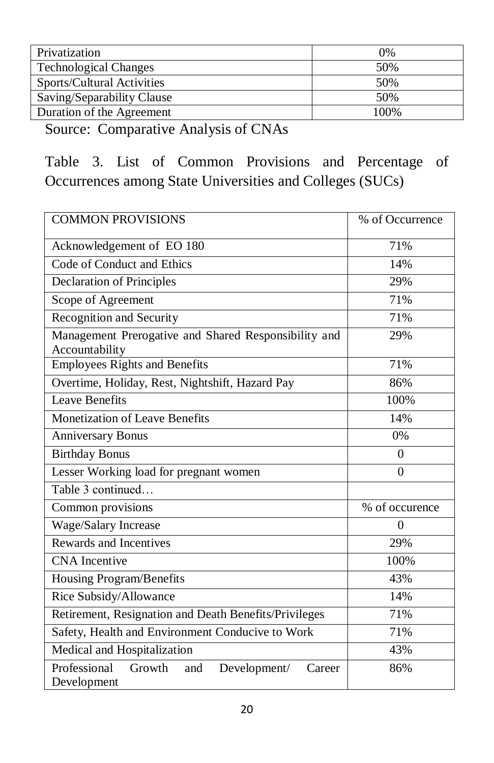| Privatization | 0% |
|---|---|
| Technological Changes | 50% |
| Sports/Cultural Activities | 50% |
| Saving/Separability Clause | 50% |
| Duration of the Agreement | 100% |

Source: Comparative Analysis of CNAs

Table 3. List of Common Provisions and Percentage of Occurrences among State Universities and Colleges (SUCs)

| COMMON PROVISIONS | % of Occurrence |
|---|---|
| Acknowledgement of EO 180 | 71% |
| Code of Conduct and Ethics | 14% |
| Declaration of Principles | 29% |
| Scope of Agreement | 71% |
| Recognition and Security | 71% |
| Management Prerogative and Shared Responsibility and Accountability | 29% |
| Employees Rights and Benefits | 71% |
| Overtime, Holiday, Rest, Nightshift, Hazard Pay | 86% |
| Leave Benefits | 100% |
| Monetization of Leave Benefits | 14% |
| Anniversary Bonus | 0% |
| Birthday Bonus | 0 |
| Lesser Working load for pregnant women | 0 |
| Table 3 continued… | |
| Common provisions | % of occurence |
| Wage/Salary Increase | 0 |
| Rewards and Incentives | 29% |
| CNA Incentive | 100% |
| Housing Program/Benefits | 43% |
| Rice Subsidy/Allowance | 14% |
| Retirement, Resignation and Death Benefits/Privileges | 71% |
| Safety, Health and Environment Conducive to Work | 71% |
| Medical and Hospitalization | 43% |
| Professional Growth and Development/ Career Development | 86% |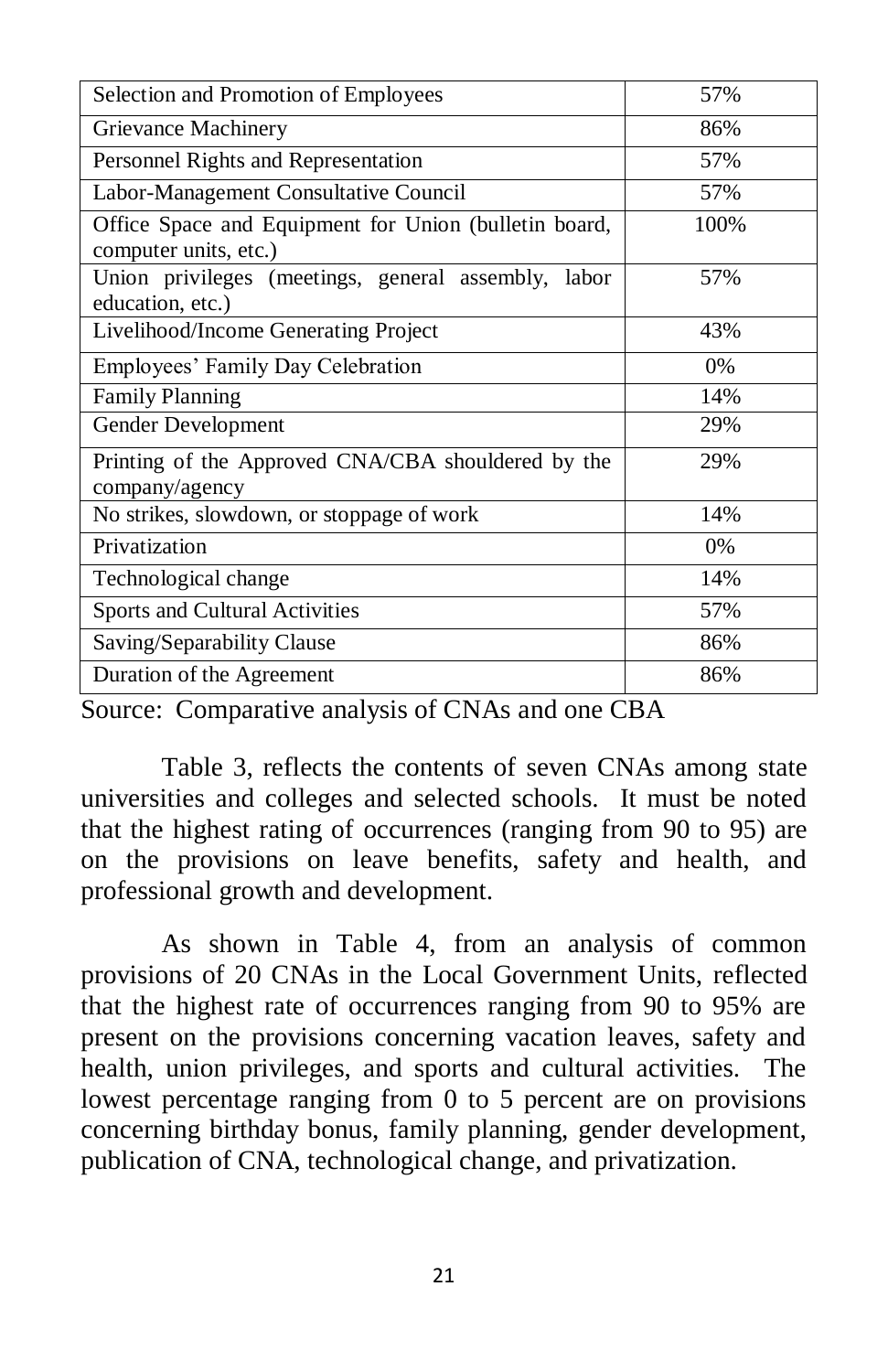| Selection and Promotion of Employees | 57% |
|---|---|
| Grievance Machinery | 86% |
| Personnel Rights and Representation | 57% |
| Labor-Management Consultative Council | 57% |
| Office Space and Equipment for Union (bulletin board, computer units, etc.) | 100% |
| Union privileges (meetings, general assembly, labor education, etc.) | 57% |
| Livelihood/Income Generating Project | 43% |
| Employees' Family Day Celebration | 0% |
| Family Planning | 14% |
| Gender Development | 29% |
| Printing of the Approved CNA/CBA shouldered by the company/agency | 29% |
| No strikes, slowdown, or stoppage of work | 14% |
| Privatization | 0% |
| Technological change | 14% |
| Sports and Cultural Activities | 57% |
| Saving/Separability Clause | 86% |
| Duration of the Agreement | 86% |

Source: Comparative analysis of CNAs and one CBA

Table 3, reflects the contents of seven CNAs among state universities and colleges and selected schools. It must be noted that the highest rating of occurrences (ranging from 90 to 95) are on the provisions on leave benefits, safety and health, and professional growth and development.

As shown in Table 4, from an analysis of common provisions of 20 CNAs in the Local Government Units, reflected that the highest rate of occurrences ranging from 90 to 95% are present on the provisions concerning vacation leaves, safety and health, union privileges, and sports and cultural activities. The lowest percentage ranging from 0 to 5 percent are on provisions concerning birthday bonus, family planning, gender development, publication of CNA, technological change, and privatization.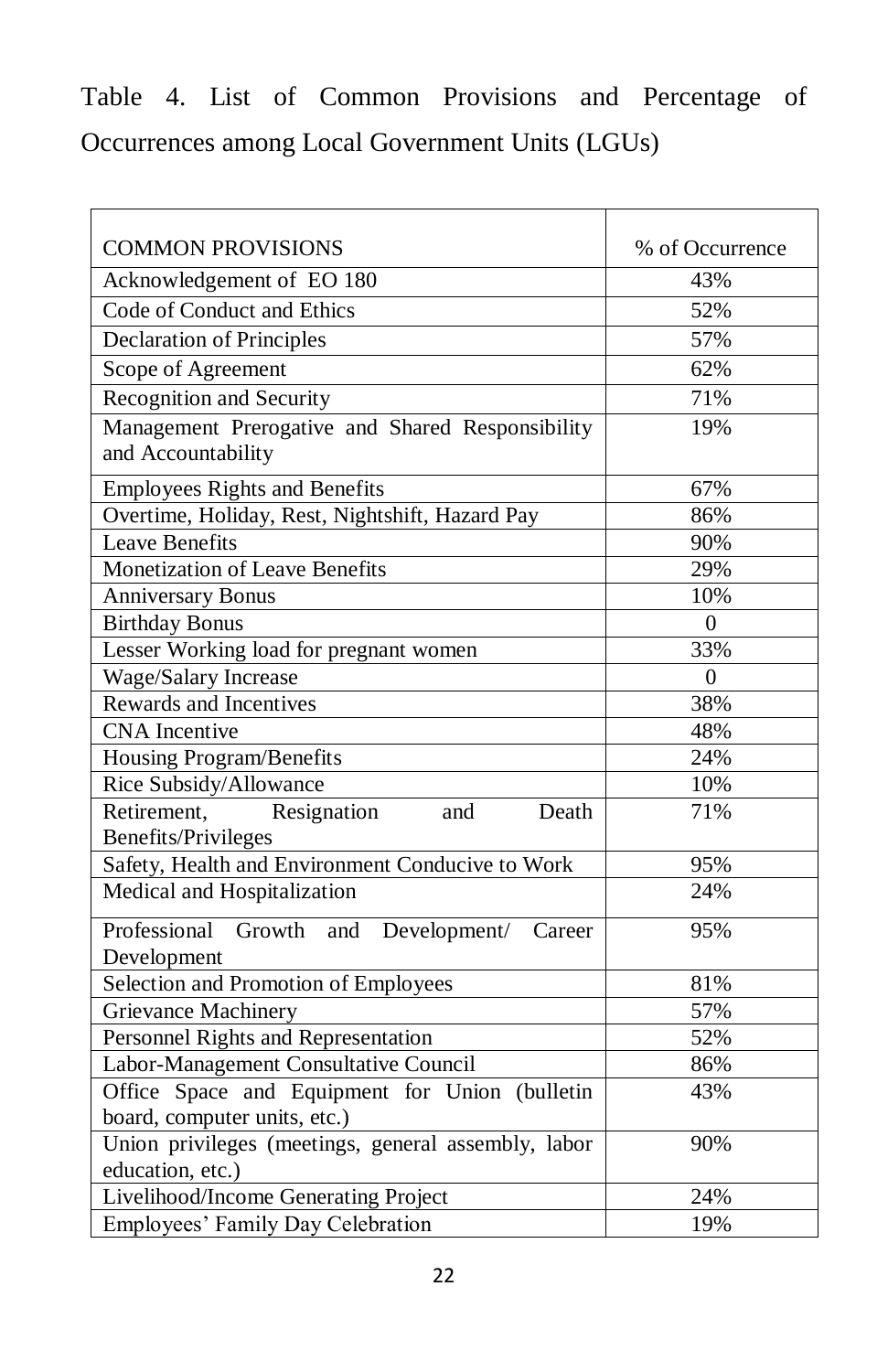Table 4. List of Common Provisions and Percentage of Occurrences among Local Government Units (LGUs)

| COMMON PROVISIONS | % of Occurrence |
|---|---|
| Acknowledgement of EO 180 | 43% |
| Code of Conduct and Ethics | 52% |
| Declaration of Principles | 57% |
| Scope of Agreement | 62% |
| Recognition and Security | 71% |
| Management Prerogative and Shared Responsibility and Accountability | 19% |
| Employees Rights and Benefits | 67% |
| Overtime, Holiday, Rest, Nightshift, Hazard Pay | 86% |
| Leave Benefits | 90% |
| Monetization of Leave Benefits | 29% |
| Anniversary Bonus | 10% |
| Birthday Bonus | 0 |
| Lesser Working load for pregnant women | 33% |
| Wage/Salary Increase | 0 |
| Rewards and Incentives | 38% |
| CNA Incentive | 48% |
| Housing Program/Benefits | 24% |
| Rice Subsidy/Allowance | 10% |
| Retirement, Resignation and Death Benefits/Privileges | 71% |
| Safety, Health and Environment Conducive to Work | 95% |
| Medical and Hospitalization | 24% |
| Professional Growth and Development/ Career Development | 95% |
| Selection and Promotion of Employees | 81% |
| Grievance Machinery | 57% |
| Personnel Rights and Representation | 52% |
| Labor-Management Consultative Council | 86% |
| Office Space and Equipment for Union (bulletin board, computer units, etc.) | 43% |
| Union privileges (meetings, general assembly, labor education, etc.) | 90% |
| Livelihood/Income Generating Project | 24% |
| Employees' Family Day Celebration | 19% |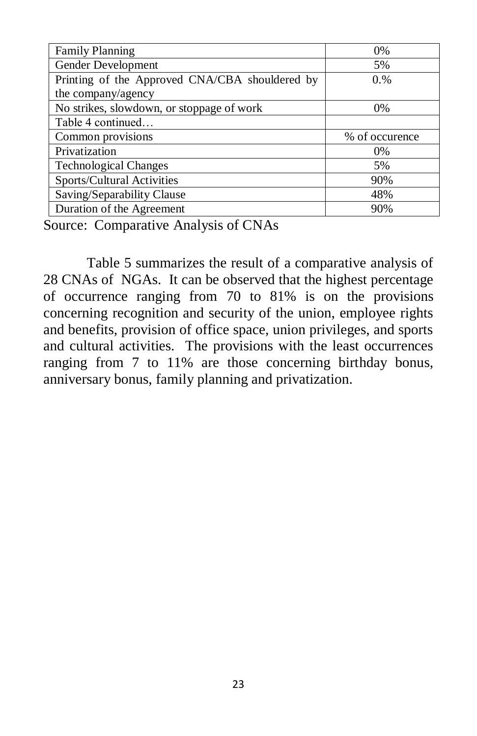| | |
|---|---|
| Family Planning | 0% |
| Gender Development | 5% |
| Printing of the Approved CNA/CBA shouldered by the company/agency | 0.% |
| No strikes, slowdown, or stoppage of work | 0% |
| Table 4 continued… | |
| Common provisions | % of occurence |
| Privatization | 0% |
| Technological Changes | 5% |
| Sports/Cultural Activities | 90% |
| Saving/Separability Clause | 48% |
| Duration of the Agreement | 90% |

Source: Comparative Analysis of CNAs

Table 5 summarizes the result of a comparative analysis of 28 CNAs of NGAs. It can be observed that the highest percentage of occurrence ranging from 70 to 81% is on the provisions concerning recognition and security of the union, employee rights and benefits, provision of office space, union privileges, and sports and cultural activities. The provisions with the least occurrences ranging from 7 to 11% are those concerning birthday bonus, anniversary bonus, family planning and privatization.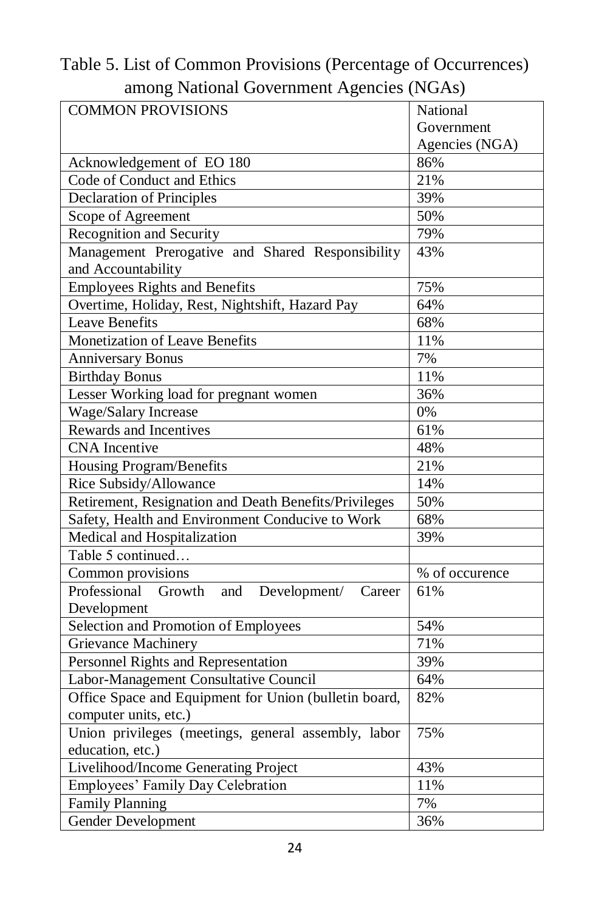Table 5. List of Common Provisions (Percentage of Occurrences) among National Government Agencies (NGAs)

| COMMON PROVISIONS | National Government Agencies (NGA) |
|---|---|
| Acknowledgement of EO 180 | 86% |
| Code of Conduct and Ethics | 21% |
| Declaration of Principles | 39% |
| Scope of Agreement | 50% |
| Recognition and Security | 79% |
| Management Prerogative and Shared Responsibility and Accountability | 43% |
| Employees Rights and Benefits | 75% |
| Overtime, Holiday, Rest, Nightshift, Hazard Pay | 64% |
| Leave Benefits | 68% |
| Monetization of Leave Benefits | 11% |
| Anniversary Bonus | 7% |
| Birthday Bonus | 11% |
| Lesser Working load for pregnant women | 36% |
| Wage/Salary Increase | 0% |
| Rewards and Incentives | 61% |
| CNA Incentive | 48% |
| Housing Program/Benefits | 21% |
| Rice Subsidy/Allowance | 14% |
| Retirement, Resignation and Death Benefits/Privileges | 50% |
| Safety, Health and Environment Conducive to Work | 68% |
| Medical and Hospitalization | 39% |
| Table 5 continued… | |
| Common provisions | % of occurence |
| Professional Growth and Development/ Career Development | 61% |
| Selection and Promotion of Employees | 54% |
| Grievance Machinery | 71% |
| Personnel Rights and Representation | 39% |
| Labor-Management Consultative Council | 64% |
| Office Space and Equipment for Union (bulletin board, computer units, etc.) | 82% |
| Union privileges (meetings, general assembly, labor education, etc.) | 75% |
| Livelihood/Income Generating Project | 43% |
| Employees' Family Day Celebration | 11% |
| Family Planning | 7% |
| Gender Development | 36% |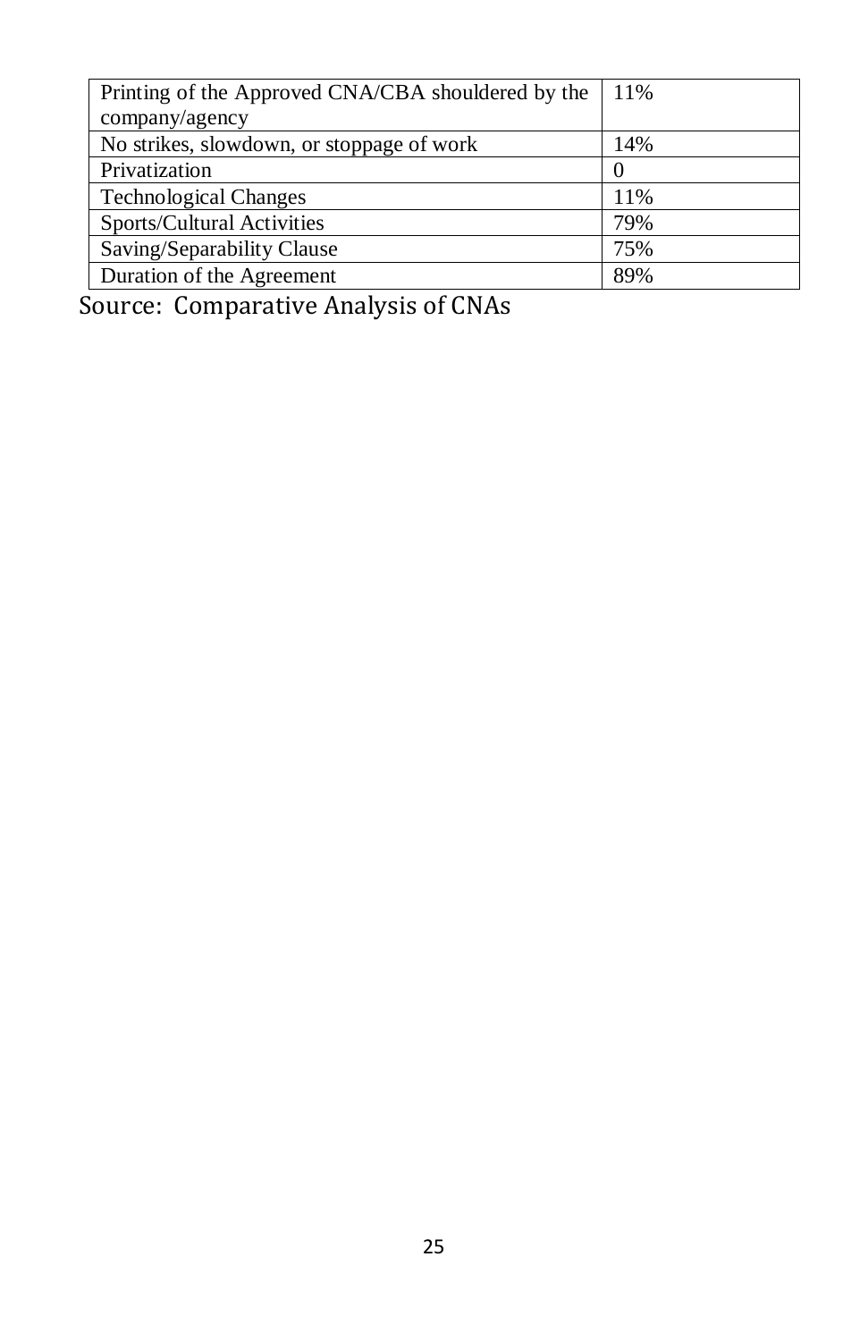| | |
|---|---|
| Printing of the Approved CNA/CBA shouldered by the company/agency | 11% |
| No strikes, slowdown, or stoppage of work | 14% |
| Privatization | 0 |
| Technological Changes | 11% |
| Sports/Cultural Activities | 79% |
| Saving/Separability Clause | 75% |
| Duration of the Agreement | 89% |

Source: Comparative Analysis of CNAs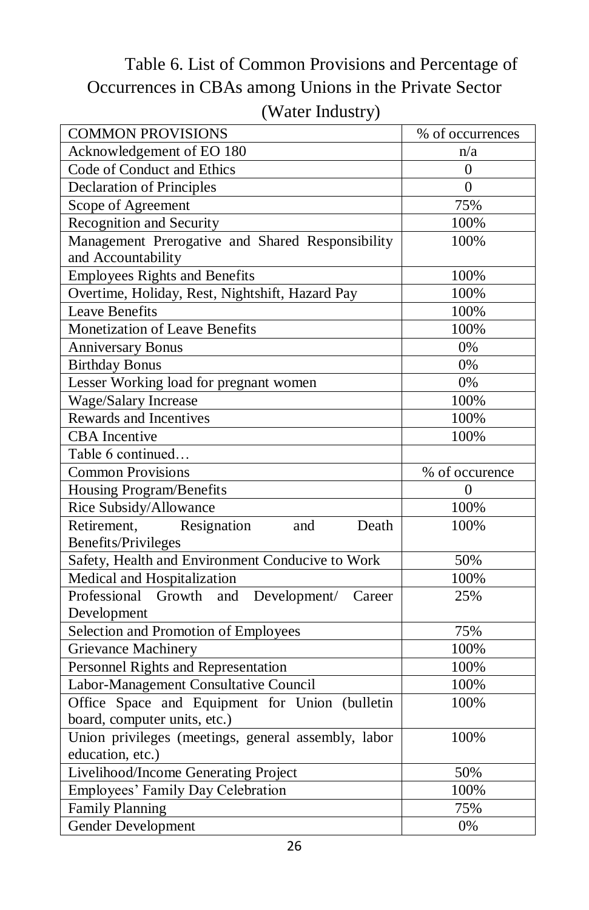Table 6. List of Common Provisions and Percentage of Occurrences in CBAs among Unions in the Private Sector (Water Industry)

| COMMON PROVISIONS | % of occurrences |
|---|---|
| Acknowledgement of EO 180 | n/a |
| Code of Conduct and Ethics | 0 |
| Declaration of Principles | 0 |
| Scope of Agreement | 75% |
| Recognition and Security | 100% |
| Management Prerogative and Shared Responsibility and Accountability | 100% |
| Employees Rights and Benefits | 100% |
| Overtime, Holiday, Rest, Nightshift, Hazard Pay | 100% |
| Leave Benefits | 100% |
| Monetization of Leave Benefits | 100% |
| Anniversary Bonus | 0% |
| Birthday Bonus | 0% |
| Lesser Working load for pregnant women | 0% |
| Wage/Salary Increase | 100% |
| Rewards and Incentives | 100% |
| CBA Incentive | 100% |
| Table 6 continued… | |
| Common Provisions | % of occurence |
| Housing Program/Benefits | 0 |
| Rice Subsidy/Allowance | 100% |
| Retirement, Resignation and Death Benefits/Privileges | 100% |
| Safety, Health and Environment Conducive to Work | 50% |
| Medical and Hospitalization | 100% |
| Professional Growth and Development/ Career Development | 25% |
| Selection and Promotion of Employees | 75% |
| Grievance Machinery | 100% |
| Personnel Rights and Representation | 100% |
| Labor-Management Consultative Council | 100% |
| Office Space and Equipment for Union (bulletin board, computer units, etc.) | 100% |
| Union privileges (meetings, general assembly, labor education, etc.) | 100% |
| Livelihood/Income Generating Project | 50% |
| Employees' Family Day Celebration | 100% |
| Family Planning | 75% |
| Gender Development | 0% |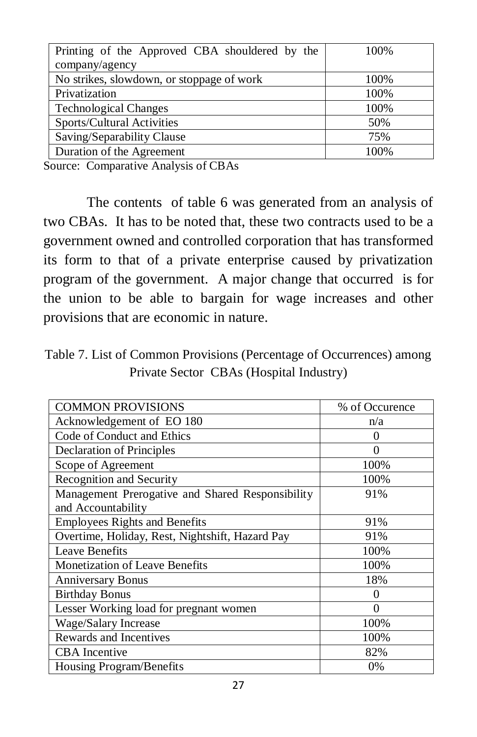| | |
|---|---|
| Printing of the Approved CBA shouldered by the company/agency | 100% |
| No strikes, slowdown, or stoppage of work | 100% |
| Privatization | 100% |
| Technological Changes | 100% |
| Sports/Cultural Activities | 50% |
| Saving/Separability Clause | 75% |
| Duration of the Agreement | 100% |

Source: Comparative Analysis of CBAs

The contents of table 6 was generated from an analysis of two CBAs. It has to be noted that, these two contracts used to be a government owned and controlled corporation that has transformed its form to that of a private enterprise caused by privatization program of the government. A major change that occurred is for the union to be able to bargain for wage increases and other provisions that are economic in nature.

Table 7. List of Common Provisions (Percentage of Occurrences) among Private Sector CBAs (Hospital Industry)

| COMMON PROVISIONS | % of Occurence |
|---|---|
| Acknowledgement of EO 180 | n/a |
| Code of Conduct and Ethics | 0 |
| Declaration of Principles | 0 |
| Scope of Agreement | 100% |
| Recognition and Security | 100% |
| Management Prerogative and Shared Responsibility and Accountability | 91% |
| Employees Rights and Benefits | 91% |
| Overtime, Holiday, Rest, Nightshift, Hazard Pay | 91% |
| Leave Benefits | 100% |
| Monetization of Leave Benefits | 100% |
| Anniversary Bonus | 18% |
| Birthday Bonus | 0 |
| Lesser Working load for pregnant women | 0 |
| Wage/Salary Increase | 100% |
| Rewards and Incentives | 100% |
| CBA Incentive | 82% |
| Housing Program/Benefits | 0% |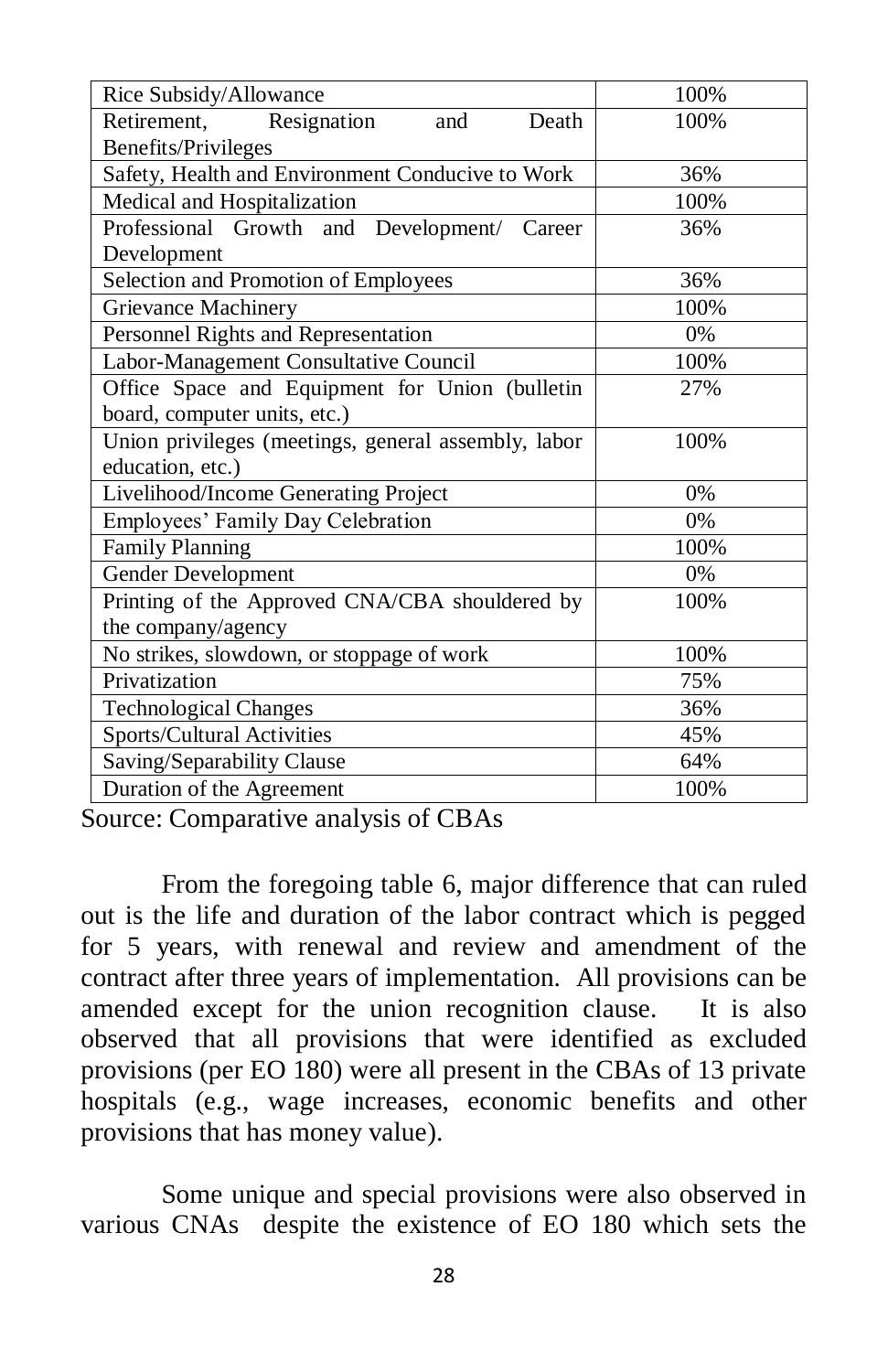| | |
|---|---|
| Rice Subsidy/Allowance | 100% |
| Retirement, Resignation and Death Benefits/Privileges | 100% |
| Safety, Health and Environment Conducive to Work | 36% |
| Medical and Hospitalization | 100% |
| Professional Growth and Development/ Career Development | 36% |
| Selection and Promotion of Employees | 36% |
| Grievance Machinery | 100% |
| Personnel Rights and Representation | 0% |
| Labor-Management Consultative Council | 100% |
| Office Space and Equipment for Union (bulletin board, computer units, etc.) | 27% |
| Union privileges (meetings, general assembly, labor education, etc.) | 100% |
| Livelihood/Income Generating Project | 0% |
| Employees' Family Day Celebration | 0% |
| Family Planning | 100% |
| Gender Development | 0% |
| Printing of the Approved CNA/CBA shouldered by the company/agency | 100% |
| No strikes, slowdown, or stoppage of work | 100% |
| Privatization | 75% |
| Technological Changes | 36% |
| Sports/Cultural Activities | 45% |
| Saving/Separability Clause | 64% |
| Duration of the Agreement | 100% |

Source: Comparative analysis of CBAs

From the foregoing table 6, major difference that can ruled out is the life and duration of the labor contract which is pegged for 5 years, with renewal and review and amendment of the contract after three years of implementation. All provisions can be amended except for the union recognition clause. It is also observed that all provisions that were identified as excluded provisions (per EO 180) were all present in the CBAs of 13 private hospitals (e.g., wage increases, economic benefits and other provisions that has money value).

Some unique and special provisions were also observed in various CNAs despite the existence of EO 180 which sets the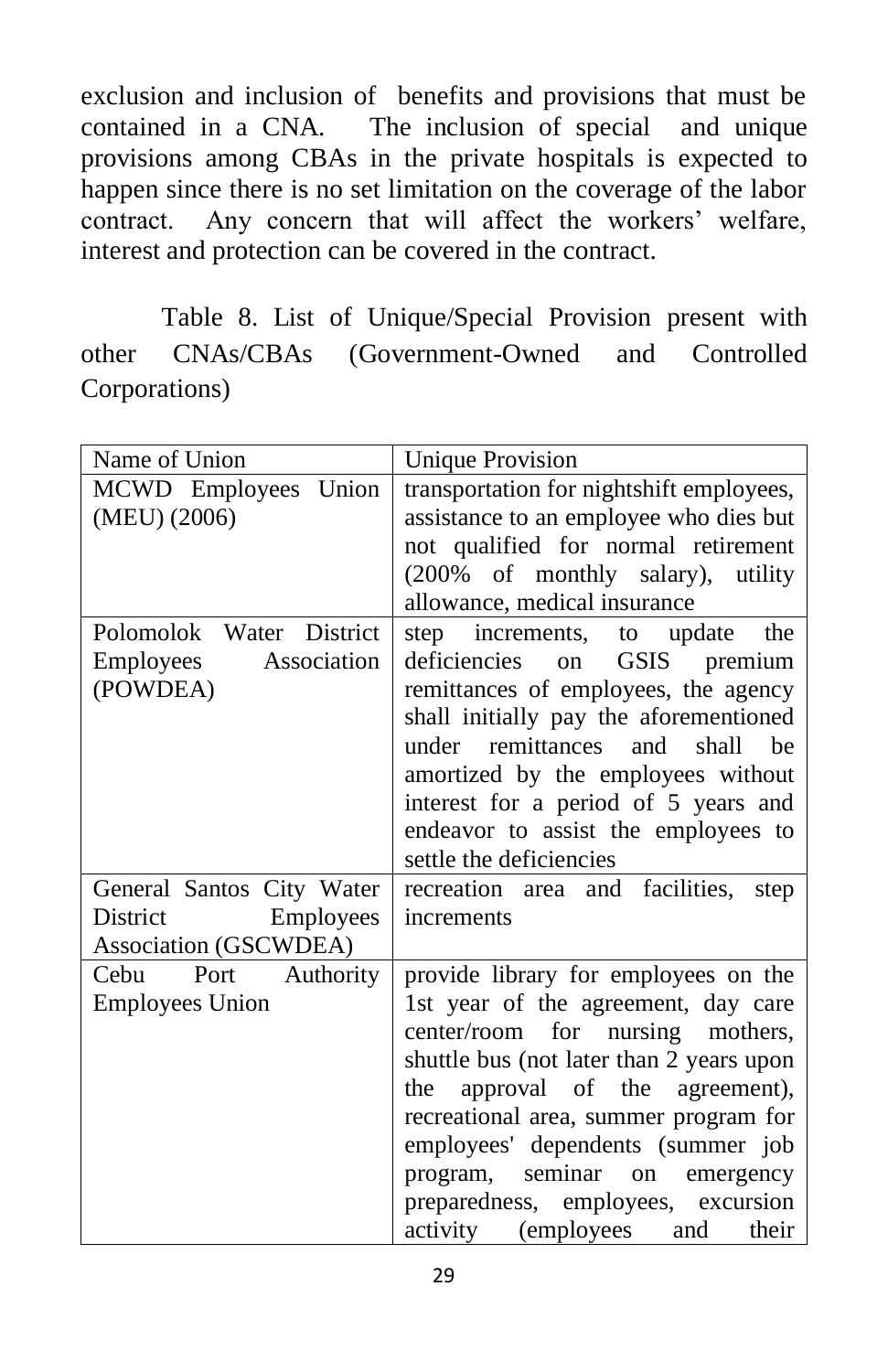exclusion and inclusion of benefits and provisions that must be contained in a CNA. The inclusion of special and unique provisions among CBAs in the private hospitals is expected to happen since there is no set limitation on the coverage of the labor contract. Any concern that will affect the workers' welfare, interest and protection can be covered in the contract.

Table 8. List of Unique/Special Provision present with other CNAs/CBAs (Government-Owned and Controlled Corporations)

| Name of Union | Unique Provision |
| --- | --- |
| MCWD Employees Union (MEU) (2006) | transportation for nightshift employees, assistance to an employee who dies but not qualified for normal retirement (200% of monthly salary), utility allowance, medical insurance |
| Polomolok Water District Employees Association (POWDEA) | step increments, to update the deficiencies on GSIS premium remittances of employees, the agency shall initially pay the aforementioned under remittances and shall be amortized by the employees without interest for a period of 5 years and endeavor to assist the employees to settle the deficiencies |
| General Santos City Water District Employees Association (GSCWDEA) | recreation area and facilities, step increments |
| Cebu Port Authority Employees Union | provide library for employees on the 1st year of the agreement, day care center/room for nursing mothers, shuttle bus (not later than 2 years upon the approval of the agreement), recreational area, summer program for employees' dependents (summer job program, seminar on emergency preparedness, employees, excursion activity (employees and their |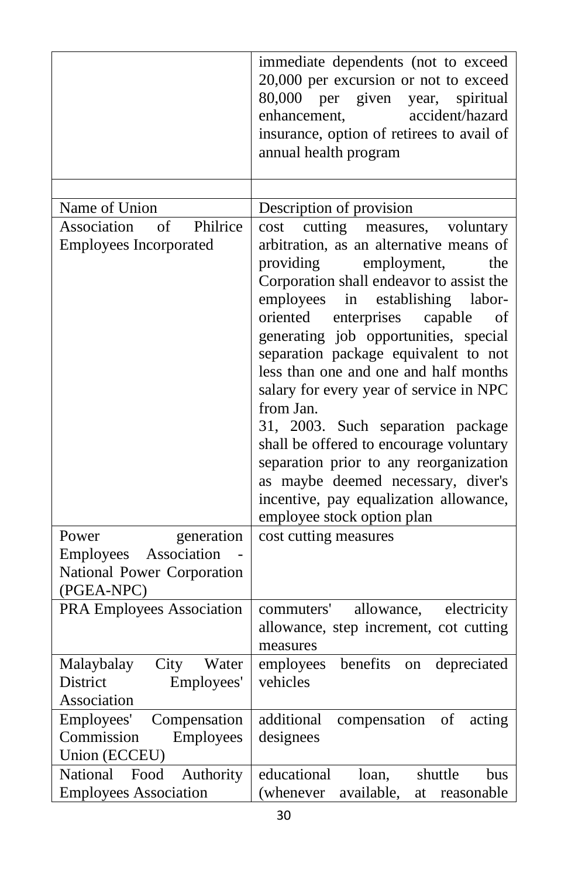| | |
|---|---|
| | immediate dependents (not to exceed 20,000 per excursion or not to exceed 80,000 per given year, spiritual enhancement, accident/hazard insurance, option of retirees to avail of annual health program |
| | |
| Name of Union | Description of provision |
| Association of Philrice Employees Incorporated | cost cutting measures, voluntary arbitration, as an alternative means of providing employment, the Corporation shall endeavor to assist the employees in establishing labor-oriented enterprises capable of generating job opportunities, special separation package equivalent to not less than one and one and half months salary for every year of service in NPC from Jan. 31, 2003. Such separation package shall be offered to encourage voluntary separation prior to any reorganization as maybe deemed necessary, diver's incentive, pay equalization allowance, employee stock option plan |
| Power generation Employees Association - National Power Corporation (PGEA-NPC) | cost cutting measures |
| PRA Employees Association | commuters' allowance, electricity allowance, step increment, cot cutting measures |
| Malaybalay City Water District Employees' Association | employees benefits on depreciated vehicles |
| Employees' Compensation Commission Employees Union (ECCEU) | additional compensation of acting designees |
| National Food Authority Employees Association | educational loan, shuttle bus (whenever available, at reasonable |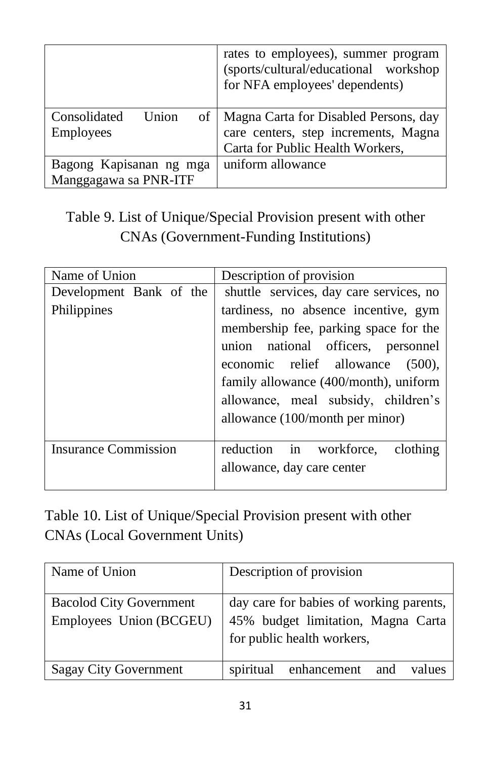| | |
|---|---|
| | rates to employees), summer program (sports/cultural/educational workshop for NFA employees' dependents) |
| Consolidated Union of Employees | Magna Carta for Disabled Persons, day care centers, step increments, Magna Carta for Public Health Workers, |
| Bagong Kapisanan ng mga Manggagawa sa PNR-ITF | uniform allowance |

Table 9. List of Unique/Special Provision present with other CNAs (Government-Funding Institutions)

| Name of Union | Description of provision |
|---|---|
| Development Bank of the Philippines | shuttle services, day care services, no tardiness, no absence incentive, gym membership fee, parking space for the union national officers, personnel economic relief allowance (500), family allowance (400/month), uniform allowance, meal subsidy, children's allowance (100/month per minor) |
| Insurance Commission | reduction in workforce, clothing allowance, day care center |

Table 10. List of Unique/Special Provision present with other CNAs (Local Government Units)

| Name of Union | Description of provision |
|---|---|
| Bacolod City Government Employees Union (BCGEU) | day care for babies of working parents, 45% budget limitation, Magna Carta for public health workers, |
| Sagay City Government | spiritual enhancement and values |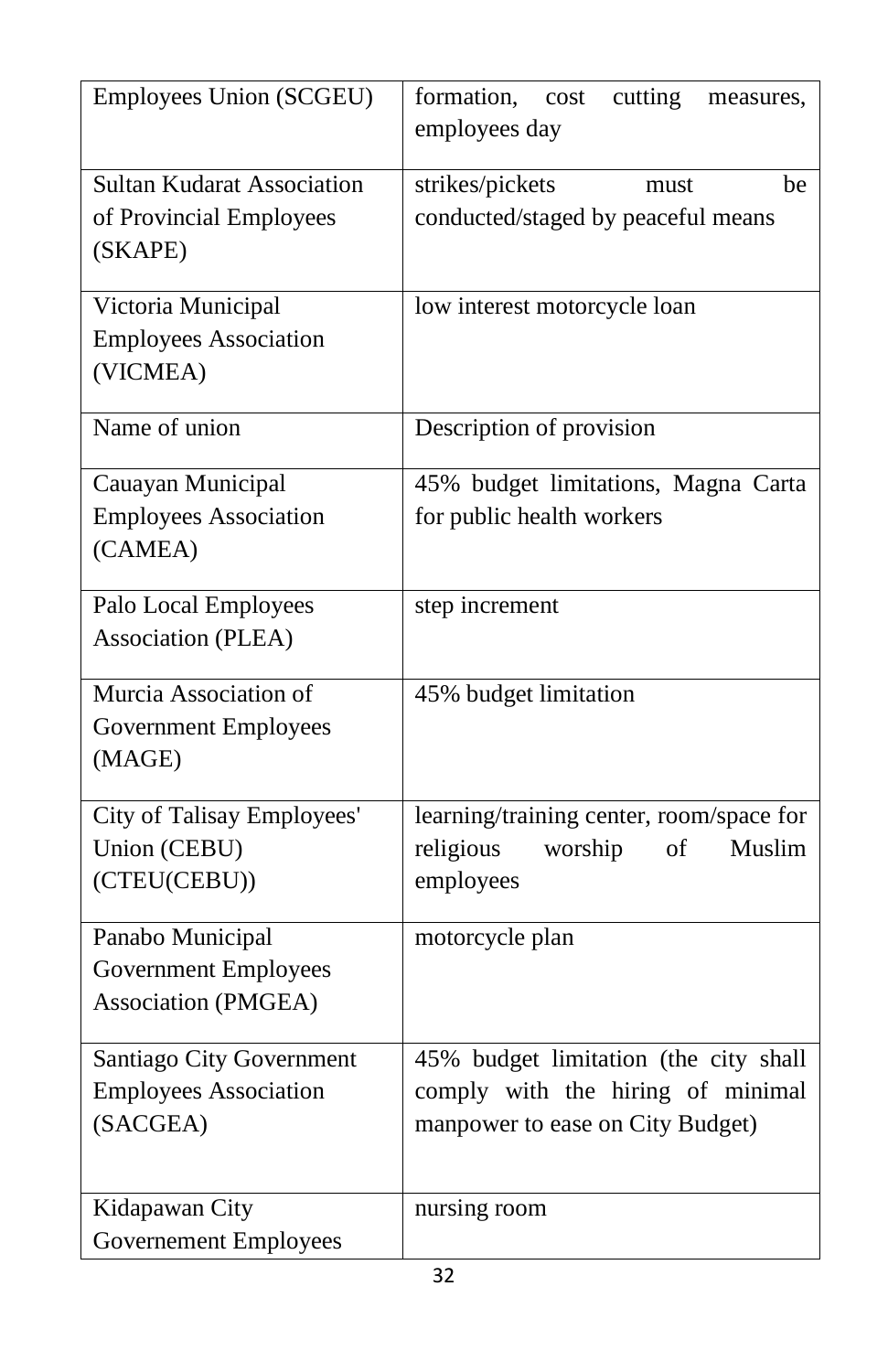| Employees Union (SCGEU) | formation, cost cutting measures, employees day |
|---|---|
| Sultan Kudarat Association of Provincial Employees (SKAPE) | strikes/pickets must be conducted/staged by peaceful means |
| Victoria Municipal Employees Association (VICMEA) | low interest motorcycle loan |
| Name of union | Description of provision |
| Cauayan Municipal Employees Association (CAMEA) | 45% budget limitations, Magna Carta for public health workers |
| Palo Local Employees Association (PLEA) | step increment |
| Murcia Association of Government Employees (MAGE) | 45% budget limitation |
| City of Talisay Employees' Union (CEBU) (CTEU(CEBU)) | learning/training center, room/space for religious worship of Muslim employees |
| Panabo Municipal Government Employees Association (PMGEA) | motorcycle plan |
| Santiago City Government Employees Association (SACGEA) | 45% budget limitation (the city shall comply with the hiring of minimal manpower to ease on City Budget) |
| Kidapawan City Governement Employees | nursing room |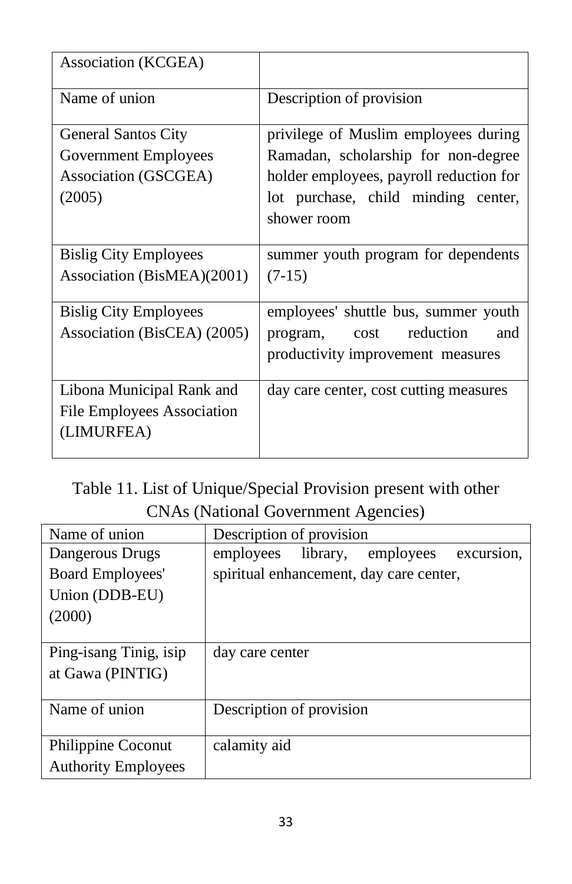| Association (KCGEA) | |
|---|---|
| Name of union | Description of provision |
| General Santos City Government Employees Association (GSCGEA) (2005) | privilege of Muslim employees during Ramadan, scholarship for non-degree holder employees, payroll reduction for lot purchase, child minding center, shower room |
| Bislig City Employees Association (BisMEA)(2001) | summer youth program for dependents (7-15) |
| Bislig City Employees Association (BisCEA) (2005) | employees' shuttle bus, summer youth program, cost reduction and productivity improvement measures |
| Libona Municipal Rank and File Employees Association (LIMURFEA) | day care center, cost cutting measures |

Table 11. List of Unique/Special Provision present with other CNAs (National Government Agencies)

| Name of union | Description of provision |
|---|---|
| Dangerous Drugs Board Employees' Union (DDB-EU) (2000) | employees library, employees excursion, spiritual enhancement, day care center, |
| Ping-isang Tinig, isip at Gawa (PINTIG) | day care center |
| Name of union | Description of provision |
| Philippine Coconut Authority Employees | calamity aid |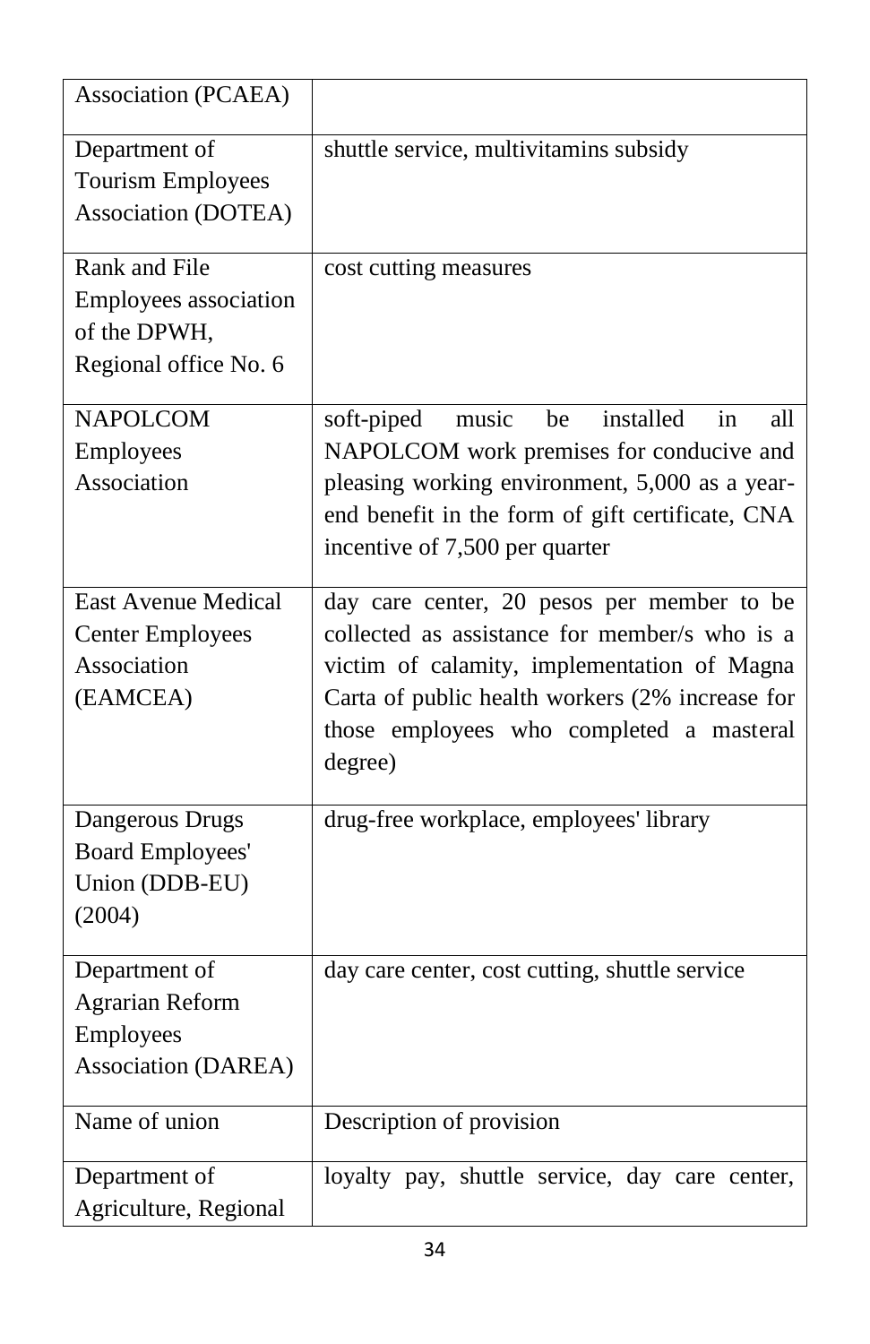| | |
|---|---|
| Association (PCAEA) | |
| Department of Tourism Employees Association (DOTEA) | shuttle service, multivitamins subsidy |
| Rank and File Employees association of the DPWH, Regional office No. 6 | cost cutting measures |
| NAPOLCOM Employees Association | soft-piped music be installed in all NAPOLCOM work premises for conducive and pleasing working environment, 5,000 as a year-end benefit in the form of gift certificate, CNA incentive of 7,500 per quarter |
| East Avenue Medical Center Employees Association (EAMCEA) | day care center, 20 pesos per member to be collected as assistance for member/s who is a victim of calamity, implementation of Magna Carta of public health workers (2% increase for those employees who completed a masteral degree) |
| Dangerous Drugs Board Employees' Union (DDB-EU) (2004) | drug-free workplace, employees' library |
| Department of Agrarian Reform Employees Association (DAREA) | day care center, cost cutting, shuttle service |
| Name of union | Description of provision |
| Department of Agriculture, Regional | loyalty pay, shuttle service, day care center, |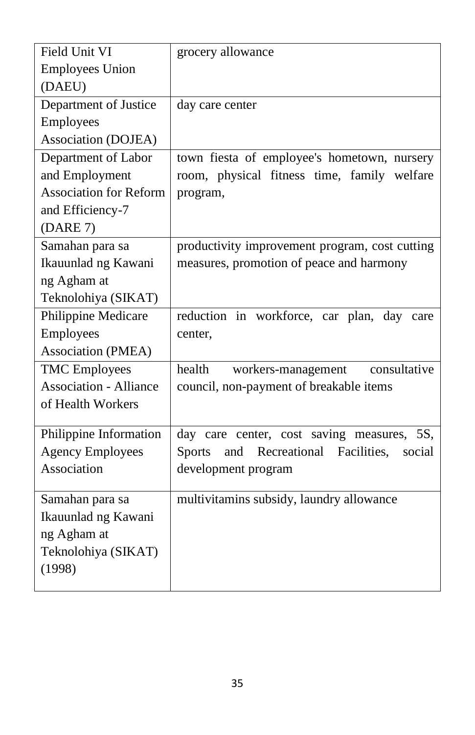| | |
|---|---|
| Field Unit VI Employees Union (DAEU) | grocery allowance |
| Department of Justice Employees Association (DOJEA) | day care center |
| Department of Labor and Employment Association for Reform and Efficiency-7 (DARE 7) | town fiesta of employee's hometown, nursery room, physical fitness time, family welfare program, |
| Samahan para sa Ikauunlad ng Kawani ng Agham at Teknolohiya (SIKAT) | productivity improvement program, cost cutting measures, promotion of peace and harmony |
| Philippine Medicare Employees Association (PMEA) | reduction in workforce, car plan, day care center, |
| TMC Employees Association - Alliance of Health Workers | health workers-management consultative council, non-payment of breakable items |
| Philippine Information Agency Employees Association | day care center, cost saving measures, 5S, Sports and Recreational Facilities, social development program |
| Samahan para sa Ikauunlad ng Kawani ng Agham at Teknolohiya (SIKAT) (1998) | multivitamins subsidy, laundry allowance |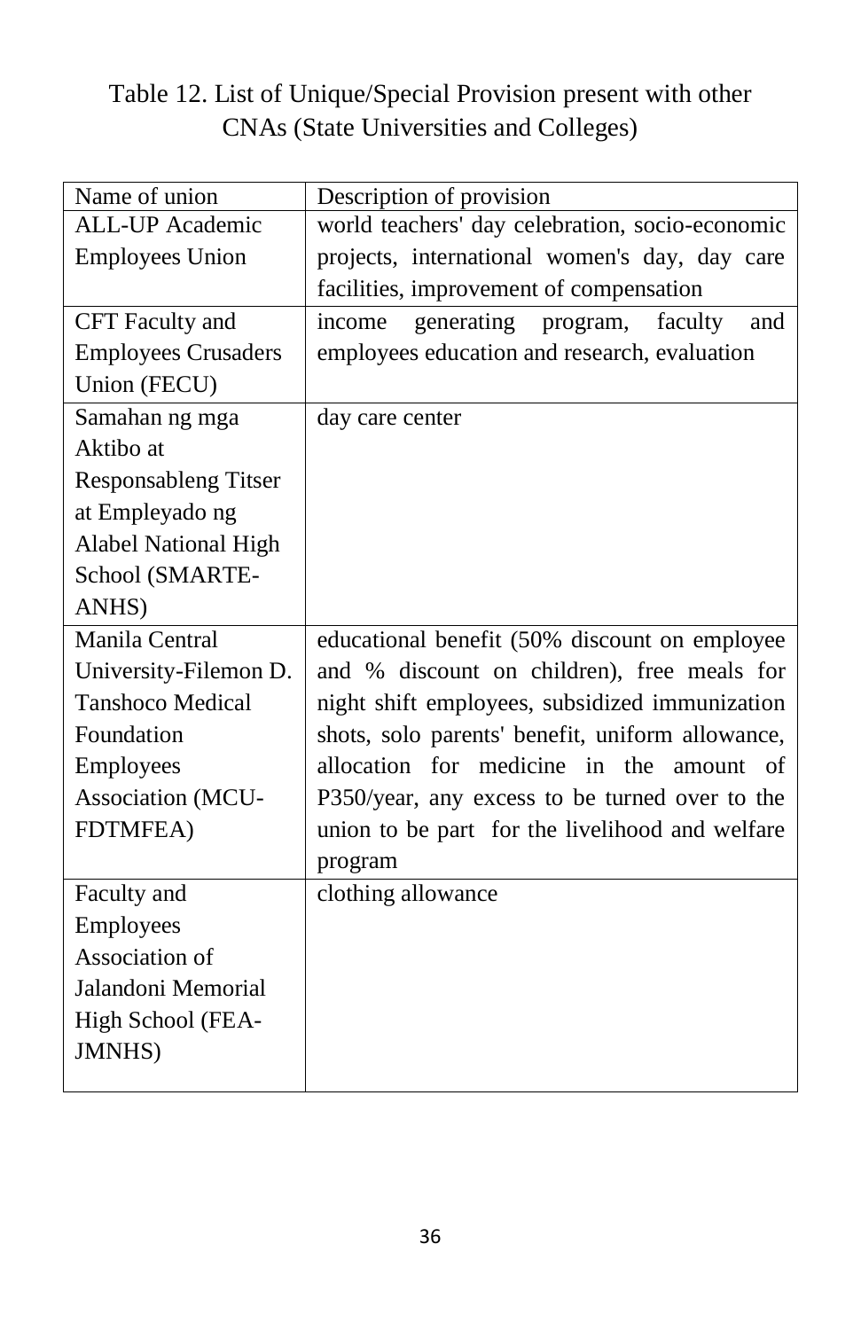Table 12. List of Unique/Special Provision present with other CNAs (State Universities and Colleges)

| Name of union | Description of provision |
|---|---|
| ALL-UP Academic Employees Union | world teachers' day celebration, socio-economic projects, international women's day, day care facilities, improvement of compensation |
| CFT Faculty and Employees Crusaders Union (FECU) | income generating program, faculty and employees education and research, evaluation |
| Samahan ng mga Aktibo at Responsableng Titser at Empleyado ng Alabel National High School (SMARTE-ANHS) | day care center |
| Manila Central University-Filemon D. Tanshoco Medical Foundation Employees Association (MCU-FDTMFEA) | educational benefit (50% discount on employee and % discount on children), free meals for night shift employees, subsidized immunization shots, solo parents' benefit, uniform allowance, allocation for medicine in the amount of P350/year, any excess to be turned over to the union to be part for the livelihood and welfare program |
| Faculty and Employees Association of Jalandoni Memorial High School (FEA-JMNHS) | clothing allowance |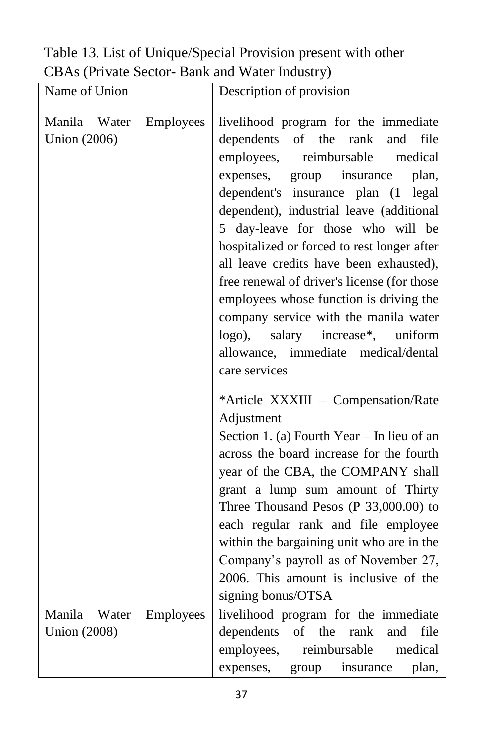Table 13. List of Unique/Special Provision present with other CBAs (Private Sector- Bank and Water Industry)

| Name of Union | Description of provision |
|---|---|
| Manila Water Employees Union (2006) | livelihood program for the immediate dependents of the rank and file employees, reimbursable medical expenses, group insurance plan, dependent's insurance plan (1 legal dependent), industrial leave (additional 5 day-leave for those who will be hospitalized or forced to rest longer after all leave credits have been exhausted), free renewal of driver's license (for those employees whose function is driving the company service with the manila water logo), salary increase*, uniform allowance, immediate medical/dental care services<br><br>*Article XXXIII – Compensation/Rate Adjustment<br>Section 1. (a) Fourth Year – In lieu of an across the board increase for the fourth year of the CBA, the COMPANY shall grant a lump sum amount of Thirty Three Thousand Pesos (P 33,000.00) to each regular rank and file employee within the bargaining unit who are in the Company's payroll as of November 27, 2006. This amount is inclusive of the signing bonus/OTSA |
| Manila Water Employees Union (2008) | livelihood program for the immediate dependents of the rank and file employees, reimbursable medical expenses, group insurance plan, |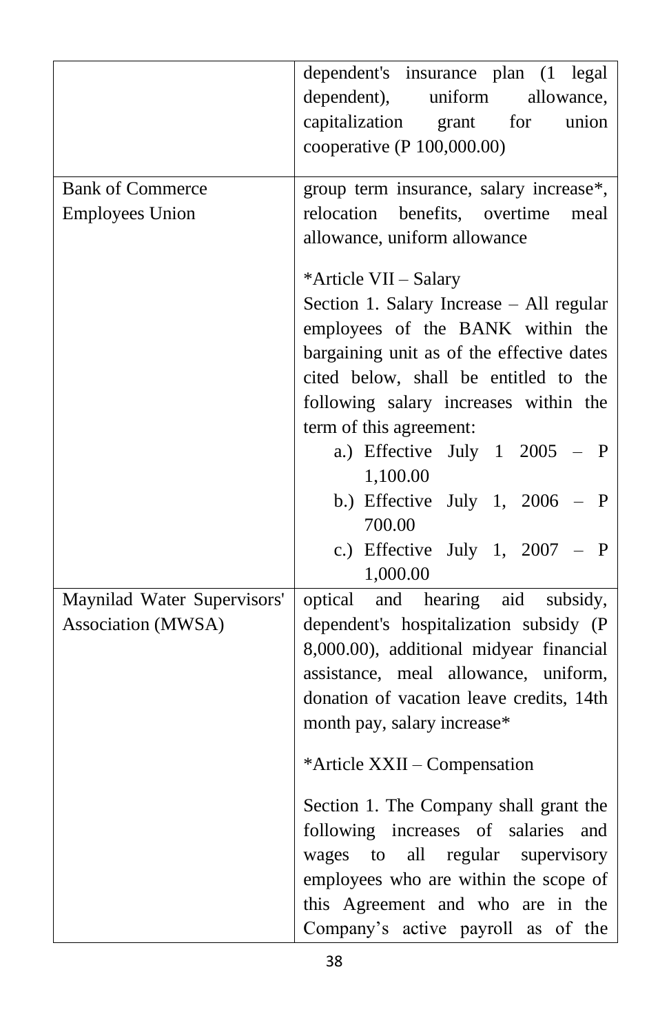| | |
|---|---|
| | dependent's insurance plan (1 legal dependent), uniform allowance, capitalization grant for union cooperative (P 100,000.00) |
| Bank of Commerce Employees Union | group term insurance, salary increase*, relocation benefits, overtime meal allowance, uniform allowance<br><br>*Article VII – Salary<br>Section 1. Salary Increase – All regular employees of the BANK within the bargaining unit as of the effective dates cited below, shall be entitled to the following salary increases within the term of this agreement:<br>a.) Effective July 1 2005 – P 1,100.00<br>b.) Effective July 1, 2006 – P 700.00<br>c.) Effective July 1, 2007 – P 1,000.00 |
| Maynilad Water Supervisors' Association (MWSA) | optical and hearing aid subsidy, dependent's hospitalization subsidy (P 8,000.00), additional midyear financial assistance, meal allowance, uniform, donation of vacation leave credits, 14th month pay, salary increase*<br><br>*Article XXII – Compensation<br><br>Section 1. The Company shall grant the following increases of salaries and wages to all regular supervisory employees who are within the scope of this Agreement and who are in the Company's active payroll as of the |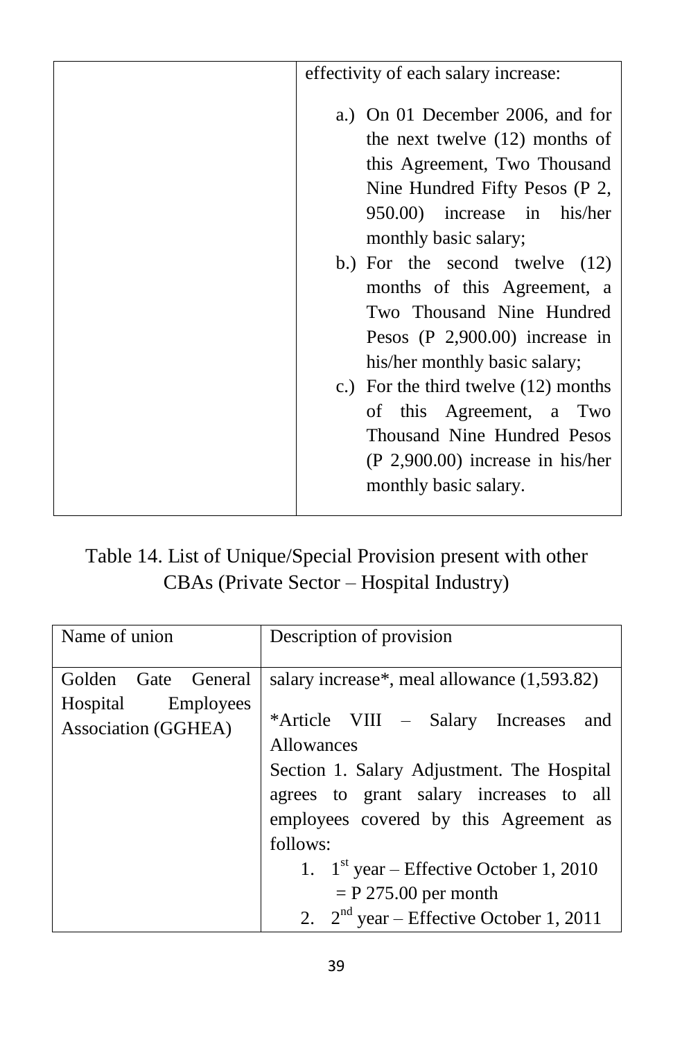| | |
|---|---|
| | effectivity of each salary increase:<br><br>a.) On 01 December 2006, and for the next twelve (12) months of this Agreement, Two Thousand Nine Hundred Fifty Pesos (P 2, 950.00) increase in his/her monthly basic salary;<br>b.) For the second twelve (12) months of this Agreement, a Two Thousand Nine Hundred Pesos (P 2,900.00) increase in his/her monthly basic salary;<br>c.) For the third twelve (12) months of this Agreement, a Two Thousand Nine Hundred Pesos (P 2,900.00) increase in his/her monthly basic salary. |

Table 14. List of Unique/Special Provision present with other CBAs (Private Sector – Hospital Industry)

| Name of union | Description of provision |
|---|---|
| Golden Gate General Hospital Employees Association (GGHEA) | salary increase*, meal allowance (1,593.82)<br><br>*Article VIII – Salary Increases and Allowances<br>Section 1. Salary Adjustment. The Hospital agrees to grant salary increases to all employees covered by this Agreement as follows:<br>1. 1st year – Effective October 1, 2010 = P 275.00 per month<br>2. 2nd year – Effective October 1, 2011 |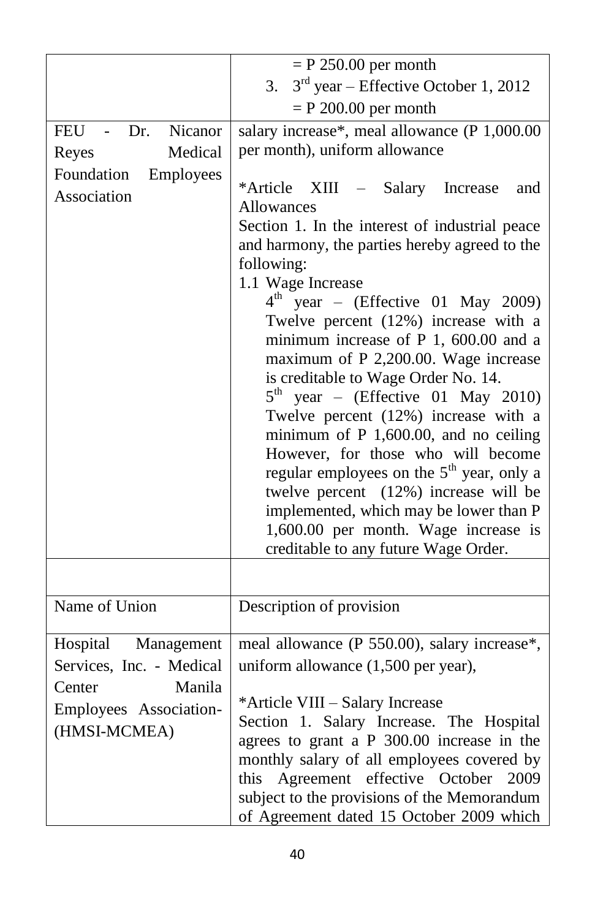| | |
|---|---|
| | = P 250.00 per month<br>3. 3rd year – Effective October 1, 2012<br>= P 200.00 per month |
| FEU - Dr. Nicanor Reyes Medical Foundation Employees Association | salary increase*, meal allowance (P 1,000.00 per month), uniform allowance<br><br>*Article XIII – Salary Increase and Allowances<br>Section 1. In the interest of industrial peace and harmony, the parties hereby agreed to the following:<br>1.1 Wage Increase<br>4th year – (Effective 01 May 2009) Twelve percent (12%) increase with a minimum increase of P 1, 600.00 and a maximum of P 2,200.00. Wage increase is creditable to Wage Order No. 14.<br>5th year – (Effective 01 May 2010) Twelve percent (12%) increase with a minimum of P 1,600.00, and no ceiling However, for those who will become regular employees on the 5th year, only a twelve percent (12%) increase will be implemented, which may be lower than P 1,600.00 per month. Wage increase is creditable to any future Wage Order. |
| | |

| Name of Union | Description of provision |
|---|---|
| Hospital Management Services, Inc. - Medical Center Manila Employees Association-(HMSI-MCMEA) | meal allowance (P 550.00), salary increase*, uniform allowance (1,500 per year),<br><br>*Article VIII – Salary Increase<br>Section 1. Salary Increase. The Hospital agrees to grant a P 300.00 increase in the monthly salary of all employees covered by this Agreement effective October 2009 subject to the provisions of the Memorandum of Agreement dated 15 October 2009 which |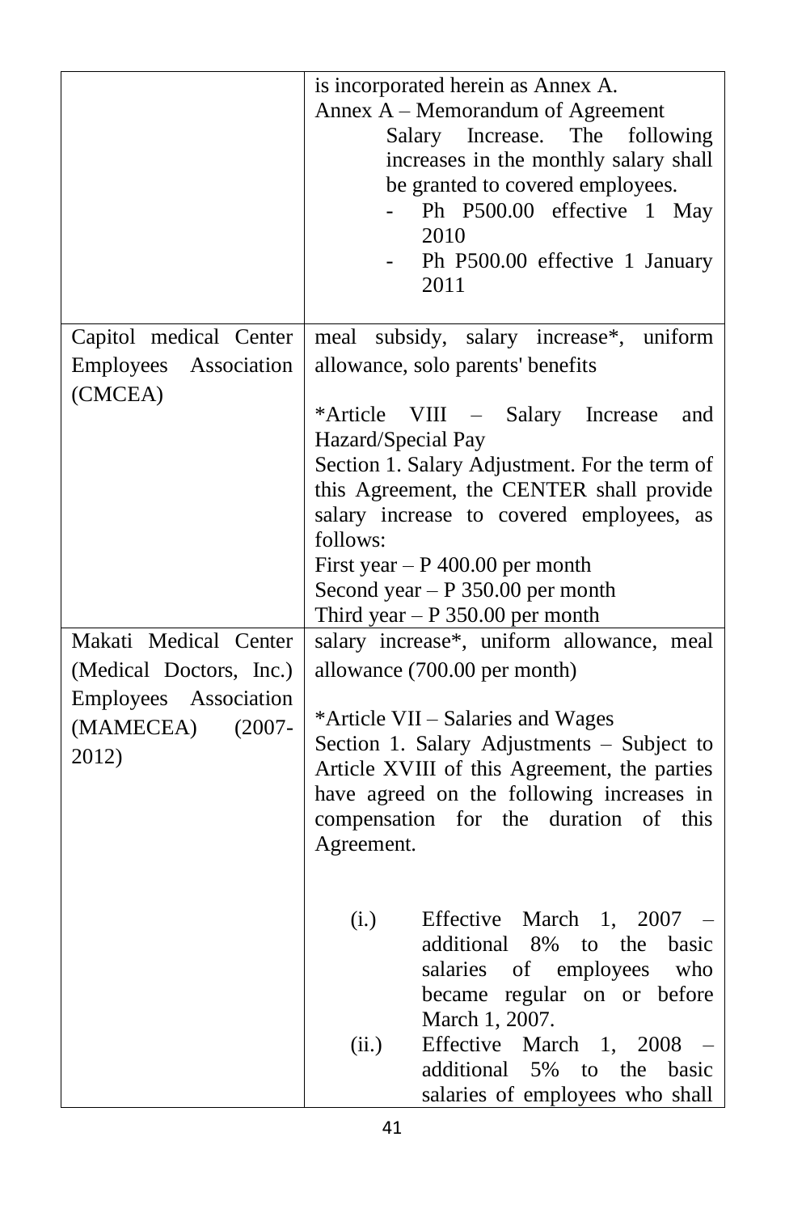| | |
|---|---|
| | is incorporated herein as Annex A.<br>Annex A – Memorandum of Agreement<br>Salary Increase. The following increases in the monthly salary shall be granted to covered employees.<br>- Ph P500.00 effective 1 May 2010<br>- Ph P500.00 effective 1 January 2011 |
| Capitol medical Center Employees Association (CMCEA) | meal subsidy, salary increase*, uniform allowance, solo parents' benefits<br><br>*Article VIII – Salary Increase and Hazard/Special Pay<br>Section 1. Salary Adjustment. For the term of this Agreement, the CENTER shall provide salary increase to covered employees, as follows:<br>First year – P 400.00 per month<br>Second year – P 350.00 per month<br>Third year – P 350.00 per month |
| Makati Medical Center (Medical Doctors, Inc.) Employees Association (MAMECEA) (2007-2012) | salary increase*, uniform allowance, meal allowance (700.00 per month)<br><br>*Article VII – Salaries and Wages<br>Section 1. Salary Adjustments – Subject to Article XVIII of this Agreement, the parties have agreed on the following increases in compensation for the duration of this Agreement.<br><br>(i.) Effective March 1, 2007 – additional 8% to the basic salaries of employees who became regular on or before March 1, 2007.<br>(ii.) Effective March 1, 2008 – additional 5% to the basic salaries of employees who shall |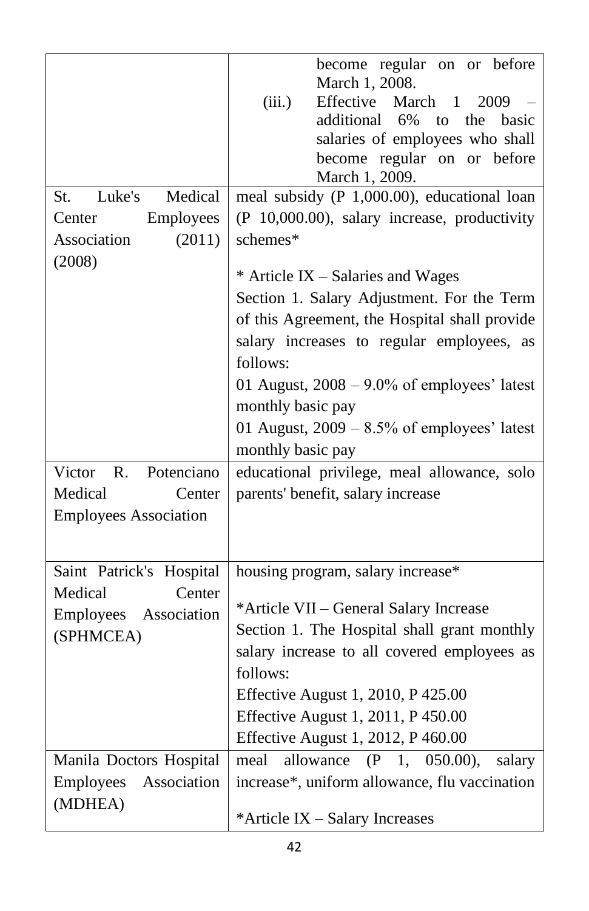| | |
|---|---|
| | become regular on or before March 1, 2008.<br>(iii.) Effective March 1 2009 – additional 6% to the basic salaries of employees who shall become regular on or before March 1, 2009. |
| St. Luke's Medical Center Employees Association (2011) (2008) | meal subsidy (P 1,000.00), educational loan (P 10,000.00), salary increase, productivity schemes*<br><br>* Article IX – Salaries and Wages<br>Section 1. Salary Adjustment. For the Term of this Agreement, the Hospital shall provide salary increases to regular employees, as follows:<br>01 August, 2008 – 9.0% of employees' latest monthly basic pay<br>01 August, 2009 – 8.5% of employees' latest monthly basic pay |
| Victor R. Potenciano Medical Center Employees Association | educational privilege, meal allowance, solo parents' benefit, salary increase |
| Saint Patrick's Hospital Medical Center Employees Association (SPHMCEA) | housing program, salary increase*<br><br>*Article VII – General Salary Increase<br>Section 1. The Hospital shall grant monthly salary increase to all covered employees as follows:<br>Effective August 1, 2010, P 425.00<br>Effective August 1, 2011, P 450.00<br>Effective August 1, 2012, P 460.00 |
| Manila Doctors Hospital Employees Association (MDHEA) | meal allowance (P 1, 050.00), salary increase*, uniform allowance, flu vaccination<br><br>*Article IX – Salary Increases |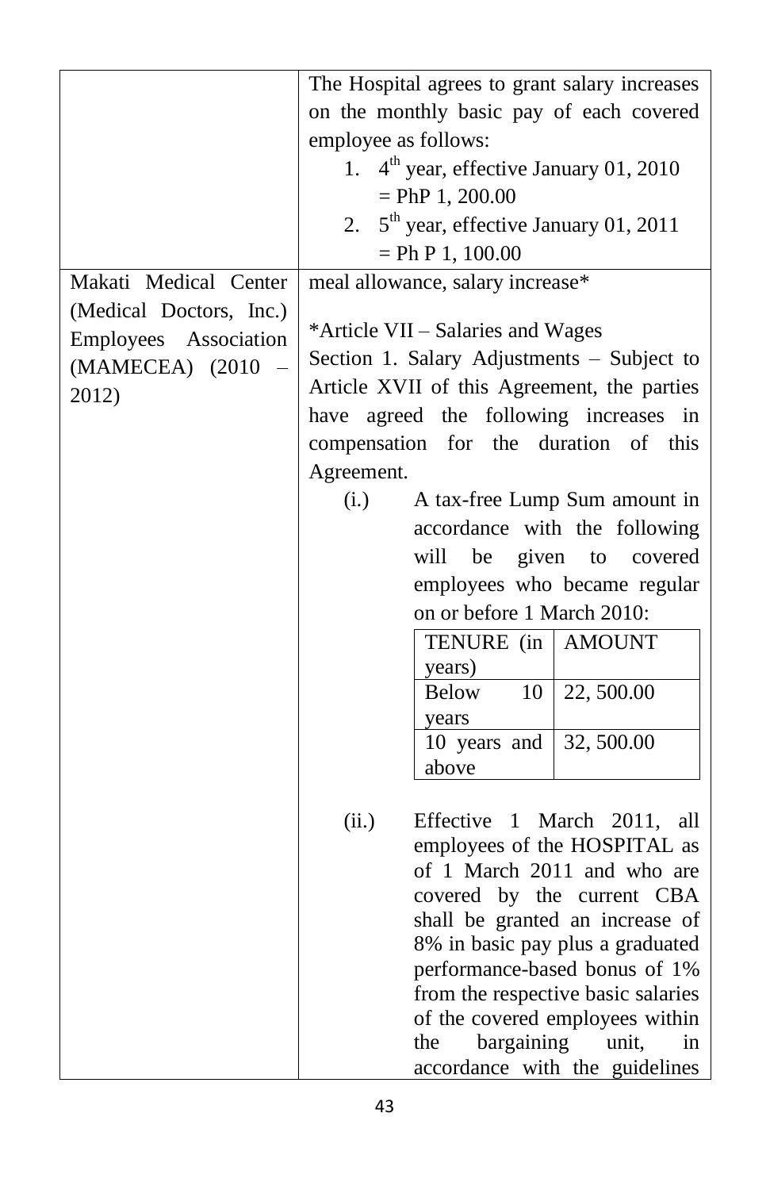| | |
|---|---|
| | The Hospital agrees to grant salary increases on the monthly basic pay of each covered employee as follows:<br>1. 4th year, effective January 01, 2010 = PhP 1, 200.00<br>2. 5th year, effective January 01, 2011 = Ph P 1, 100.00 |
| Makati Medical Center (Medical Doctors, Inc.) Employees Association (MAMECEA) (2010 – 2012) | meal allowance, salary increase*<br><br>*Article VII – Salaries and Wages<br>Section 1. Salary Adjustments – Subject to Article XVII of this Agreement, the parties have agreed the following increases in compensation for the duration of this Agreement.<br>(i.) A tax-free Lump Sum amount in accordance with the following will be given to covered employees who became regular on or before 1 March 2010:<br><br>TENURE (in years) — AMOUNT<br>Below 10 years — 22, 500.00<br>10 years and above — 32, 500.00<br><br>(ii.) Effective 1 March 2011, all employees of the HOSPITAL as of 1 March 2011 and who are covered by the current CBA shall be granted an increase of 8% in basic pay plus a graduated performance-based bonus of 1% from the respective basic salaries of the covered employees within the bargaining unit, in accordance with the guidelines |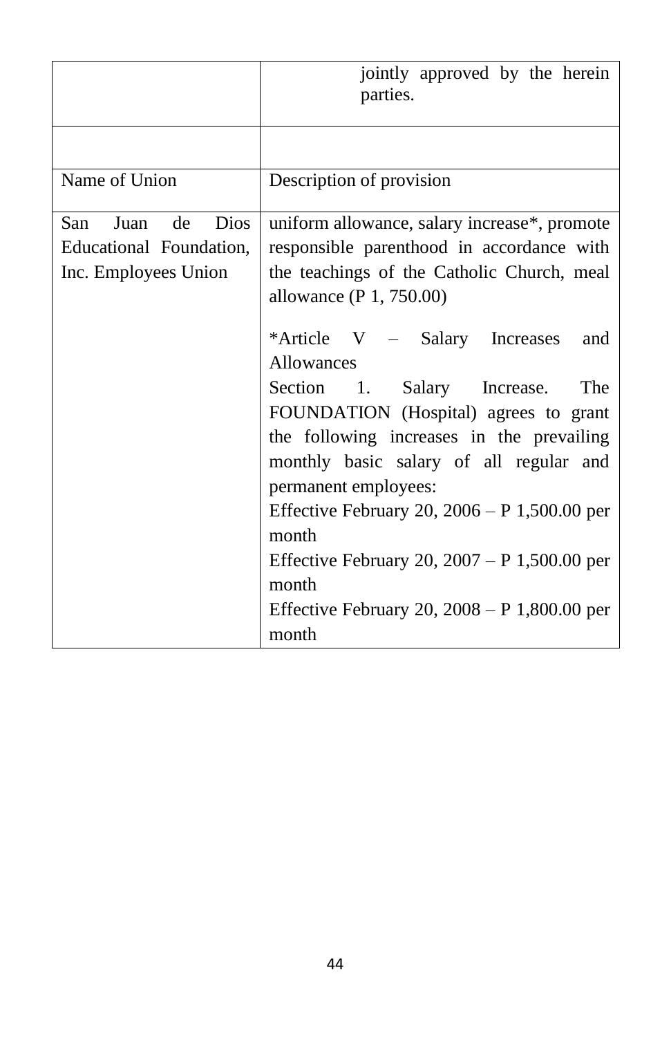| | |
|---|---|
| | jointly approved by the herein parties. |
| | |
| Name of Union | Description of provision |
| San Juan de Dios Educational Foundation, Inc. Employees Union | uniform allowance, salary increase*, promote responsible parenthood in accordance with the teachings of the Catholic Church, meal allowance (P 1, 750.00)<br><br>*Article V – Salary Increases and Allowances<br>Section 1. Salary Increase. The FOUNDATION (Hospital) agrees to grant the following increases in the prevailing monthly basic salary of all regular and permanent employees:<br>Effective February 20, 2006 – P 1,500.00 per month<br>Effective February 20, 2007 – P 1,500.00 per month<br>Effective February 20, 2008 – P 1,800.00 per month |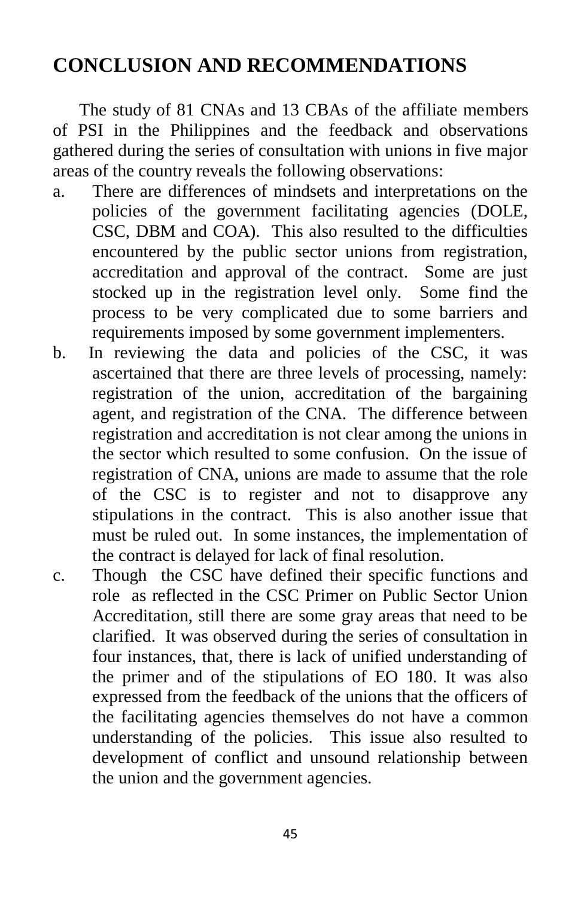# CONCLUSION AND RECOMMENDATIONS

The study of 81 CNAs and 13 CBAs of the affiliate members of PSI in the Philippines and the feedback and observations gathered during the series of consultation with unions in five major areas of the country reveals the following observations:

a. There are differences of mindsets and interpretations on the policies of the government facilitating agencies (DOLE, CSC, DBM and COA). This also resulted to the difficulties encountered by the public sector unions from registration, accreditation and approval of the contract. Some are just stocked up in the registration level only. Some find the process to be very complicated due to some barriers and requirements imposed by some government implementers.

b. In reviewing the data and policies of the CSC, it was ascertained that there are three levels of processing, namely: registration of the union, accreditation of the bargaining agent, and registration of the CNA. The difference between registration and accreditation is not clear among the unions in the sector which resulted to some confusion. On the issue of registration of CNA, unions are made to assume that the role of the CSC is to register and not to disapprove any stipulations in the contract. This is also another issue that must be ruled out. In some instances, the implementation of the contract is delayed for lack of final resolution.

c. Though the CSC have defined their specific functions and role as reflected in the CSC Primer on Public Sector Union Accreditation, still there are some gray areas that need to be clarified. It was observed during the series of consultation in four instances, that, there is lack of unified understanding of the primer and of the stipulations of EO 180. It was also expressed from the feedback of the unions that the officers of the facilitating agencies themselves do not have a common understanding of the policies. This issue also resulted to development of conflict and unsound relationship between the union and the government agencies.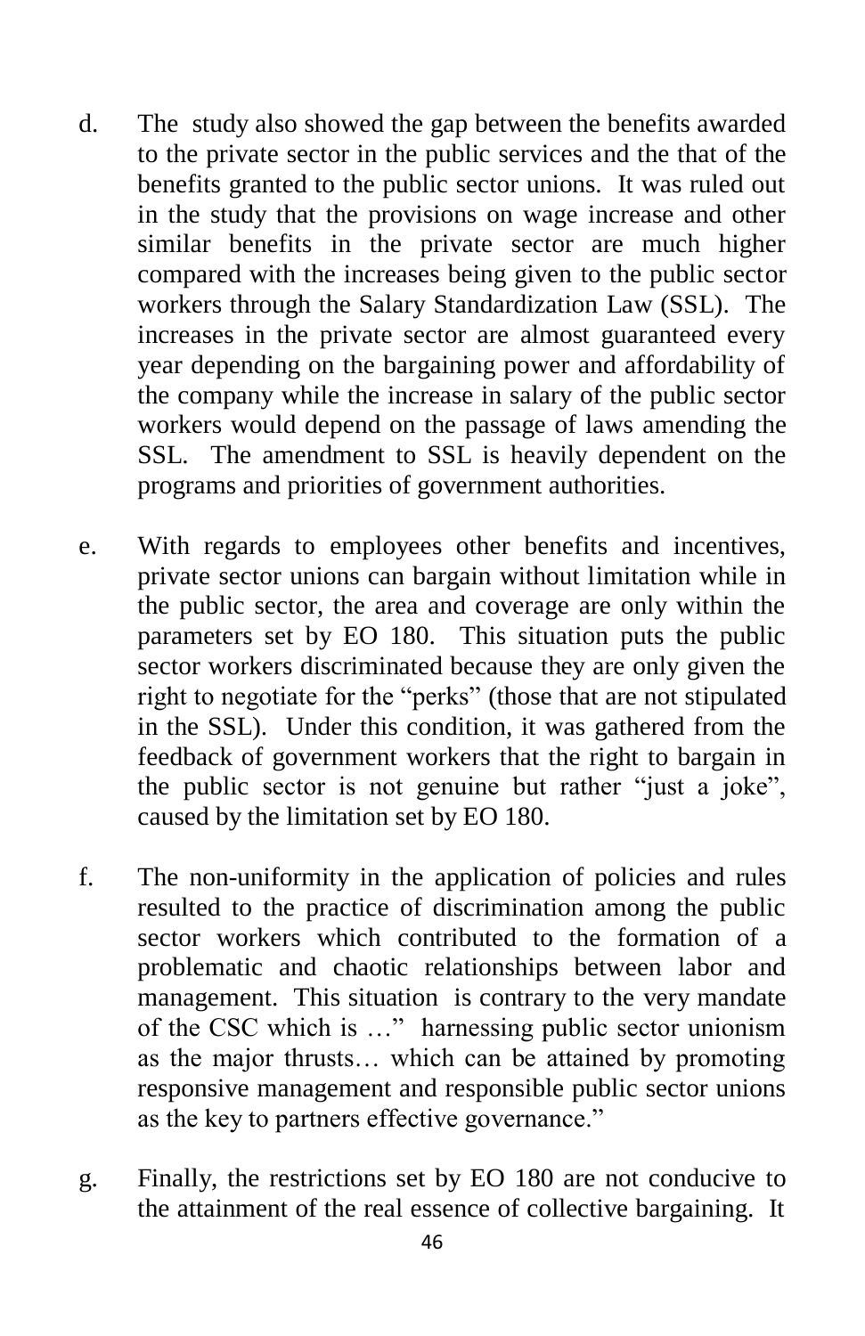d. The study also showed the gap between the benefits awarded to the private sector in the public services and the that of the benefits granted to the public sector unions. It was ruled out in the study that the provisions on wage increase and other similar benefits in the private sector are much higher compared with the increases being given to the public sector workers through the Salary Standardization Law (SSL). The increases in the private sector are almost guaranteed every year depending on the bargaining power and affordability of the company while the increase in salary of the public sector workers would depend on the passage of laws amending the SSL. The amendment to SSL is heavily dependent on the programs and priorities of government authorities.

e. With regards to employees other benefits and incentives, private sector unions can bargain without limitation while in the public sector, the area and coverage are only within the parameters set by EO 180. This situation puts the public sector workers discriminated because they are only given the right to negotiate for the "perks" (those that are not stipulated in the SSL). Under this condition, it was gathered from the feedback of government workers that the right to bargain in the public sector is not genuine but rather "just a joke", caused by the limitation set by EO 180.

f. The non-uniformity in the application of policies and rules resulted to the practice of discrimination among the public sector workers which contributed to the formation of a problematic and chaotic relationships between labor and management. This situation is contrary to the very mandate of the CSC which is …" harnessing public sector unionism as the major thrusts… which can be attained by promoting responsive management and responsible public sector unions as the key to partners effective governance."

g. Finally, the restrictions set by EO 180 are not conducive to the attainment of the real essence of collective bargaining. It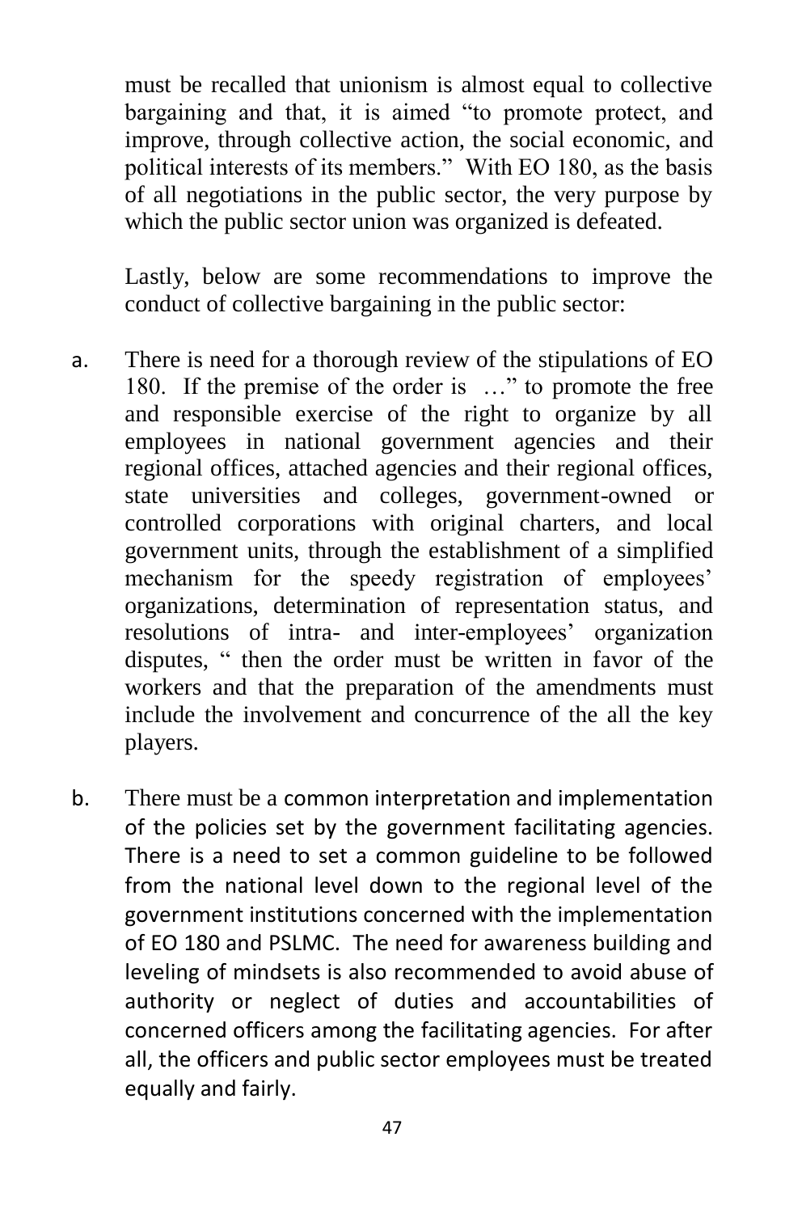must be recalled that unionism is almost equal to collective bargaining and that, it is aimed "to promote protect, and improve, through collective action, the social economic, and political interests of its members." With EO 180, as the basis of all negotiations in the public sector, the very purpose by which the public sector union was organized is defeated.

Lastly, below are some recommendations to improve the conduct of collective bargaining in the public sector:

a. There is need for a thorough review of the stipulations of EO 180. If the premise of the order is …" to promote the free and responsible exercise of the right to organize by all employees in national government agencies and their regional offices, attached agencies and their regional offices, state universities and colleges, government-owned or controlled corporations with original charters, and local government units, through the establishment of a simplified mechanism for the speedy registration of employees' organizations, determination of representation status, and resolutions of intra- and inter-employees' organization disputes, " then the order must be written in favor of the workers and that the preparation of the amendments must include the involvement and concurrence of the all the key players.

b. There must be a common interpretation and implementation of the policies set by the government facilitating agencies. There is a need to set a common guideline to be followed from the national level down to the regional level of the government institutions concerned with the implementation of EO 180 and PSLMC. The need for awareness building and leveling of mindsets is also recommended to avoid abuse of authority or neglect of duties and accountabilities of concerned officers among the facilitating agencies. For after all, the officers and public sector employees must be treated equally and fairly.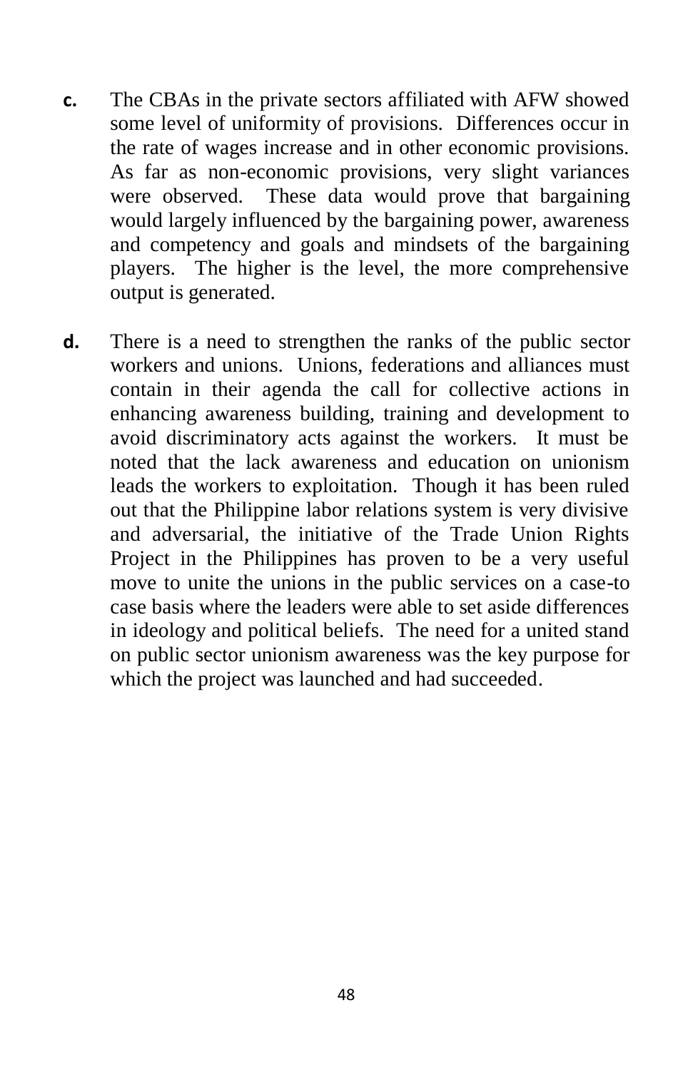**c.** The CBAs in the private sectors affiliated with AFW showed some level of uniformity of provisions. Differences occur in the rate of wages increase and in other economic provisions. As far as non-economic provisions, very slight variances were observed. These data would prove that bargaining would largely influenced by the bargaining power, awareness and competency and goals and mindsets of the bargaining players. The higher is the level, the more comprehensive output is generated.

**d.** There is a need to strengthen the ranks of the public sector workers and unions. Unions, federations and alliances must contain in their agenda the call for collective actions in enhancing awareness building, training and development to avoid discriminatory acts against the workers. It must be noted that the lack awareness and education on unionism leads the workers to exploitation. Though it has been ruled out that the Philippine labor relations system is very divisive and adversarial, the initiative of the Trade Union Rights Project in the Philippines has proven to be a very useful move to unite the unions in the public services on a case-to case basis where the leaders were able to set aside differences in ideology and political beliefs. The need for a united stand on public sector unionism awareness was the key purpose for which the project was launched and had succeeded.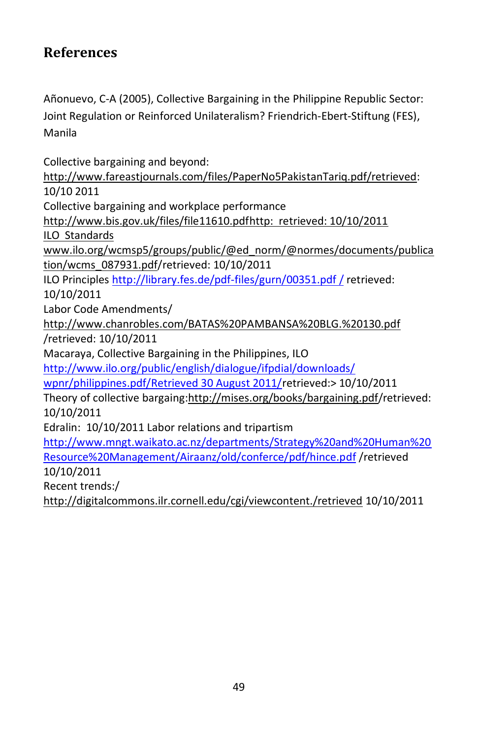## References

Añonuevo, C-A (2005), Collective Bargaining in the Philippine Republic Sector: Joint Regulation or Reinforced Unilateralism? Friendrich-Ebert-Stiftung (FES), Manila

Collective bargaining and beyond:
http://www.fareastjournals.com/files/PaperNo5PakistanTariq.pdf/retrieved: 10/10 2011
Collective bargaining and workplace performance
http://www.bis.gov.uk/files/file11610.pdfhttp: retrieved: 10/10/2011
ILO Standards
www.ilo.org/wcmsp5/groups/public/@ed_norm/@normes/documents/publication/wcms_087931.pdf/retrieved: 10/10/2011
ILO Principles http://library.fes.de/pdf-files/gurn/00351.pdf / retrieved: 10/10/2011
Labor Code Amendments/
http://www.chanrobles.com/BATAS%20PAMBANSA%20BLG.%20130.pdf /retrieved: 10/10/2011
Macaraya, Collective Bargaining in the Philippines, ILO
http://www.ilo.org/public/english/dialogue/ifpdial/downloads/wpnr/philippines.pdf/Retrieved 30 August 2011/retrieved:> 10/10/2011
Theory of collective bargaing:http://mises.org/books/bargaining.pdf/retrieved: 10/10/2011
Edralin: 10/10/2011 Labor relations and tripartism
http://www.mngt.waikato.ac.nz/departments/Strategy%20and%20Human%20Resource%20Management/Airaanz/old/conferce/pdf/hince.pdf /retrieved 10/10/2011
Recent trends:/
http://digitalcommons.ilr.cornell.edu/cgi/viewcontent./retrieved 10/10/2011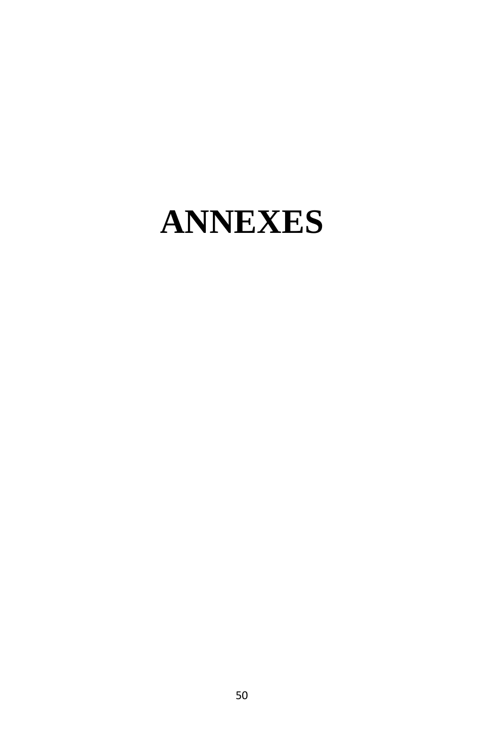# ANNEXES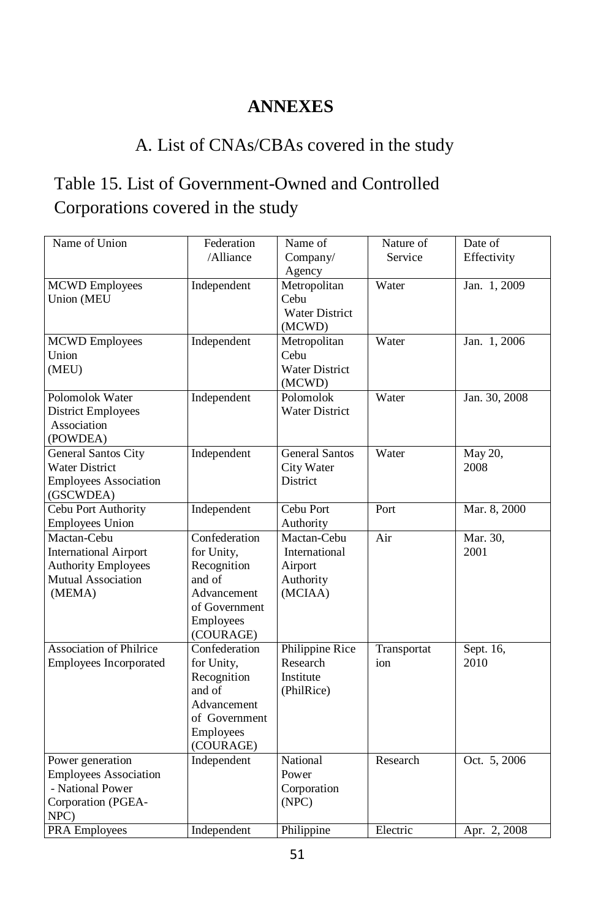# ANNEXES

## A. List of CNAs/CBAs covered in the study

### Table 15. List of Government-Owned and Controlled Corporations covered in the study

| Name of Union | Federation /Alliance | Name of Company/ Agency | Nature of Service | Date of Effectivity |
|---|---|---|---|---|
| MCWD Employees Union (MEU | Independent | Metropolitan Cebu Water District (MCWD) | Water | Jan. 1, 2009 |
| MCWD Employees Union (MEU) | Independent | Metropolitan Cebu Water District (MCWD) | Water | Jan. 1, 2006 |
| Polomolok Water District Employees Association (POWDEA) | Independent | Polomolok Water District | Water | Jan. 30, 2008 |
| General Santos City Water District Employees Association (GSCWDEA) | Independent | General Santos City Water District | Water | May 20, 2008 |
| Cebu Port Authority Employees Union | Independent | Cebu Port Authority | Port | Mar. 8, 2000 |
| Mactan-Cebu International Airport Authority Employees Mutual Association (MEMA) | Confederation for Unity, Recognition and of Advancement of Government Employees (COURAGE) | Mactan-Cebu International Airport Authority (MCIAA) | Air | Mar. 30, 2001 |
| Association of Philrice Employees Incorporated | Confederation for Unity, Recognition and of Advancement of Government Employees (COURAGE) | Philippine Rice Research Institute (PhilRice) | Transportation | Sept. 16, 2010 |
| Power generation Employees Association - National Power Corporation (PGEA-NPC) | Independent | National Power Corporation (NPC) | Research | Oct. 5, 2006 |
| PRA Employees | Independent | Philippine | Electric | Apr. 2, 2008 |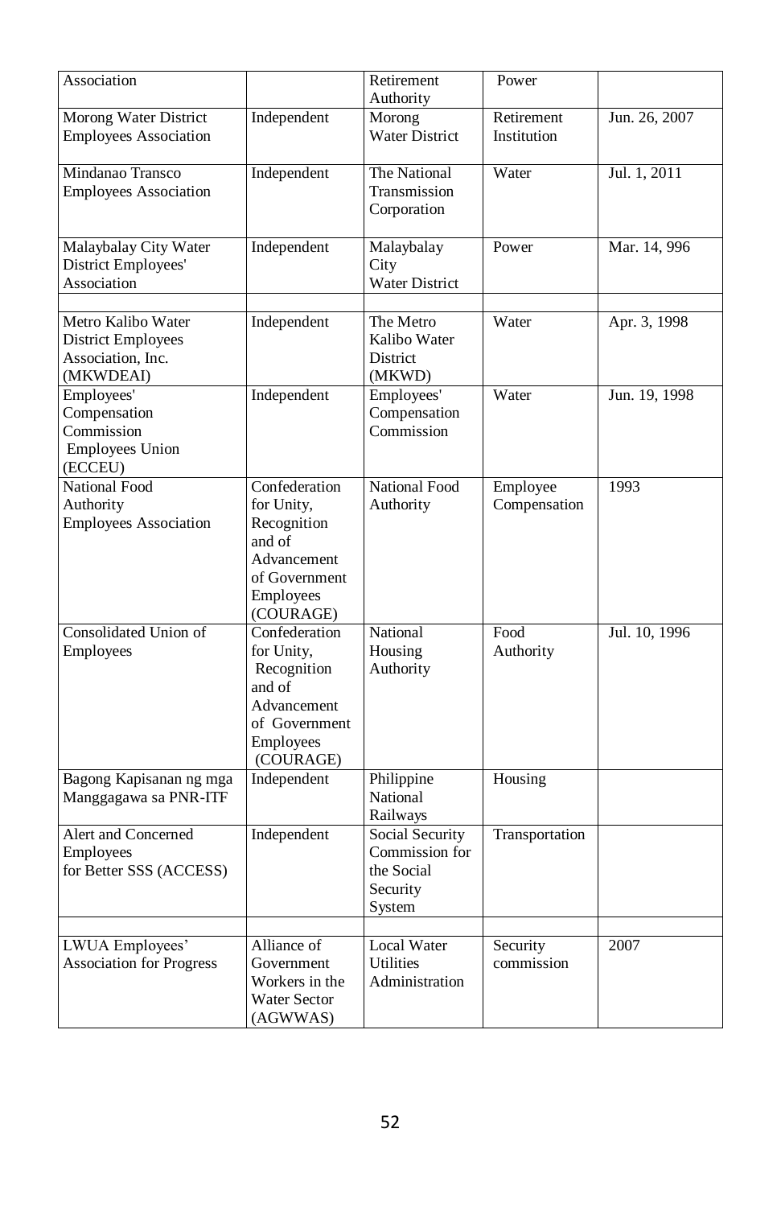| Association | | Retirement Authority | Power | |
|---|---|---|---|---|
| Morong Water District Employees Association | Independent | Morong Water District | Retirement Institution | Jun. 26, 2007 |
| Mindanao Transco Employees Association | Independent | The National Transmission Corporation | Water | Jul. 1, 2011 |
| Malaybalay City Water District Employees' Association | Independent | Malaybalay City Water District | Power | Mar. 14, 996 |
| | | | | |
| Metro Kalibo Water District Employees Association, Inc. (MKWDEAI) | Independent | The Metro Kalibo Water District (MKWD) | Water | Apr. 3, 1998 |
| Employees' Compensation Commission Employees Union (ECCEU) | Independent | Employees' Compensation Commission | Water | Jun. 19, 1998 |
| National Food Authority Employees Association | Confederation for Unity, Recognition and of Advancement of Government Employees (COURAGE) | National Food Authority | Employee Compensation | 1993 |
| Consolidated Union of Employees | Confederation for Unity, Recognition and of Advancement of Government Employees (COURAGE) | National Housing Authority | Food Authority | Jul. 10, 1996 |
| Bagong Kapisanan ng mga Manggagawa sa PNR-ITF | Independent | Philippine National Railways | Housing | |
| Alert and Concerned Employees for Better SSS (ACCESS) | Independent | Social Security Commission for the Social Security System | Transportation | |
| | | | | |
| LWUA Employees' Association for Progress | Alliance of Government Workers in the Water Sector (AGWWAS) | Local Water Utilities Administration | Security commission | 2007 |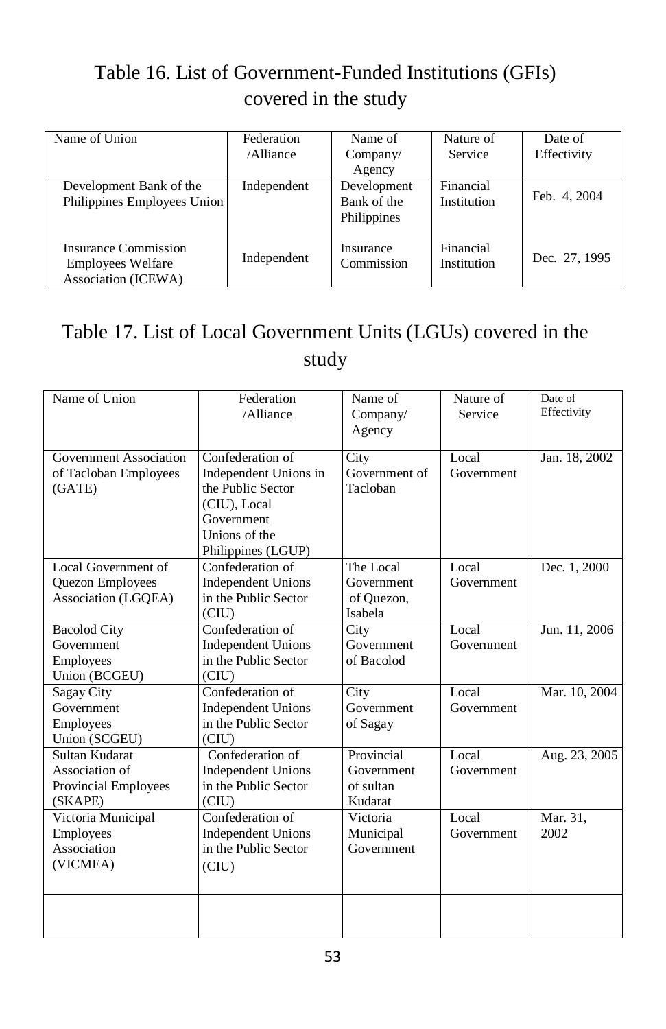## Table 16. List of Government-Funded Institutions (GFIs) covered in the study

| Name of Union | Federation /Alliance | Name of Company/ Agency | Nature of Service | Date of Effectivity |
|---|---|---|---|---|
| Development Bank of the Philippines Employees Union | Independent | Development Bank of the Philippines | Financial Institution | Feb. 4, 2004 |
| Insurance Commission Employees Welfare Association (ICEWA) | Independent | Insurance Commission | Financial Institution | Dec. 27, 1995 |

## Table 17. List of Local Government Units (LGUs) covered in the study

| Name of Union | Federation /Alliance | Name of Company/ Agency | Nature of Service | Date of Effectivity |
|---|---|---|---|---|
| Government Association of Tacloban Employees (GATE) | Confederation of Independent Unions in the Public Sector (CIU), Local Government Unions of the Philippines (LGUP) | City Government of Tacloban | Local Government | Jan. 18, 2002 |
| Local Government of Quezon Employees Association (LGQEA) | Confederation of Independent Unions in the Public Sector (CIU) | The Local Government of Quezon, Isabela | Local Government | Dec. 1, 2000 |
| Bacolod City Government Employees Union (BCGEU) | Confederation of Independent Unions in the Public Sector (CIU) | City Government of Bacolod | Local Government | Jun. 11, 2006 |
| Sagay City Government Employees Union (SCGEU) | Confederation of Independent Unions in the Public Sector (CIU) | City Government of Sagay | Local Government | Mar. 10, 2004 |
| Sultan Kudarat Association of Provincial Employees (SKAPE) | Confederation of Independent Unions in the Public Sector (CIU) | Provincial Government of sultan Kudarat | Local Government | Aug. 23, 2005 |
| Victoria Municipal Employees Association (VICMEA) | Confederation of Independent Unions in the Public Sector (CIU) | Victoria Municipal Government | Local Government | Mar. 31, 2002 |
| | | | | |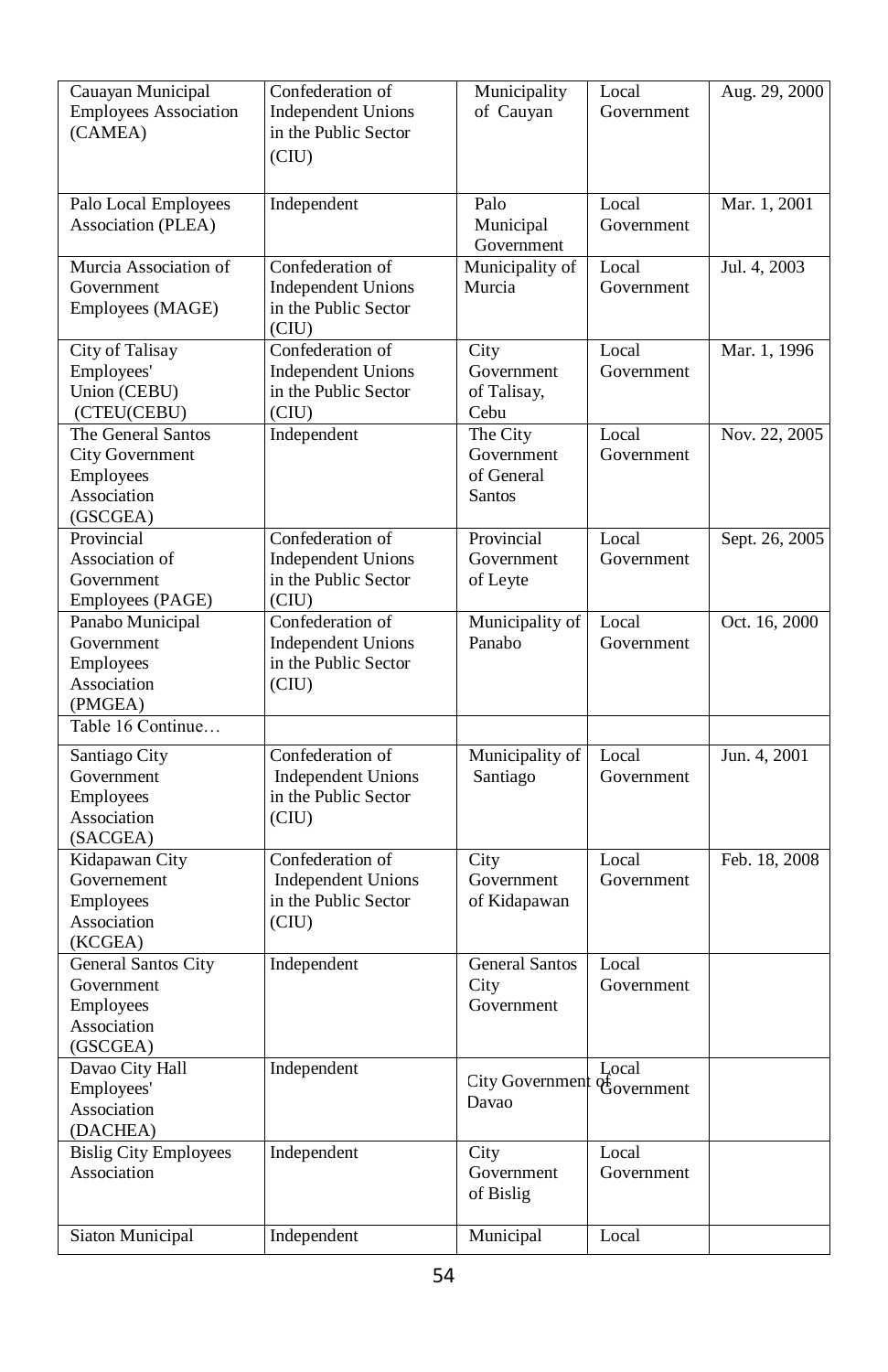| Cauayan Municipal Employees Association (CAMEA) | Confederation of Independent Unions in the Public Sector (CIU) | Municipality of Cauyan | Local Government | Aug. 29, 2000 |
|---|---|---|---|---|
| Palo Local Employees Association (PLEA) | Independent | Palo Municipal Government | Local Government | Mar. 1, 2001 |
| Murcia Association of Government Employees (MAGE) | Confederation of Independent Unions in the Public Sector (CIU) | Municipality of Murcia | Local Government | Jul. 4, 2003 |
| City of Talisay Employees' Union (CEBU) (CTEU(CEBU) | Confederation of Independent Unions in the Public Sector (CIU) | City Government of Talisay, Cebu | Local Government | Mar. 1, 1996 |
| The General Santos City Government Employees Association (GSCGEA) | Independent | The City Government of General Santos | Local Government | Nov. 22, 2005 |
| Provincial Association of Government Employees (PAGE) | Confederation of Independent Unions in the Public Sector (CIU) | Provincial Government of Leyte | Local Government | Sept. 26, 2005 |
| Panabo Municipal Government Employees Association (PMGEA) | Confederation of Independent Unions in the Public Sector (CIU) | Municipality of Panabo | Local Government | Oct. 16, 2000 |
| Table 16 Continue… | | | | |
| Santiago City Government Employees Association (SACGEA) | Confederation of Independent Unions in the Public Sector (CIU) | Municipality of Santiago | Local Government | Jun. 4, 2001 |
| Kidapawan City Governement Employees Association (KCGEA) | Confederation of Independent Unions in the Public Sector (CIU) | City Government of Kidapawan | Local Government | Feb. 18, 2008 |
| General Santos City Government Employees Association (GSCGEA) | Independent | General Santos City Government | Local Government | |
| Davao City Hall Employees' Association (DACHEA) | Independent | City Government of Davao | Local Government | |
| Bislig City Employees Association | Independent | City Government of Bislig | Local Government | |
| Siaton Municipal | Independent | Municipal | Local | |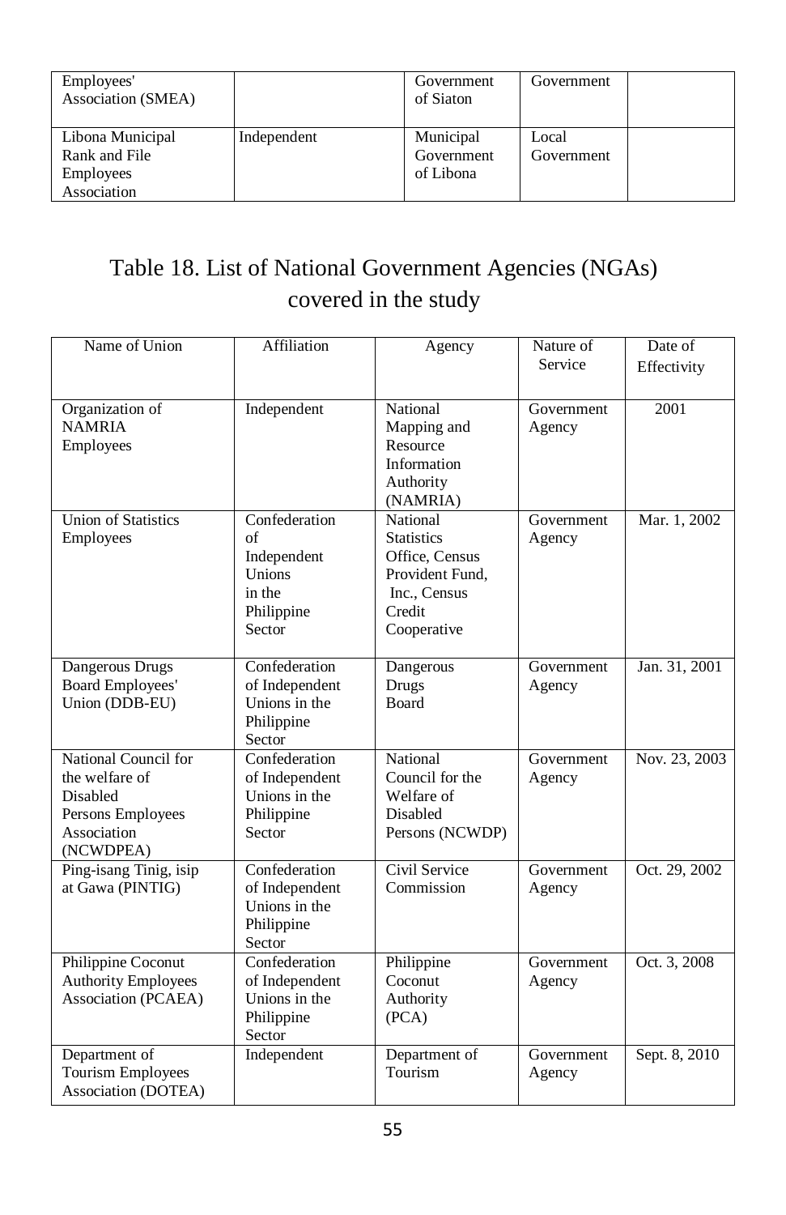| Employees' Association (SMEA) | | Government of Siaton | Government | |
|---|---|---|---|---|
| Libona Municipal Rank and File Employees Association | Independent | Municipal Government of Libona | Local Government | |

## Table 18. List of National Government Agencies (NGAs) covered in the study

| Name of Union | Affiliation | Agency | Nature of Service | Date of Effectivity |
|---|---|---|---|---|
| Organization of NAMRIA Employees | Independent | National Mapping and Resource Information Authority (NAMRIA) | Government Agency | 2001 |
| Union of Statistics Employees | Confederation of Independent Unions in the Philippine Sector | National Statistics Office, Census Provident Fund, Inc., Census Credit Cooperative | Government Agency | Mar. 1, 2002 |
| Dangerous Drugs Board Employees' Union (DDB-EU) | Confederation of Independent Unions in the Philippine Sector | Dangerous Drugs Board | Government Agency | Jan. 31, 2001 |
| National Council for the welfare of Disabled Persons Employees Association (NCWDPEA) | Confederation of Independent Unions in the Philippine Sector | National Council for the Welfare of Disabled Persons (NCWDP) | Government Agency | Nov. 23, 2003 |
| Ping-isang Tinig, isip at Gawa (PINTIG) | Confederation of Independent Unions in the Philippine Sector | Civil Service Commission | Government Agency | Oct. 29, 2002 |
| Philippine Coconut Authority Employees Association (PCAEA) | Confederation of Independent Unions in the Philippine Sector | Philippine Coconut Authority (PCA) | Government Agency | Oct. 3, 2008 |
| Department of Tourism Employees Association (DOTEA) | Independent | Department of Tourism | Government Agency | Sept. 8, 2010 |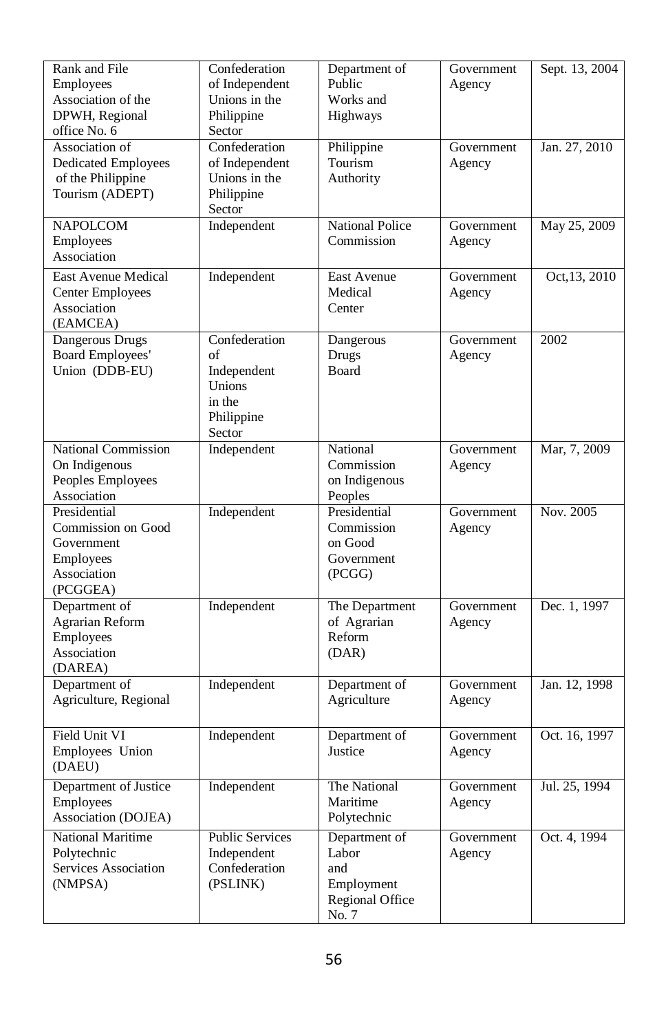| | | | | |
|---|---|---|---|---|
| Rank and File Employees Association of the DPWH, Regional office No. 6 | Confederation of Independent Unions in the Philippine Sector | Department of Public Works and Highways | Government Agency | Sept. 13, 2004 |
| Association of Dedicated Employees of the Philippine Tourism (ADEPT) | Confederation of Independent Unions in the Philippine Sector | Philippine Tourism Authority | Government Agency | Jan. 27, 2010 |
| NAPOLCOM Employees Association | Independent | National Police Commission | Government Agency | May 25, 2009 |
| East Avenue Medical Center Employees Association (EAMCEA) | Independent | East Avenue Medical Center | Government Agency | Oct,13, 2010 |
| Dangerous Drugs Board Employees' Union (DDB-EU) | Confederation of Independent Unions in the Philippine Sector | Dangerous Drugs Board | Government Agency | 2002 |
| National Commission On Indigenous Peoples Employees Association | Independent | National Commission on Indigenous Peoples | Government Agency | Mar, 7, 2009 |
| Presidential Commission on Good Government Employees Association (PCGGEA) | Independent | Presidential Commission on Good Government (PCGG) | Government Agency | Nov. 2005 |
| Department of Agrarian Reform Employees Association (DAREA) | Independent | The Department of Agrarian Reform (DAR) | Government Agency | Dec. 1, 1997 |
| Department of Agriculture, Regional | Independent | Department of Agriculture | Government Agency | Jan. 12, 1998 |
| Field Unit VI Employees Union (DAEU) | Independent | Department of Justice | Government Agency | Oct. 16, 1997 |
| Department of Justice Employees Association (DOJEA) | Independent | The National Maritime Polytechnic | Government Agency | Jul. 25, 1994 |
| National Maritime Polytechnic Services Association (NMPSA) | Public Services Independent Confederation (PSLINK) | Department of Labor and Employment Regional Office No. 7 | Government Agency | Oct. 4, 1994 |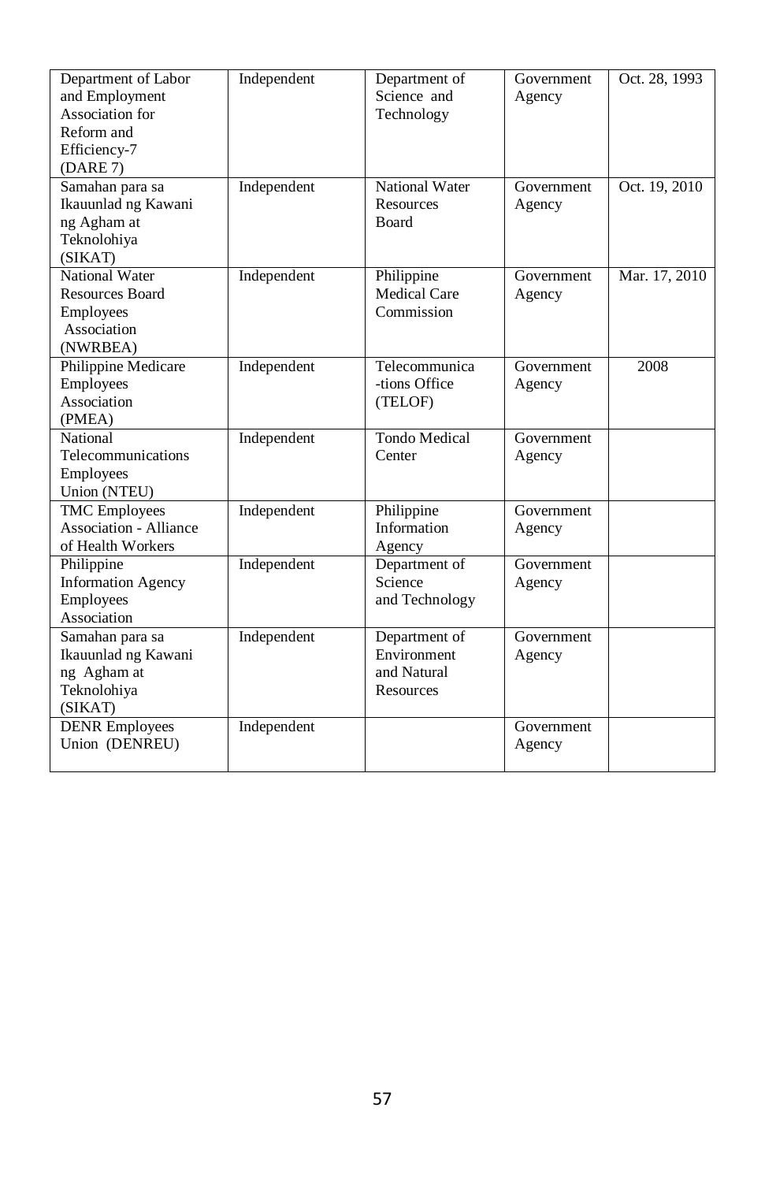| | | | | |
|---|---|---|---|---|
| Department of Labor and Employment Association for Reform and Efficiency-7 (DARE 7) | Independent | Department of Science and Technology | Government Agency | Oct. 28, 1993 |
| Samahan para sa Ikauunlad ng Kawani ng Agham at Teknolohiya (SIKAT) | Independent | National Water Resources Board | Government Agency | Oct. 19, 2010 |
| National Water Resources Board Employees Association (NWRBEA) | Independent | Philippine Medical Care Commission | Government Agency | Mar. 17, 2010 |
| Philippine Medicare Employees Association (PMEA) | Independent | Telecommunica -tions Office (TELOF) | Government Agency | 2008 |
| National Telecommunications Employees Union (NTEU) | Independent | Tondo Medical Center | Government Agency | |
| TMC Employees Association - Alliance of Health Workers | Independent | Philippine Information Agency | Government Agency | |
| Philippine Information Agency Employees Association | Independent | Department of Science and Technology | Government Agency | |
| Samahan para sa Ikauunlad ng Kawani ng Agham at Teknolohiya (SIKAT) | Independent | Department of Environment and Natural Resources | Government Agency | |
| DENR Employees Union (DENREU) | Independent | | Government Agency | |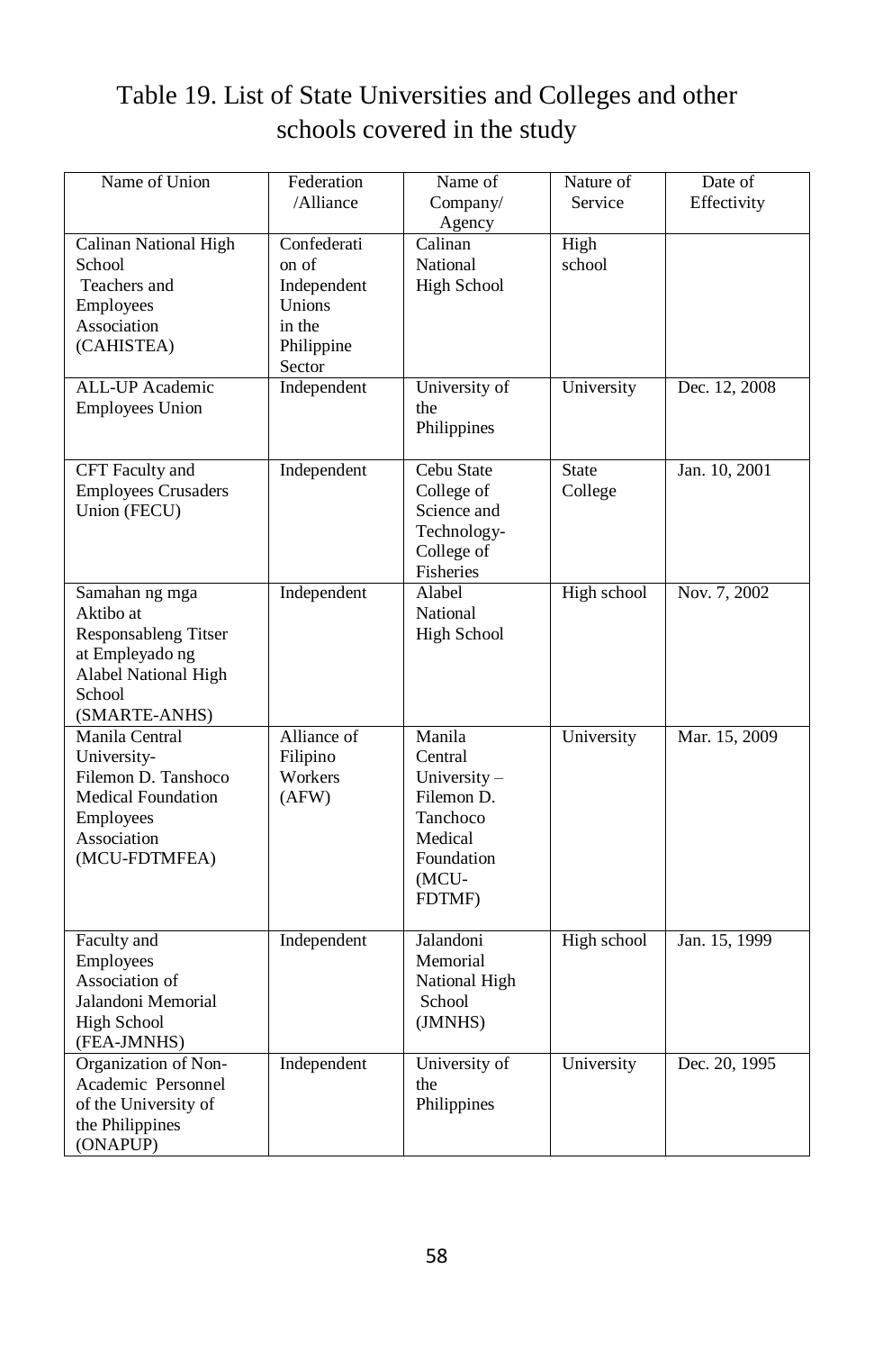Table 19. List of State Universities and Colleges and other schools covered in the study

| Name of Union | Federation /Alliance | Name of Company/ Agency | Nature of Service | Date of Effectivity |
|---|---|---|---|---|
| Calinan National High School Teachers and Employees Association (CAHISTEA) | Confederation of Independent Unions in the Philippine Sector | Calinan National High School | High school | |
| ALL-UP Academic Employees Union | Independent | University of the Philippines | University | Dec. 12, 2008 |
| CFT Faculty and Employees Crusaders Union (FECU) | Independent | Cebu State College of Science and Technology- College of Fisheries | State College | Jan. 10, 2001 |
| Samahan ng mga Aktibo at Responsableng Titser at Empleyado ng Alabel National High School (SMARTE-ANHS) | Independent | Alabel National High School | High school | Nov. 7, 2002 |
| Manila Central University- Filemon D. Tanshoco Medical Foundation Employees Association (MCU-FDTMFEA) | Alliance of Filipino Workers (AFW) | Manila Central University – Filemon D. Tanchoco Medical Foundation (MCU-FDTMF) | University | Mar. 15, 2009 |
| Faculty and Employees Association of Jalandoni Memorial High School (FEA-JMNHS) | Independent | Jalandoni Memorial National High School (JMNHS) | High school | Jan. 15, 1999 |
| Organization of Non-Academic Personnel of the University of the Philippines (ONAPUP) | Independent | University of the Philippines | University | Dec. 20, 1995 |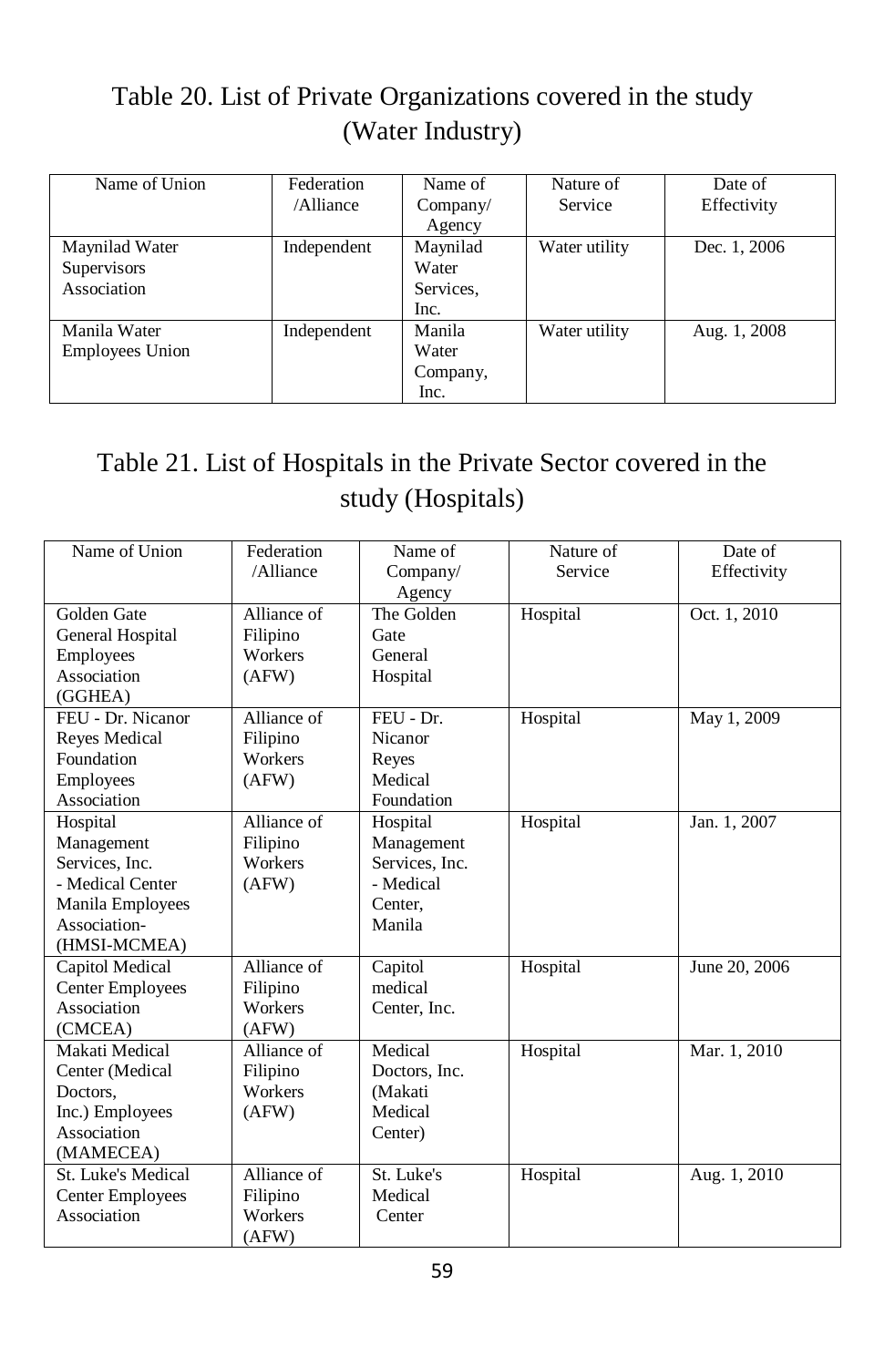## Table 20. List of Private Organizations covered in the study (Water Industry)

| Name of Union | Federation /Alliance | Name of Company/ Agency | Nature of Service | Date of Effectivity |
|---|---|---|---|---|
| Maynilad Water Supervisors Association | Independent | Maynilad Water Services, Inc. | Water utility | Dec. 1, 2006 |
| Manila Water Employees Union | Independent | Manila Water Company, Inc. | Water utility | Aug. 1, 2008 |

## Table 21. List of Hospitals in the Private Sector covered in the study (Hospitals)

| Name of Union | Federation /Alliance | Name of Company/ Agency | Nature of Service | Date of Effectivity |
|---|---|---|---|---|
| Golden Gate General Hospital Employees Association (GGHEA) | Alliance of Filipino Workers (AFW) | The Golden Gate General Hospital | Hospital | Oct. 1, 2010 |
| FEU - Dr. Nicanor Reyes Medical Foundation Employees Association | Alliance of Filipino Workers (AFW) | FEU - Dr. Nicanor Reyes Medical Foundation | Hospital | May 1, 2009 |
| Hospital Management Services, Inc. - Medical Center Manila Employees Association- (HMSI-MCMEA) | Alliance of Filipino Workers (AFW) | Hospital Management Services, Inc. - Medical Center, Manila | Hospital | Jan. 1, 2007 |
| Capitol Medical Center Employees Association (CMCEA) | Alliance of Filipino Workers (AFW) | Capitol medical Center, Inc. | Hospital | June 20, 2006 |
| Makati Medical Center (Medical Doctors, Inc.) Employees Association (MAMECEA) | Alliance of Filipino Workers (AFW) | Medical Doctors, Inc. (Makati Medical Center) | Hospital | Mar. 1, 2010 |
| St. Luke's Medical Center Employees Association | Alliance of Filipino Workers (AFW) | St. Luke's Medical Center | Hospital | Aug. 1, 2010 |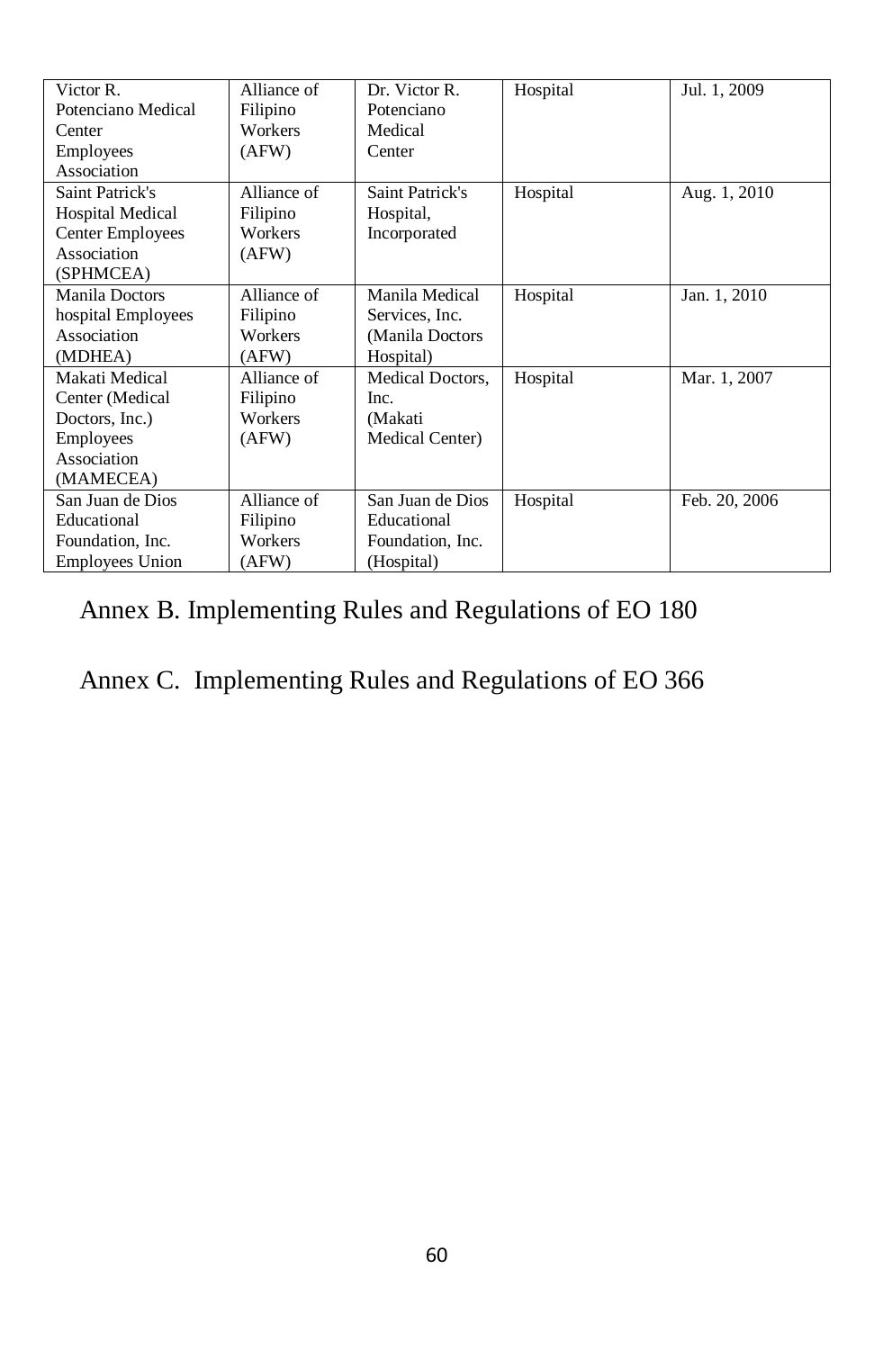| | | | | |
|---|---|---|---|---|
| Victor R. Potenciano Medical Center Employees Association | Alliance of Filipino Workers (AFW) | Dr. Victor R. Potenciano Medical Center | Hospital | Jul. 1, 2009 |
| Saint Patrick's Hospital Medical Center Employees Association (SPHMCEA) | Alliance of Filipino Workers (AFW) | Saint Patrick's Hospital, Incorporated | Hospital | Aug. 1, 2010 |
| Manila Doctors hospital Employees Association (MDHEA) | Alliance of Filipino Workers (AFW) | Manila Medical Services, Inc. (Manila Doctors Hospital) | Hospital | Jan. 1, 2010 |
| Makati Medical Center (Medical Doctors, Inc.) Employees Association (MAMECEA) | Alliance of Filipino Workers (AFW) | Medical Doctors, Inc. (Makati Medical Center) | Hospital | Mar. 1, 2007 |
| San Juan de Dios Educational Foundation, Inc. Employees Union | Alliance of Filipino Workers (AFW) | San Juan de Dios Educational Foundation, Inc. (Hospital) | Hospital | Feb. 20, 2006 |

## Annex B. Implementing Rules and Regulations of EO 180

## Annex C. Implementing Rules and Regulations of EO 366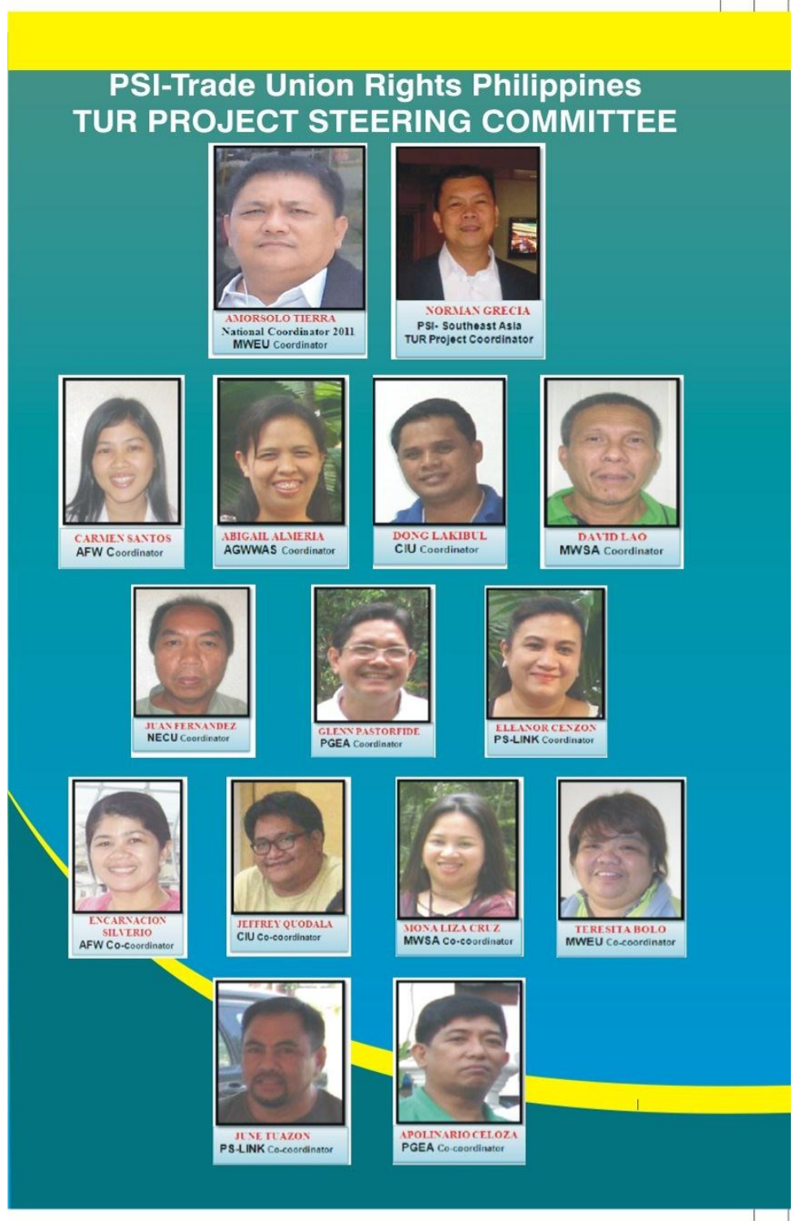# PSI-Trade Union Rights Philippines
# TUR PROJECT STEERING COMMITTEE

**AMORSOLO TIERRA**
National Coordinator 2011
MWEU Coordinator

**NORMAN GRECIA**
PSI- Southeast Asia
TUR Project Coordinator

**CARMEN SANTOS**
AFW Coordinator

**ABIGAIL ALMERIA**
AGWWAS Coordinator

**DONG LAKIBUL**
CIU Coordinator

**DAVID LAO**
MWSA Coordinator

**JUAN FERNANDEZ**
NECU Coordinator

**GLENN PASTORFIDE**
PGEA Coordinator

**ELLEANOR CENZON**
PS-LINK Coordinator

**ENCARNACION SILVERIO**
AFW Co-coordinator

**JEFFREY QUODALA**
CIU Co-coordinator

**MONA LIZA CRUZ**
MWSA Co-coordinator

**TERESITA BOLO**
MWEU Co-coordinator

**JUNE TUAZON**
PS-LINK Co-coordinator

**APOLINARIO CELOZA**
PGEA Co-coordinator